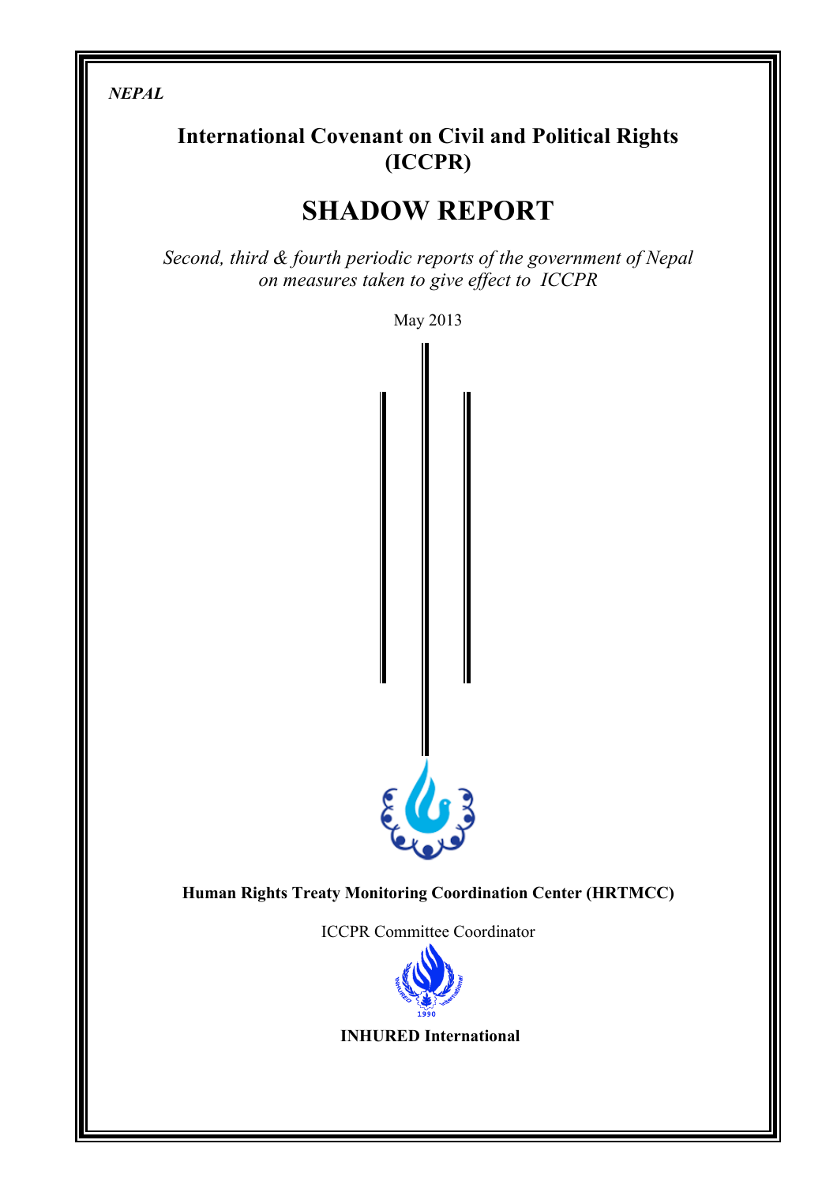*NEPAL*

# International Covenant on Civil and Political Rights (ICCPR)

# SHADOW REPORT

*Second, third & fourth periodic reports of the government of Nepal on measures taken to give effect to ICCPR*

May 2013

**Human Rights Treaty Monitoring Coordination Center (HRTMCC)**

ICCPR Committee Coordinator

**INHURED International**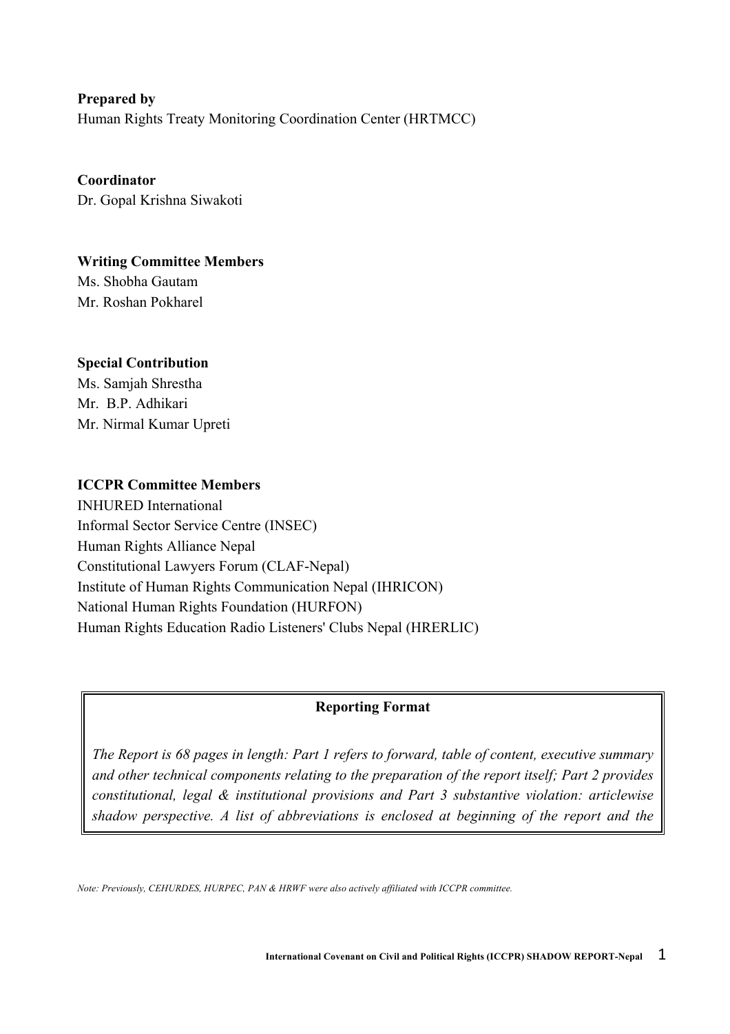**Prepared by**
Human Rights Treaty Monitoring Coordination Center (HRTMCC)

**Coordinator**
Dr. Gopal Krishna Siwakoti

**Writing Committee Members**
Ms. Shobha Gautam
Mr. Roshan Pokharel

**Special Contribution**
Ms. Samjah Shrestha
Mr. B.P. Adhikari
Mr. Nirmal Kumar Upreti

**ICCPR Committee Members**
INHURED International
Informal Sector Service Centre (INSEC)
Human Rights Alliance Nepal
Constitutional Lawyers Forum (CLAF-Nepal)
Institute of Human Rights Communication Nepal (IHRICON)
National Human Rights Foundation (HURFON)
Human Rights Education Radio Listeners' Clubs Nepal (HRERLIC)

**Reporting Format**

*The Report is 68 pages in length: Part 1 refers to forward, table of content, executive summary and other technical components relating to the preparation of the report itself; Part 2 provides constitutional, legal & institutional provisions and Part 3 substantive violation: articlewise shadow perspective. A list of abbreviations is enclosed at beginning of the report and the*

*Note: Previously, CEHURDES, HURPEC, PAN & HRWF were also actively affiliated with ICCPR committee.*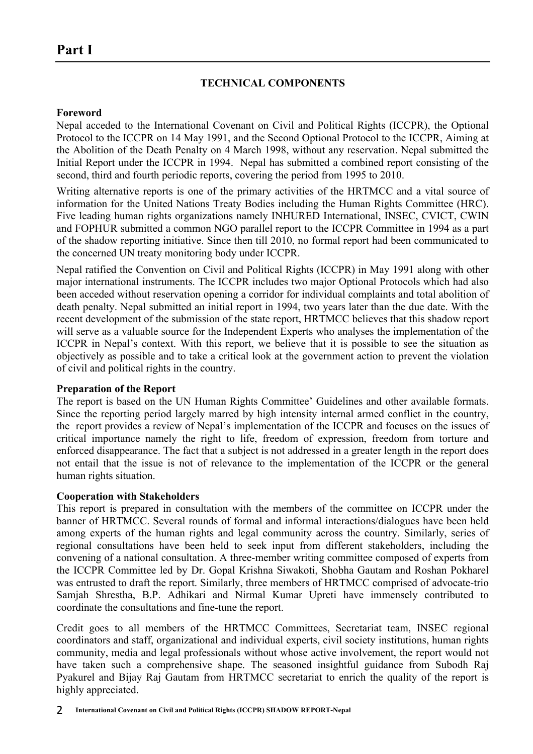# Part I

## TECHNICAL COMPONENTS

### Foreword

Nepal acceded to the International Covenant on Civil and Political Rights (ICCPR), the Optional Protocol to the ICCPR on 14 May 1991, and the Second Optional Protocol to the ICCPR, Aiming at the Abolition of the Death Penalty on 4 March 1998, without any reservation. Nepal submitted the Initial Report under the ICCPR in 1994. Nepal has submitted a combined report consisting of the second, third and fourth periodic reports, covering the period from 1995 to 2010.

Writing alternative reports is one of the primary activities of the HRTMCC and a vital source of information for the United Nations Treaty Bodies including the Human Rights Committee (HRC). Five leading human rights organizations namely INHURED International, INSEC, CVICT, CWIN and FOPHUR submitted a common NGO parallel report to the ICCPR Committee in 1994 as a part of the shadow reporting initiative. Since then till 2010, no formal report had been communicated to the concerned UN treaty monitoring body under ICCPR.

Nepal ratified the Convention on Civil and Political Rights (ICCPR) in May 1991 along with other major international instruments. The ICCPR includes two major Optional Protocols which had also been acceded without reservation opening a corridor for individual complaints and total abolition of death penalty. Nepal submitted an initial report in 1994, two years later than the due date. With the recent development of the submission of the state report, HRTMCC believes that this shadow report will serve as a valuable source for the Independent Experts who analyses the implementation of the ICCPR in Nepal's context. With this report, we believe that it is possible to see the situation as objectively as possible and to take a critical look at the government action to prevent the violation of civil and political rights in the country.

### Preparation of the Report

The report is based on the UN Human Rights Committee' Guidelines and other available formats. Since the reporting period largely marred by high intensity internal armed conflict in the country, the report provides a review of Nepal's implementation of the ICCPR and focuses on the issues of critical importance namely the right to life, freedom of expression, freedom from torture and enforced disappearance. The fact that a subject is not addressed in a greater length in the report does not entail that the issue is not of relevance to the implementation of the ICCPR or the general human rights situation.

### Cooperation with Stakeholders

This report is prepared in consultation with the members of the committee on ICCPR under the banner of HRTMCC. Several rounds of formal and informal interactions/dialogues have been held among experts of the human rights and legal community across the country. Similarly, series of regional consultations have been held to seek input from different stakeholders, including the convening of a national consultation. A three-member writing committee composed of experts from the ICCPR Committee led by Dr. Gopal Krishna Siwakoti, Shobha Gautam and Roshan Pokharel was entrusted to draft the report. Similarly, three members of HRTMCC comprised of advocate-trio Samjah Shrestha, B.P. Adhikari and Nirmal Kumar Upreti have immensely contributed to coordinate the consultations and fine-tune the report.

Credit goes to all members of the HRTMCC Committees, Secretariat team, INSEC regional coordinators and staff, organizational and individual experts, civil society institutions, human rights community, media and legal professionals without whose active involvement, the report would not have taken such a comprehensive shape. The seasoned insightful guidance from Subodh Raj Pyakurel and Bijay Raj Gautam from HRTMCC secretariat to enrich the quality of the report is highly appreciated.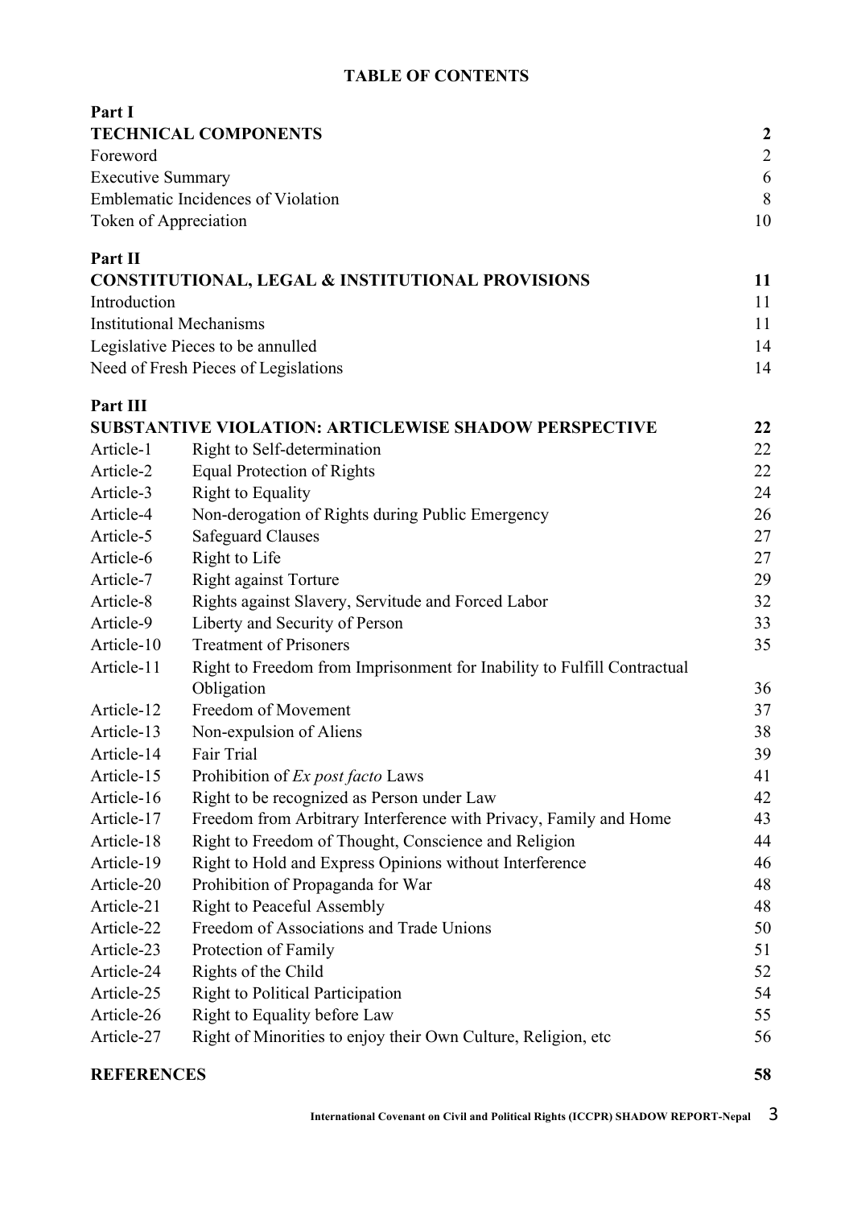# TABLE OF CONTENTS

| | | |
|---|---|---|
| **Part I** | | |
| **TECHNICAL COMPONENTS** | | **2** |
| Foreword | | 2 |
| Executive Summary | | 6 |
| Emblematic Incidences of Violation | | 8 |
| Token of Appreciation | | 10 |
| **Part II** | | |
| **CONSTITUTIONAL, LEGAL & INSTITUTIONAL PROVISIONS** | | **11** |
| Introduction | | 11 |
| Institutional Mechanisms | | 11 |
| Legislative Pieces to be annulled | | 14 |
| Need of Fresh Pieces of Legislations | | 14 |
| **Part III** | | |
| **SUBSTANTIVE VIOLATION: ARTICLEWISE SHADOW PERSPECTIVE** | | **22** |
| Article-1 | Right to Self-determination | 22 |
| Article-2 | Equal Protection of Rights | 22 |
| Article-3 | Right to Equality | 24 |
| Article-4 | Non-derogation of Rights during Public Emergency | 26 |
| Article-5 | Safeguard Clauses | 27 |
| Article-6 | Right to Life | 27 |
| Article-7 | Right against Torture | 29 |
| Article-8 | Rights against Slavery, Servitude and Forced Labor | 32 |
| Article-9 | Liberty and Security of Person | 33 |
| Article-10 | Treatment of Prisoners | 35 |
| Article-11 | Right to Freedom from Imprisonment for Inability to Fulfill Contractual Obligation | 36 |
| Article-12 | Freedom of Movement | 37 |
| Article-13 | Non-expulsion of Aliens | 38 |
| Article-14 | Fair Trial | 39 |
| Article-15 | Prohibition of *Ex post facto* Laws | 41 |
| Article-16 | Right to be recognized as Person under Law | 42 |
| Article-17 | Freedom from Arbitrary Interference with Privacy, Family and Home | 43 |
| Article-18 | Right to Freedom of Thought, Conscience and Religion | 44 |
| Article-19 | Right to Hold and Express Opinions without Interference | 46 |
| Article-20 | Prohibition of Propaganda for War | 48 |
| Article-21 | Right to Peaceful Assembly | 48 |
| Article-22 | Freedom of Associations and Trade Unions | 50 |
| Article-23 | Protection of Family | 51 |
| Article-24 | Rights of the Child | 52 |
| Article-25 | Right to Political Participation | 54 |
| Article-26 | Right to Equality before Law | 55 |
| Article-27 | Right of Minorities to enjoy their Own Culture, Religion, etc | 56 |
| **REFERENCES** | | **58** |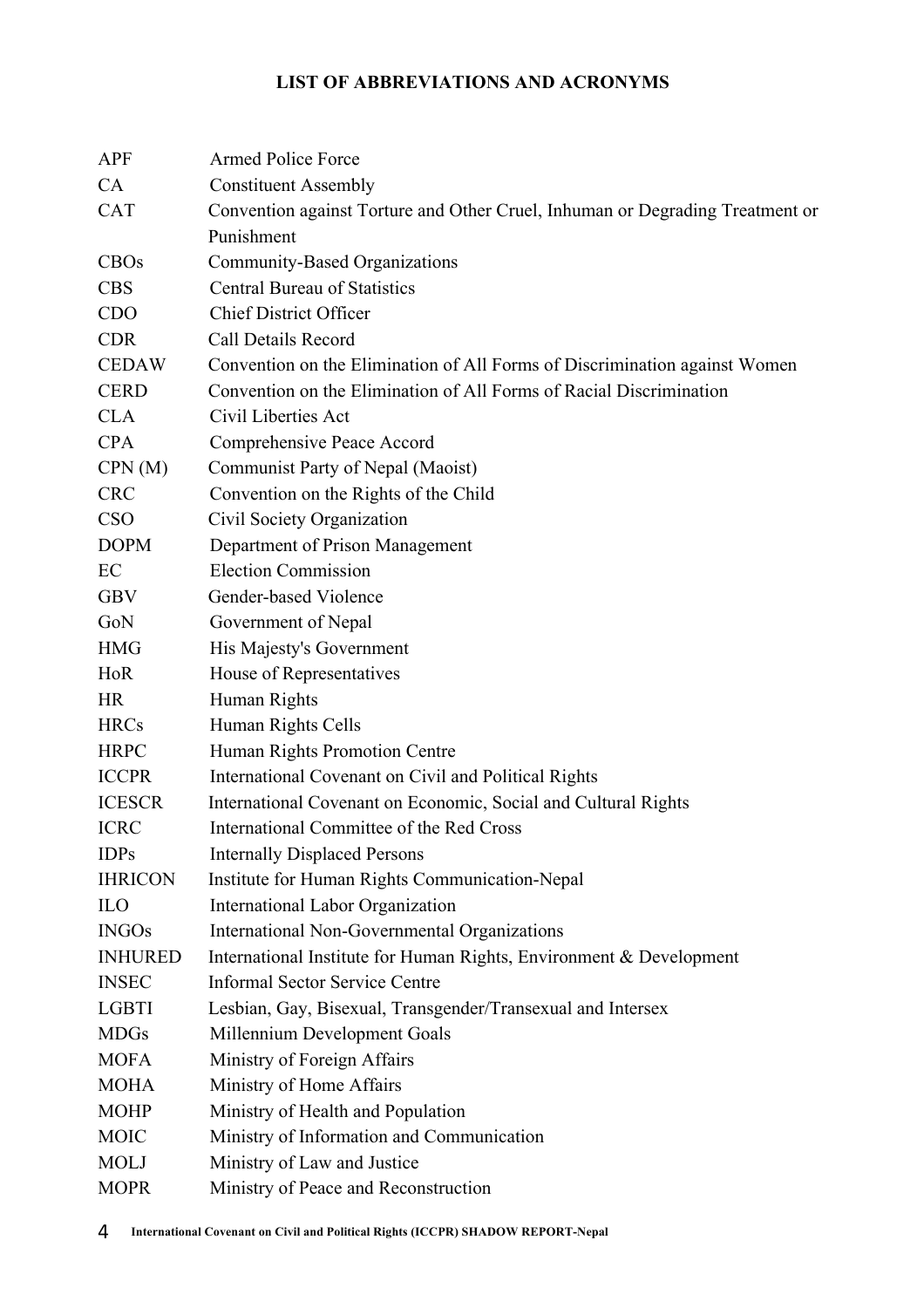## LIST OF ABBREVIATIONS AND ACRONYMS

| | |
|---|---|
| APF | Armed Police Force |
| CA | Constituent Assembly |
| CAT | Convention against Torture and Other Cruel, Inhuman or Degrading Treatment or Punishment |
| CBOs | Community-Based Organizations |
| CBS | Central Bureau of Statistics |
| CDO | Chief District Officer |
| CDR | Call Details Record |
| CEDAW | Convention on the Elimination of All Forms of Discrimination against Women |
| CERD | Convention on the Elimination of All Forms of Racial Discrimination |
| CLA | Civil Liberties Act |
| CPA | Comprehensive Peace Accord |
| CPN (M) | Communist Party of Nepal (Maoist) |
| CRC | Convention on the Rights of the Child |
| CSO | Civil Society Organization |
| DOPM | Department of Prison Management |
| EC | Election Commission |
| GBV | Gender-based Violence |
| GoN | Government of Nepal |
| HMG | His Majesty's Government |
| HoR | House of Representatives |
| HR | Human Rights |
| HRCs | Human Rights Cells |
| HRPC | Human Rights Promotion Centre |
| ICCPR | International Covenant on Civil and Political Rights |
| ICESCR | International Covenant on Economic, Social and Cultural Rights |
| ICRC | International Committee of the Red Cross |
| IDPs | Internally Displaced Persons |
| IHRICON | Institute for Human Rights Communication-Nepal |
| ILO | International Labor Organization |
| INGOs | International Non-Governmental Organizations |
| INHURED | International Institute for Human Rights, Environment & Development |
| INSEC | Informal Sector Service Centre |
| LGBTI | Lesbian, Gay, Bisexual, Transgender/Transexual and Intersex |
| MDGs | Millennium Development Goals |
| MOFA | Ministry of Foreign Affairs |
| MOHA | Ministry of Home Affairs |
| MOHP | Ministry of Health and Population |
| MOIC | Ministry of Information and Communication |
| MOLJ | Ministry of Law and Justice |
| MOPR | Ministry of Peace and Reconstruction |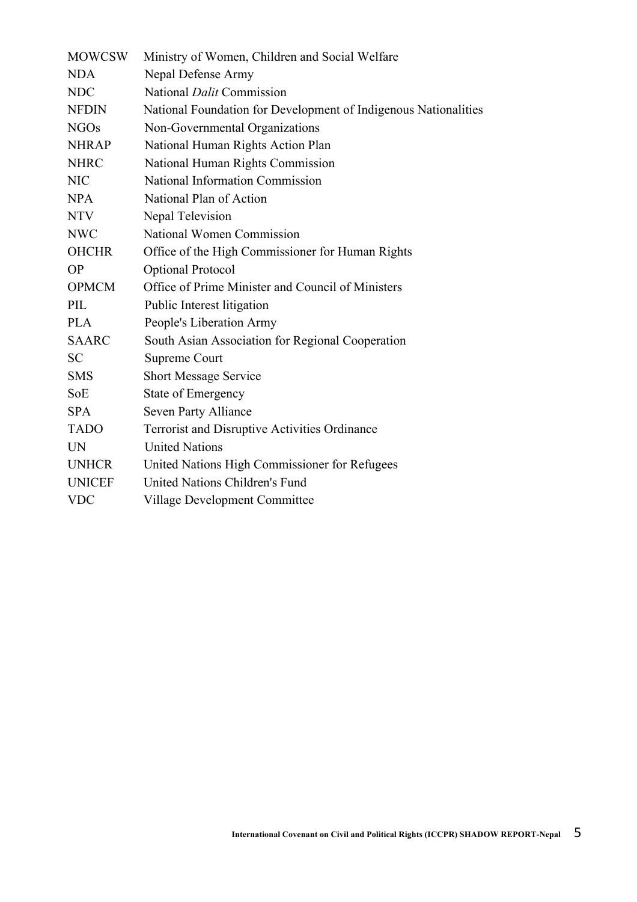| | |
|---|---|
| MOWCSW | Ministry of Women, Children and Social Welfare |
| NDA | Nepal Defense Army |
| NDC | National *Dalit* Commission |
| NFDIN | National Foundation for Development of Indigenous Nationalities |
| NGOs | Non-Governmental Organizations |
| NHRAP | National Human Rights Action Plan |
| NHRC | National Human Rights Commission |
| NIC | National Information Commission |
| NPA | National Plan of Action |
| NTV | Nepal Television |
| NWC | National Women Commission |
| OHCHR | Office of the High Commissioner for Human Rights |
| OP | Optional Protocol |
| OPMCM | Office of Prime Minister and Council of Ministers |
| PIL | Public Interest litigation |
| PLA | People's Liberation Army |
| SAARC | South Asian Association for Regional Cooperation |
| SC | Supreme Court |
| SMS | Short Message Service |
| SoE | State of Emergency |
| SPA | Seven Party Alliance |
| TADO | Terrorist and Disruptive Activities Ordinance |
| UN | United Nations |
| UNHCR | United Nations High Commissioner for Refugees |
| UNICEF | United Nations Children's Fund |
| VDC | Village Development Committee |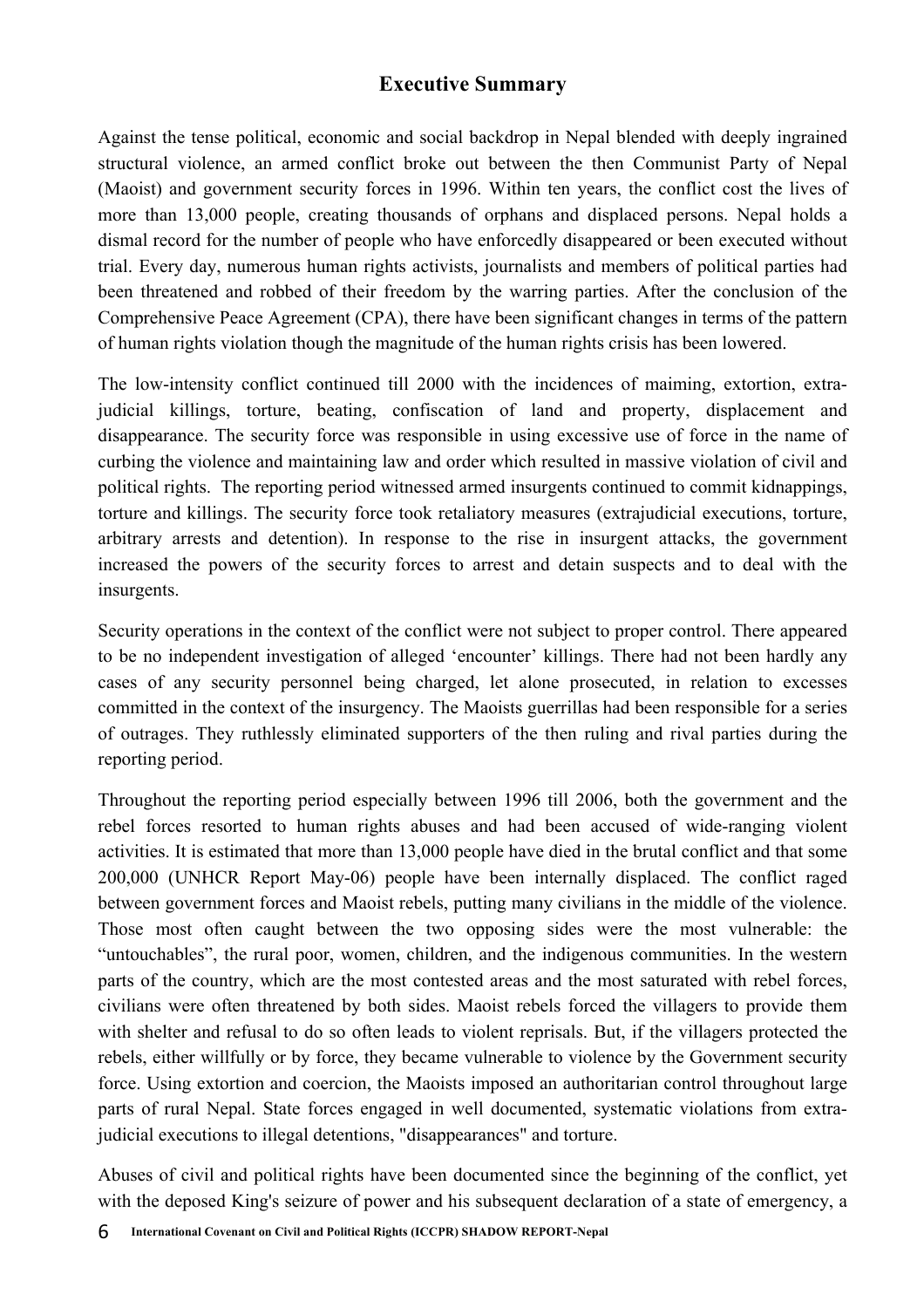## Executive Summary

Against the tense political, economic and social backdrop in Nepal blended with deeply ingrained structural violence, an armed conflict broke out between the then Communist Party of Nepal (Maoist) and government security forces in 1996. Within ten years, the conflict cost the lives of more than 13,000 people, creating thousands of orphans and displaced persons. Nepal holds a dismal record for the number of people who have enforcedly disappeared or been executed without trial. Every day, numerous human rights activists, journalists and members of political parties had been threatened and robbed of their freedom by the warring parties. After the conclusion of the Comprehensive Peace Agreement (CPA), there have been significant changes in terms of the pattern of human rights violation though the magnitude of the human rights crisis has been lowered.

The low-intensity conflict continued till 2000 with the incidences of maiming, extortion, extra-judicial killings, torture, beating, confiscation of land and property, displacement and disappearance. The security force was responsible in using excessive use of force in the name of curbing the violence and maintaining law and order which resulted in massive violation of civil and political rights. The reporting period witnessed armed insurgents continued to commit kidnappings, torture and killings. The security force took retaliatory measures (extrajudicial executions, torture, arbitrary arrests and detention). In response to the rise in insurgent attacks, the government increased the powers of the security forces to arrest and detain suspects and to deal with the insurgents.

Security operations in the context of the conflict were not subject to proper control. There appeared to be no independent investigation of alleged 'encounter' killings. There had not been hardly any cases of any security personnel being charged, let alone prosecuted, in relation to excesses committed in the context of the insurgency. The Maoists guerrillas had been responsible for a series of outrages. They ruthlessly eliminated supporters of the then ruling and rival parties during the reporting period.

Throughout the reporting period especially between 1996 till 2006, both the government and the rebel forces resorted to human rights abuses and had been accused of wide-ranging violent activities. It is estimated that more than 13,000 people have died in the brutal conflict and that some 200,000 (UNHCR Report May-06) people have been internally displaced. The conflict raged between government forces and Maoist rebels, putting many civilians in the middle of the violence. Those most often caught between the two opposing sides were the most vulnerable: the "untouchables", the rural poor, women, children, and the indigenous communities. In the western parts of the country, which are the most contested areas and the most saturated with rebel forces, civilians were often threatened by both sides. Maoist rebels forced the villagers to provide them with shelter and refusal to do so often leads to violent reprisals. But, if the villagers protected the rebels, either willfully or by force, they became vulnerable to violence by the Government security force. Using extortion and coercion, the Maoists imposed an authoritarian control throughout large parts of rural Nepal. State forces engaged in well documented, systematic violations from extra-judicial executions to illegal detentions, "disappearances" and torture.

Abuses of civil and political rights have been documented since the beginning of the conflict, yet with the deposed King's seizure of power and his subsequent declaration of a state of emergency, a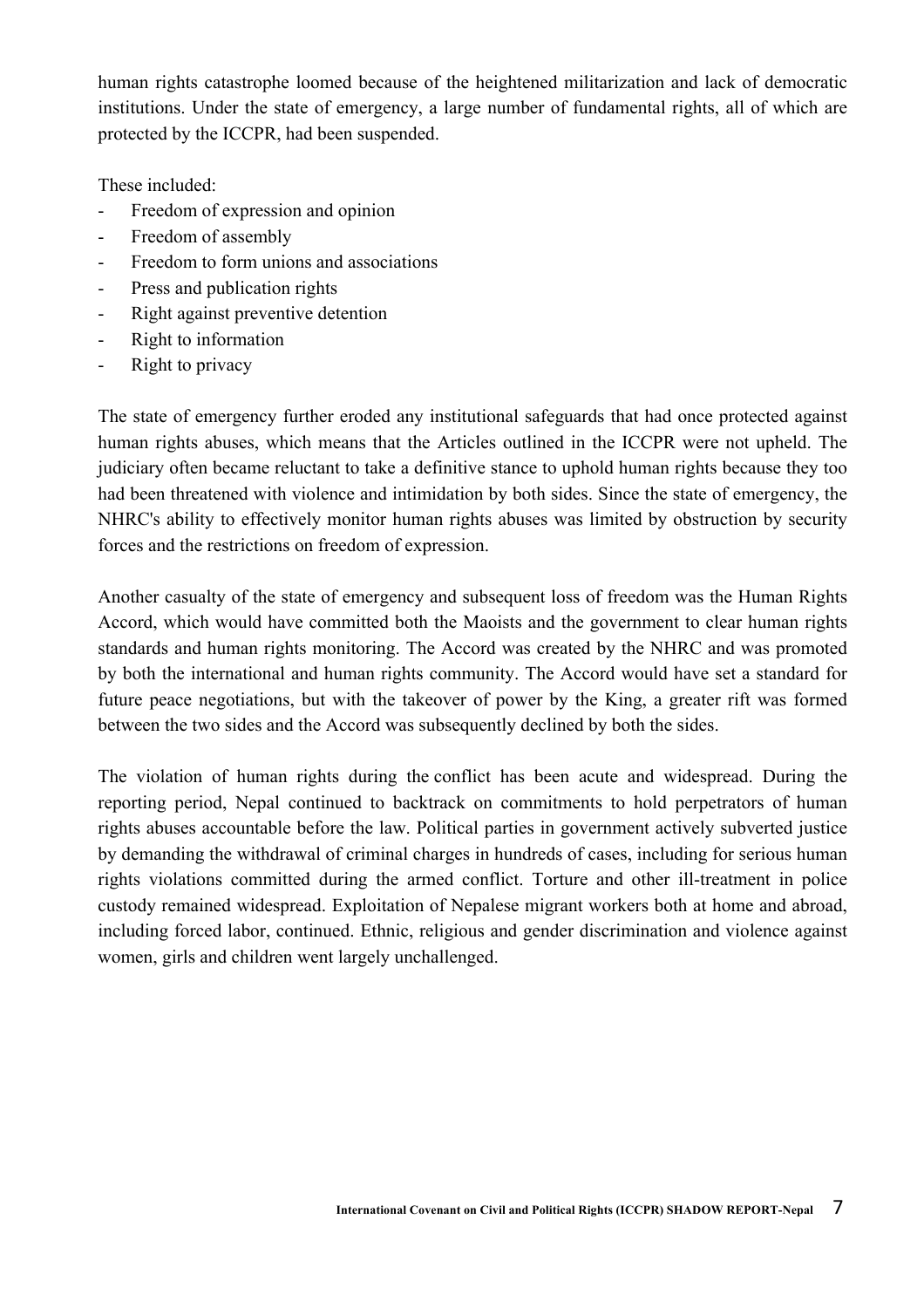human rights catastrophe loomed because of the heightened militarization and lack of democratic institutions. Under the state of emergency, a large number of fundamental rights, all of which are protected by the ICCPR, had been suspended.

These included:

- Freedom of expression and opinion
- Freedom of assembly
- Freedom to form unions and associations
- Press and publication rights
- Right against preventive detention
- Right to information
- Right to privacy

The state of emergency further eroded any institutional safeguards that had once protected against human rights abuses, which means that the Articles outlined in the ICCPR were not upheld. The judiciary often became reluctant to take a definitive stance to uphold human rights because they too had been threatened with violence and intimidation by both sides. Since the state of emergency, the NHRC's ability to effectively monitor human rights abuses was limited by obstruction by security forces and the restrictions on freedom of expression.

Another casualty of the state of emergency and subsequent loss of freedom was the Human Rights Accord, which would have committed both the Maoists and the government to clear human rights standards and human rights monitoring. The Accord was created by the NHRC and was promoted by both the international and human rights community. The Accord would have set a standard for future peace negotiations, but with the takeover of power by the King, a greater rift was formed between the two sides and the Accord was subsequently declined by both the sides.

The violation of human rights during the conflict has been acute and widespread. During the reporting period, Nepal continued to backtrack on commitments to hold perpetrators of human rights abuses accountable before the law. Political parties in government actively subverted justice by demanding the withdrawal of criminal charges in hundreds of cases, including for serious human rights violations committed during the armed conflict. Torture and other ill-treatment in police custody remained widespread. Exploitation of Nepalese migrant workers both at home and abroad, including forced labor, continued. Ethnic, religious and gender discrimination and violence against women, girls and children went largely unchallenged.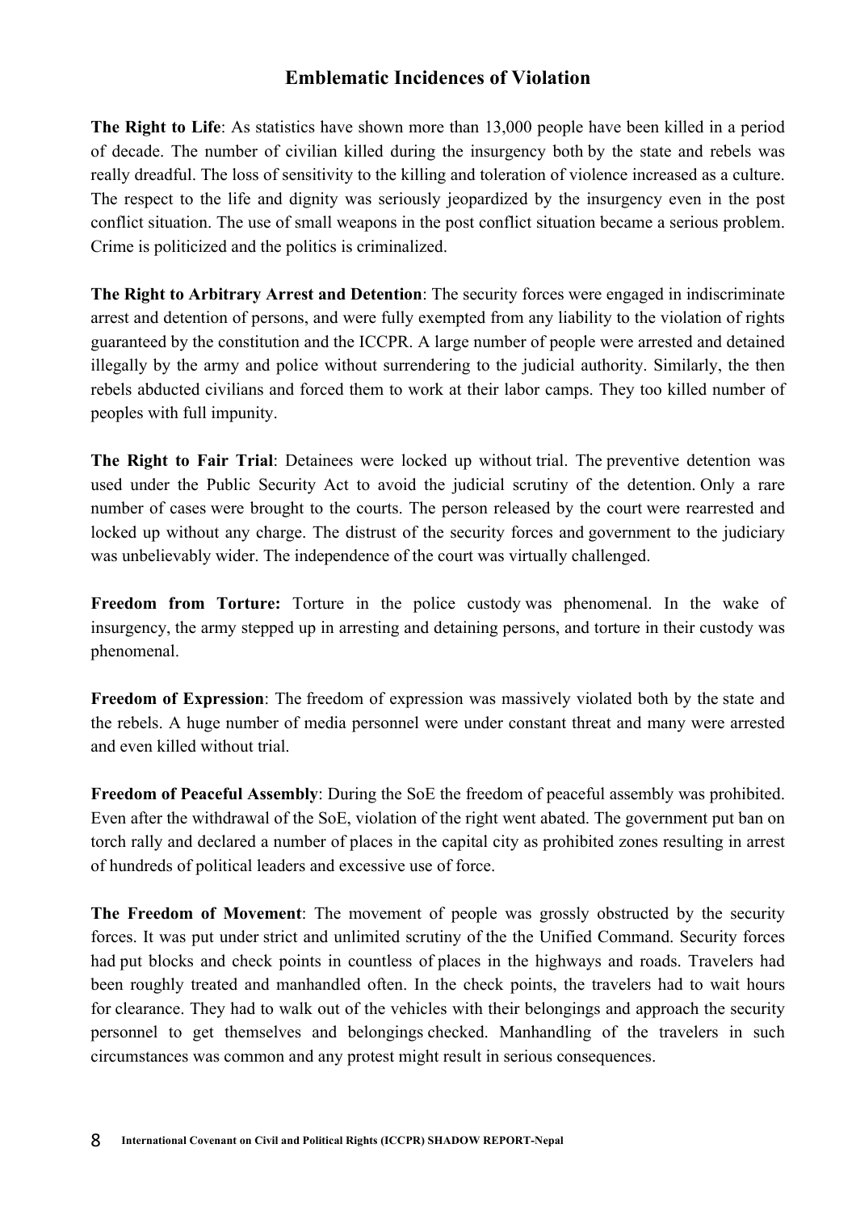## Emblematic Incidences of Violation

**The Right to Life**: As statistics have shown more than 13,000 people have been killed in a period of decade. The number of civilian killed during the insurgency both by the state and rebels was really dreadful. The loss of sensitivity to the killing and toleration of violence increased as a culture. The respect to the life and dignity was seriously jeopardized by the insurgency even in the post conflict situation. The use of small weapons in the post conflict situation became a serious problem. Crime is politicized and the politics is criminalized.

**The Right to Arbitrary Arrest and Detention**: The security forces were engaged in indiscriminate arrest and detention of persons, and were fully exempted from any liability to the violation of rights guaranteed by the constitution and the ICCPR. A large number of people were arrested and detained illegally by the army and police without surrendering to the judicial authority. Similarly, the then rebels abducted civilians and forced them to work at their labor camps. They too killed number of peoples with full impunity.

**The Right to Fair Trial**: Detainees were locked up without trial. The preventive detention was used under the Public Security Act to avoid the judicial scrutiny of the detention. Only a rare number of cases were brought to the courts. The person released by the court were rearrested and locked up without any charge. The distrust of the security forces and government to the judiciary was unbelievably wider. The independence of the court was virtually challenged.

**Freedom from Torture:** Torture in the police custody was phenomenal. In the wake of insurgency, the army stepped up in arresting and detaining persons, and torture in their custody was phenomenal.

**Freedom of Expression**: The freedom of expression was massively violated both by the state and the rebels. A huge number of media personnel were under constant threat and many were arrested and even killed without trial.

**Freedom of Peaceful Assembly**: During the SoE the freedom of peaceful assembly was prohibited. Even after the withdrawal of the SoE, violation of the right went abated. The government put ban on torch rally and declared a number of places in the capital city as prohibited zones resulting in arrest of hundreds of political leaders and excessive use of force.

**The Freedom of Movement**: The movement of people was grossly obstructed by the security forces. It was put under strict and unlimited scrutiny of the the Unified Command. Security forces had put blocks and check points in countless of places in the highways and roads. Travelers had been roughly treated and manhandled often. In the check points, the travelers had to wait hours for clearance. They had to walk out of the vehicles with their belongings and approach the security personnel to get themselves and belongings checked. Manhandling of the travelers in such circumstances was common and any protest might result in serious consequences.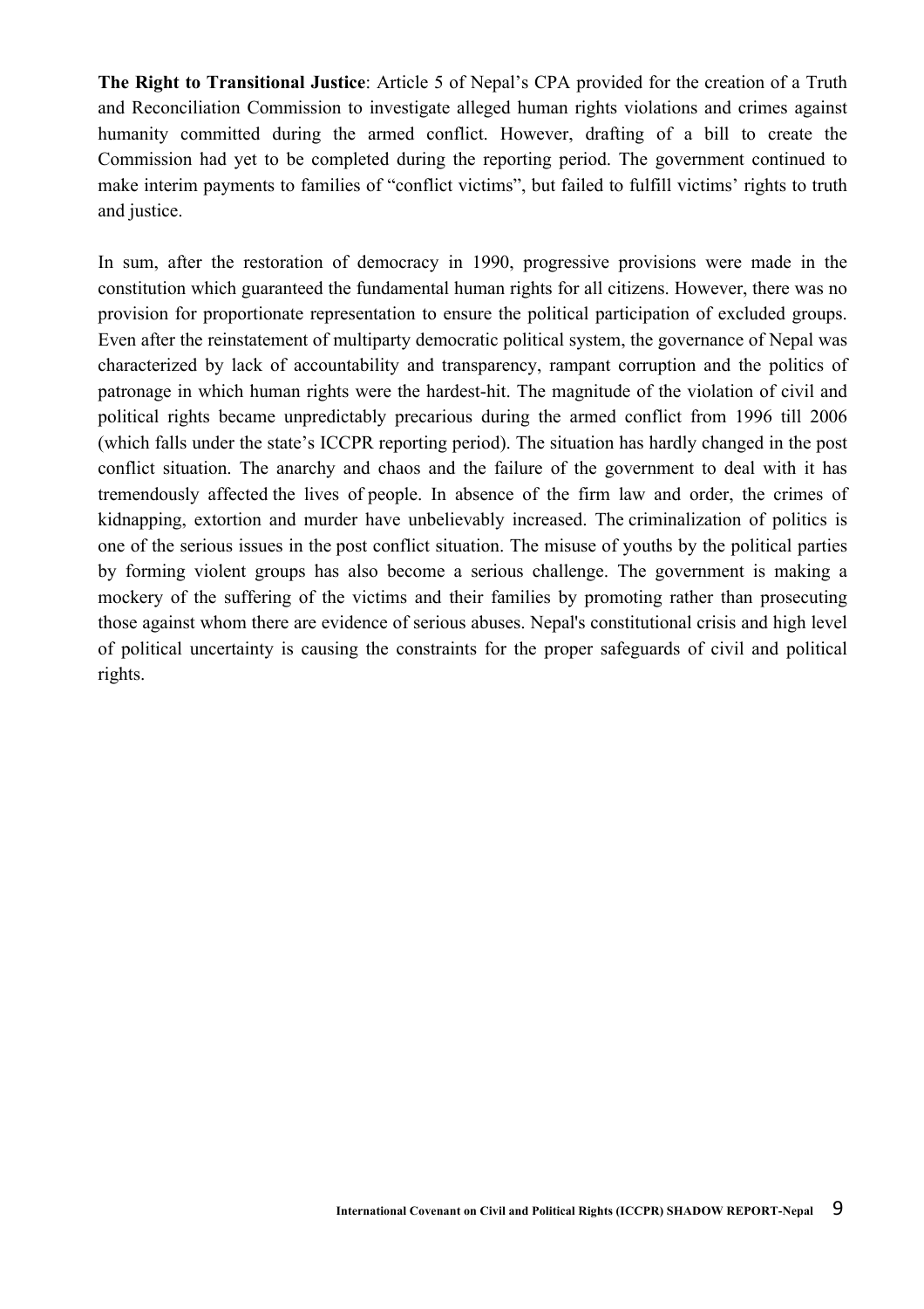**The Right to Transitional Justice**: Article 5 of Nepal's CPA provided for the creation of a Truth and Reconciliation Commission to investigate alleged human rights violations and crimes against humanity committed during the armed conflict. However, drafting of a bill to create the Commission had yet to be completed during the reporting period. The government continued to make interim payments to families of "conflict victims", but failed to fulfill victims' rights to truth and justice.

In sum, after the restoration of democracy in 1990, progressive provisions were made in the constitution which guaranteed the fundamental human rights for all citizens. However, there was no provision for proportionate representation to ensure the political participation of excluded groups. Even after the reinstatement of multiparty democratic political system, the governance of Nepal was characterized by lack of accountability and transparency, rampant corruption and the politics of patronage in which human rights were the hardest-hit. The magnitude of the violation of civil and political rights became unpredictably precarious during the armed conflict from 1996 till 2006 (which falls under the state's ICCPR reporting period). The situation has hardly changed in the post conflict situation. The anarchy and chaos and the failure of the government to deal with it has tremendously affected the lives of people. In absence of the firm law and order, the crimes of kidnapping, extortion and murder have unbelievably increased. The criminalization of politics is one of the serious issues in the post conflict situation. The misuse of youths by the political parties by forming violent groups has also become a serious challenge. The government is making a mockery of the suffering of the victims and their families by promoting rather than prosecuting those against whom there are evidence of serious abuses. Nepal's constitutional crisis and high level of political uncertainty is causing the constraints for the proper safeguards of civil and political rights.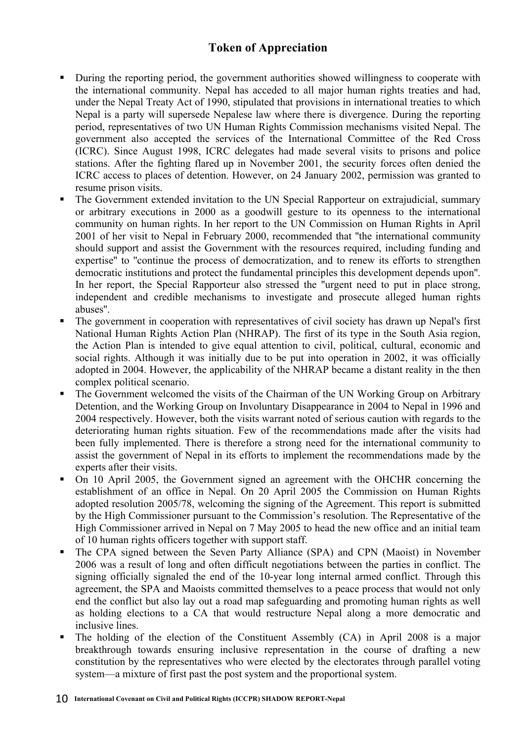## Token of Appreciation

- During the reporting period, the government authorities showed willingness to cooperate with the international community. Nepal has acceded to all major human rights treaties and had, under the Nepal Treaty Act of 1990, stipulated that provisions in international treaties to which Nepal is a party will supersede Nepalese law where there is divergence. During the reporting period, representatives of two UN Human Rights Commission mechanisms visited Nepal. The government also accepted the services of the International Committee of the Red Cross (ICRC). Since August 1998, ICRC delegates had made several visits to prisons and police stations. After the fighting flared up in November 2001, the security forces often denied the ICRC access to places of detention. However, on 24 January 2002, permission was granted to resume prison visits.
- The Government extended invitation to the UN Special Rapporteur on extrajudicial, summary or arbitrary executions in 2000 as a goodwill gesture to its openness to the international community on human rights. In her report to the UN Commission on Human Rights in April 2001 of her visit to Nepal in February 2000, recommended that "the international community should support and assist the Government with the resources required, including funding and expertise" to "continue the process of democratization, and to renew its efforts to strengthen democratic institutions and protect the fundamental principles this development depends upon". In her report, the Special Rapporteur also stressed the "urgent need to put in place strong, independent and credible mechanisms to investigate and prosecute alleged human rights abuses".
- The government in cooperation with representatives of civil society has drawn up Nepal's first National Human Rights Action Plan (NHRAP). The first of its type in the South Asia region, the Action Plan is intended to give equal attention to civil, political, cultural, economic and social rights. Although it was initially due to be put into operation in 2002, it was officially adopted in 2004. However, the applicability of the NHRAP became a distant reality in the then complex political scenario.
- The Government welcomed the visits of the Chairman of the UN Working Group on Arbitrary Detention, and the Working Group on Involuntary Disappearance in 2004 to Nepal in 1996 and 2004 respectively. However, both the visits warrant noted of serious caution with regards to the deteriorating human rights situation. Few of the recommendations made after the visits had been fully implemented. There is therefore a strong need for the international community to assist the government of Nepal in its efforts to implement the recommendations made by the experts after their visits.
- On 10 April 2005, the Government signed an agreement with the OHCHR concerning the establishment of an office in Nepal. On 20 April 2005 the Commission on Human Rights adopted resolution 2005/78, welcoming the signing of the Agreement. This report is submitted by the High Commissioner pursuant to the Commission's resolution. The Representative of the High Commissioner arrived in Nepal on 7 May 2005 to head the new office and an initial team of 10 human rights officers together with support staff.
- The CPA signed between the Seven Party Alliance (SPA) and CPN (Maoist) in November 2006 was a result of long and often difficult negotiations between the parties in conflict. The signing officially signaled the end of the 10-year long internal armed conflict. Through this agreement, the SPA and Maoists committed themselves to a peace process that would not only end the conflict but also lay out a road map safeguarding and promoting human rights as well as holding elections to a CA that would restructure Nepal along a more democratic and inclusive lines.
- The holding of the election of the Constituent Assembly (CA) in April 2008 is a major breakthrough towards ensuring inclusive representation in the course of drafting a new constitution by the representatives who were elected by the electorates through parallel voting system—a mixture of first past the post system and the proportional system.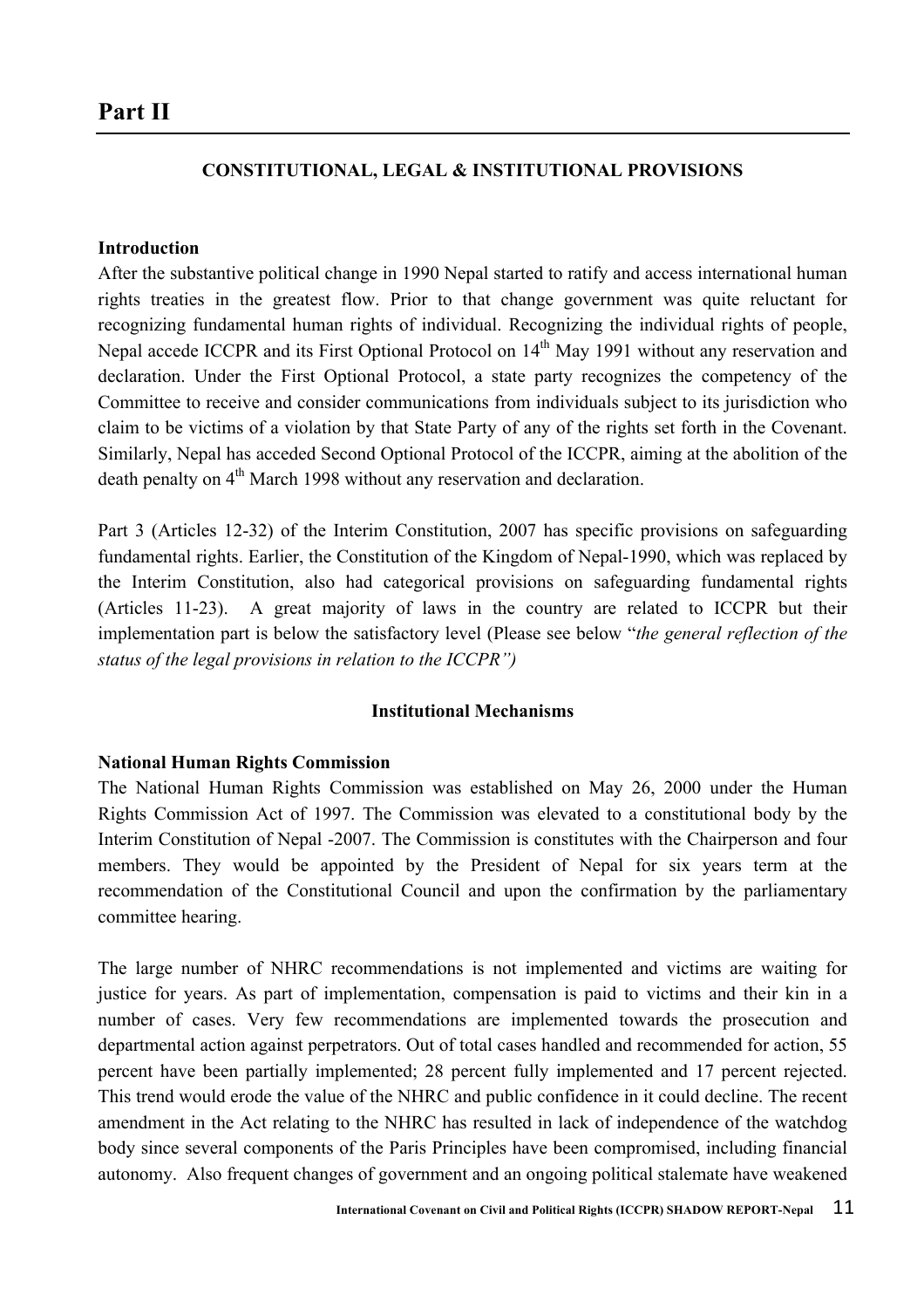# Part II

## CONSTITUTIONAL, LEGAL & INSTITUTIONAL PROVISIONS

### Introduction

After the substantive political change in 1990 Nepal started to ratify and access international human rights treaties in the greatest flow. Prior to that change government was quite reluctant for recognizing fundamental human rights of individual. Recognizing the individual rights of people, Nepal accede ICCPR and its First Optional Protocol on 14th May 1991 without any reservation and declaration. Under the First Optional Protocol, a state party recognizes the competency of the Committee to receive and consider communications from individuals subject to its jurisdiction who claim to be victims of a violation by that State Party of any of the rights set forth in the Covenant. Similarly, Nepal has acceded Second Optional Protocol of the ICCPR, aiming at the abolition of the death penalty on 4th March 1998 without any reservation and declaration.

Part 3 (Articles 12-32) of the Interim Constitution, 2007 has specific provisions on safeguarding fundamental rights. Earlier, the Constitution of the Kingdom of Nepal-1990, which was replaced by the Interim Constitution, also had categorical provisions on safeguarding fundamental rights (Articles 11-23). A great majority of laws in the country are related to ICCPR but their implementation part is below the satisfactory level (Please see below "*the general reflection of the status of the legal provisions in relation to the ICCPR")*

### Institutional Mechanisms

#### National Human Rights Commission

The National Human Rights Commission was established on May 26, 2000 under the Human Rights Commission Act of 1997. The Commission was elevated to a constitutional body by the Interim Constitution of Nepal -2007. The Commission is constitutes with the Chairperson and four members. They would be appointed by the President of Nepal for six years term at the recommendation of the Constitutional Council and upon the confirmation by the parliamentary committee hearing.

The large number of NHRC recommendations is not implemented and victims are waiting for justice for years. As part of implementation, compensation is paid to victims and their kin in a number of cases. Very few recommendations are implemented towards the prosecution and departmental action against perpetrators. Out of total cases handled and recommended for action, 55 percent have been partially implemented; 28 percent fully implemented and 17 percent rejected. This trend would erode the value of the NHRC and public confidence in it could decline. The recent amendment in the Act relating to the NHRC has resulted in lack of independence of the watchdog body since several components of the Paris Principles have been compromised, including financial autonomy. Also frequent changes of government and an ongoing political stalemate have weakened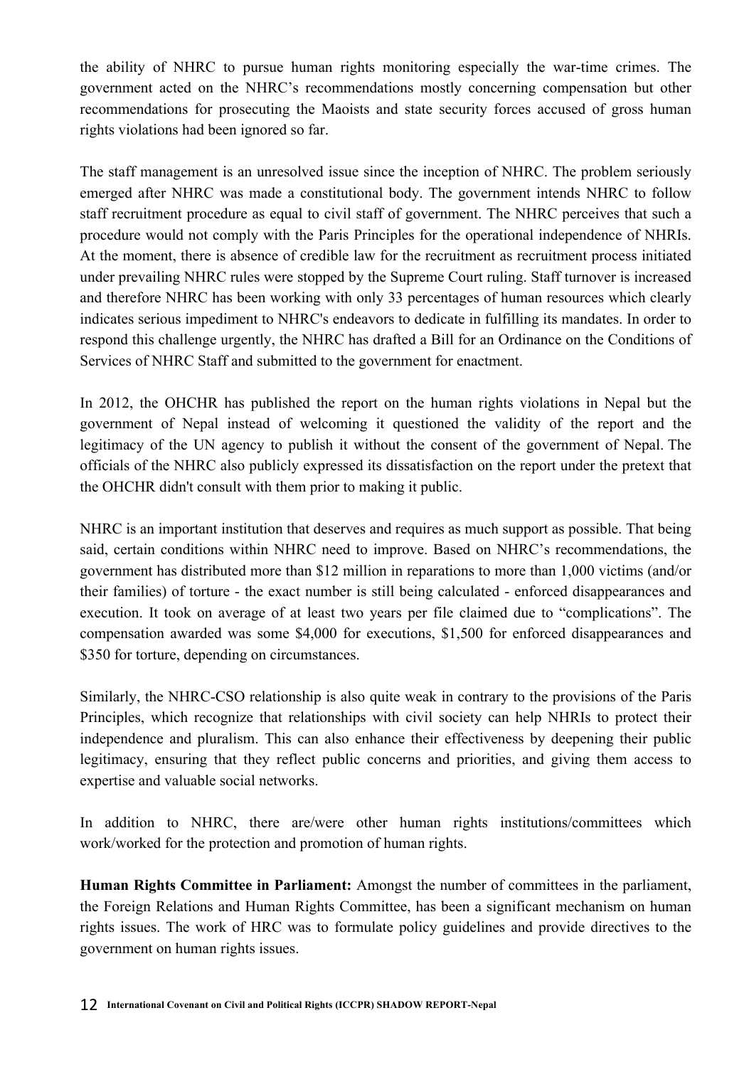the ability of NHRC to pursue human rights monitoring especially the war-time crimes. The government acted on the NHRC's recommendations mostly concerning compensation but other recommendations for prosecuting the Maoists and state security forces accused of gross human rights violations had been ignored so far.

The staff management is an unresolved issue since the inception of NHRC. The problem seriously emerged after NHRC was made a constitutional body. The government intends NHRC to follow staff recruitment procedure as equal to civil staff of government. The NHRC perceives that such a procedure would not comply with the Paris Principles for the operational independence of NHRIs. At the moment, there is absence of credible law for the recruitment as recruitment process initiated under prevailing NHRC rules were stopped by the Supreme Court ruling. Staff turnover is increased and therefore NHRC has been working with only 33 percentages of human resources which clearly indicates serious impediment to NHRC's endeavors to dedicate in fulfilling its mandates. In order to respond this challenge urgently, the NHRC has drafted a Bill for an Ordinance on the Conditions of Services of NHRC Staff and submitted to the government for enactment.

In 2012, the OHCHR has published the report on the human rights violations in Nepal but the government of Nepal instead of welcoming it questioned the validity of the report and the legitimacy of the UN agency to publish it without the consent of the government of Nepal. The officials of the NHRC also publicly expressed its dissatisfaction on the report under the pretext that the OHCHR didn't consult with them prior to making it public.

NHRC is an important institution that deserves and requires as much support as possible. That being said, certain conditions within NHRC need to improve. Based on NHRC's recommendations, the government has distributed more than $12 million in reparations to more than 1,000 victims (and/or their families) of torture - the exact number is still being calculated - enforced disappearances and execution. It took on average of at least two years per file claimed due to "complications". The compensation awarded was some $4,000 for executions, $1,500 for enforced disappearances and $350 for torture, depending on circumstances.

Similarly, the NHRC-CSO relationship is also quite weak in contrary to the provisions of the Paris Principles, which recognize that relationships with civil society can help NHRIs to protect their independence and pluralism. This can also enhance their effectiveness by deepening their public legitimacy, ensuring that they reflect public concerns and priorities, and giving them access to expertise and valuable social networks.

In addition to NHRC, there are/were other human rights institutions/committees which work/worked for the protection and promotion of human rights.

**Human Rights Committee in Parliament:** Amongst the number of committees in the parliament, the Foreign Relations and Human Rights Committee, has been a significant mechanism on human rights issues. The work of HRC was to formulate policy guidelines and provide directives to the government on human rights issues.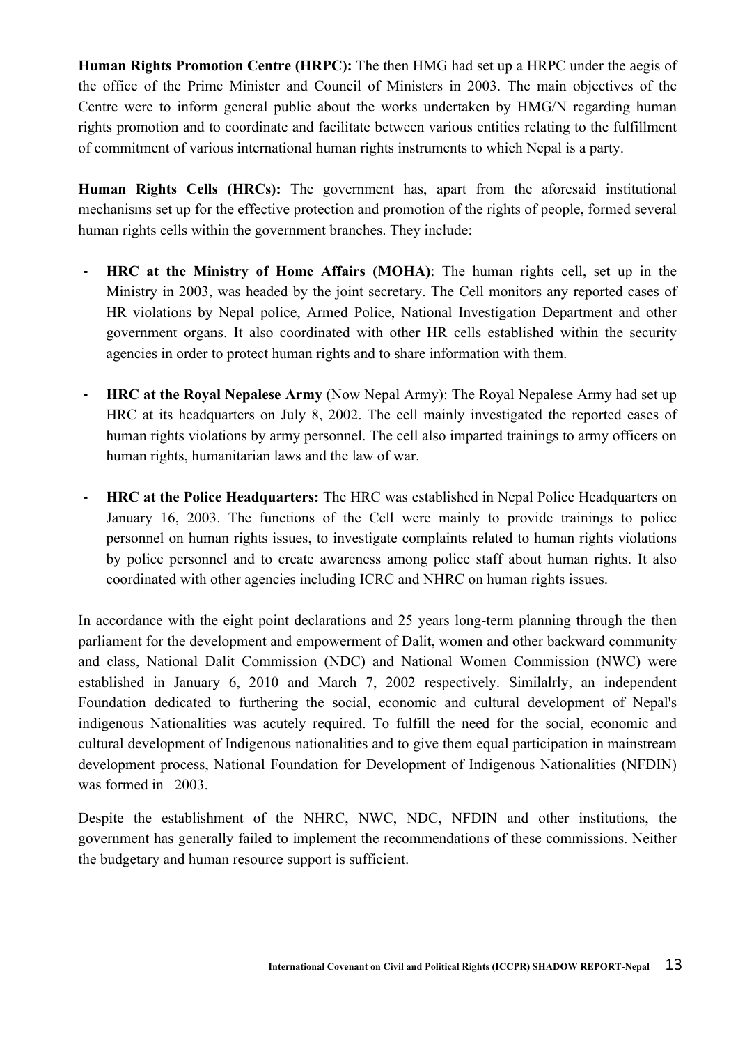**Human Rights Promotion Centre (HRPC):** The then HMG had set up a HRPC under the aegis of the office of the Prime Minister and Council of Ministers in 2003. The main objectives of the Centre were to inform general public about the works undertaken by HMG/N regarding human rights promotion and to coordinate and facilitate between various entities relating to the fulfillment of commitment of various international human rights instruments to which Nepal is a party.

**Human Rights Cells (HRCs):** The government has, apart from the aforesaid institutional mechanisms set up for the effective protection and promotion of the rights of people, formed several human rights cells within the government branches. They include:

- **HRC at the Ministry of Home Affairs (MOHA)**: The human rights cell, set up in the Ministry in 2003, was headed by the joint secretary. The Cell monitors any reported cases of HR violations by Nepal police, Armed Police, National Investigation Department and other government organs. It also coordinated with other HR cells established within the security agencies in order to protect human rights and to share information with them.

- **HRC at the Royal Nepalese Army** (Now Nepal Army): The Royal Nepalese Army had set up HRC at its headquarters on July 8, 2002. The cell mainly investigated the reported cases of human rights violations by army personnel. The cell also imparted trainings to army officers on human rights, humanitarian laws and the law of war.

- **HRC at the Police Headquarters:** The HRC was established in Nepal Police Headquarters on January 16, 2003. The functions of the Cell were mainly to provide trainings to police personnel on human rights issues, to investigate complaints related to human rights violations by police personnel and to create awareness among police staff about human rights. It also coordinated with other agencies including ICRC and NHRC on human rights issues.

In accordance with the eight point declarations and 25 years long-term planning through the then parliament for the development and empowerment of Dalit, women and other backward community and class, National Dalit Commission (NDC) and National Women Commission (NWC) were established in January 6, 2010 and March 7, 2002 respectively. Similalrly, an independent Foundation dedicated to furthering the social, economic and cultural development of Nepal's indigenous Nationalities was acutely required. To fulfill the need for the social, economic and cultural development of Indigenous nationalities and to give them equal participation in mainstream development process, National Foundation for Development of Indigenous Nationalities (NFDIN) was formed in 2003.

Despite the establishment of the NHRC, NWC, NDC, NFDIN and other institutions, the government has generally failed to implement the recommendations of these commissions. Neither the budgetary and human resource support is sufficient.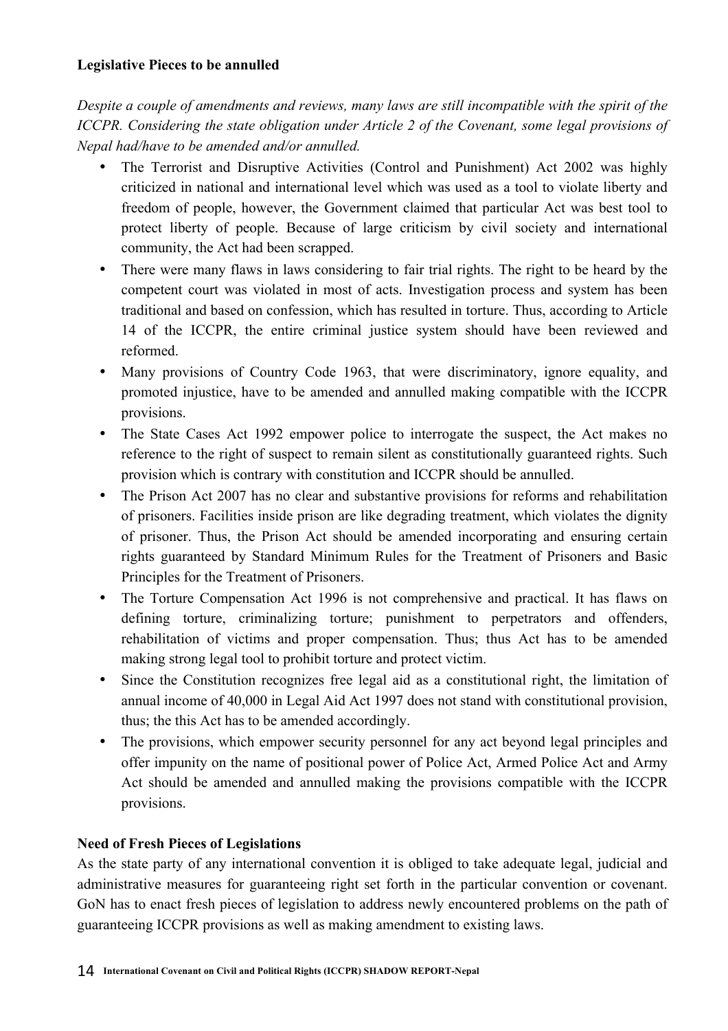**Legislative Pieces to be annulled**

*Despite a couple of amendments and reviews, many laws are still incompatible with the spirit of the ICCPR. Considering the state obligation under Article 2 of the Covenant, some legal provisions of Nepal had/have to be amended and/or annulled.*

- The Terrorist and Disruptive Activities (Control and Punishment) Act 2002 was highly criticized in national and international level which was used as a tool to violate liberty and freedom of people, however, the Government claimed that particular Act was best tool to protect liberty of people. Because of large criticism by civil society and international community, the Act had been scrapped.
- There were many flaws in laws considering to fair trial rights. The right to be heard by the competent court was violated in most of acts. Investigation process and system has been traditional and based on confession, which has resulted in torture. Thus, according to Article 14 of the ICCPR, the entire criminal justice system should have been reviewed and reformed.
- Many provisions of Country Code 1963, that were discriminatory, ignore equality, and promoted injustice, have to be amended and annulled making compatible with the ICCPR provisions.
- The State Cases Act 1992 empower police to interrogate the suspect, the Act makes no reference to the right of suspect to remain silent as constitutionally guaranteed rights. Such provision which is contrary with constitution and ICCPR should be annulled.
- The Prison Act 2007 has no clear and substantive provisions for reforms and rehabilitation of prisoners. Facilities inside prison are like degrading treatment, which violates the dignity of prisoner. Thus, the Prison Act should be amended incorporating and ensuring certain rights guaranteed by Standard Minimum Rules for the Treatment of Prisoners and Basic Principles for the Treatment of Prisoners.
- The Torture Compensation Act 1996 is not comprehensive and practical. It has flaws on defining torture, criminalizing torture; punishment to perpetrators and offenders, rehabilitation of victims and proper compensation. Thus; thus Act has to be amended making strong legal tool to prohibit torture and protect victim.
- Since the Constitution recognizes free legal aid as a constitutional right, the limitation of annual income of 40,000 in Legal Aid Act 1997 does not stand with constitutional provision, thus; the this Act has to be amended accordingly.
- The provisions, which empower security personnel for any act beyond legal principles and offer impunity on the name of positional power of Police Act, Armed Police Act and Army Act should be amended and annulled making the provisions compatible with the ICCPR provisions.

**Need of Fresh Pieces of Legislations**

As the state party of any international convention it is obliged to take adequate legal, judicial and administrative measures for guaranteeing right set forth in the particular convention or covenant. GoN has to enact fresh pieces of legislation to address newly encountered problems on the path of guaranteeing ICCPR provisions as well as making amendment to existing laws.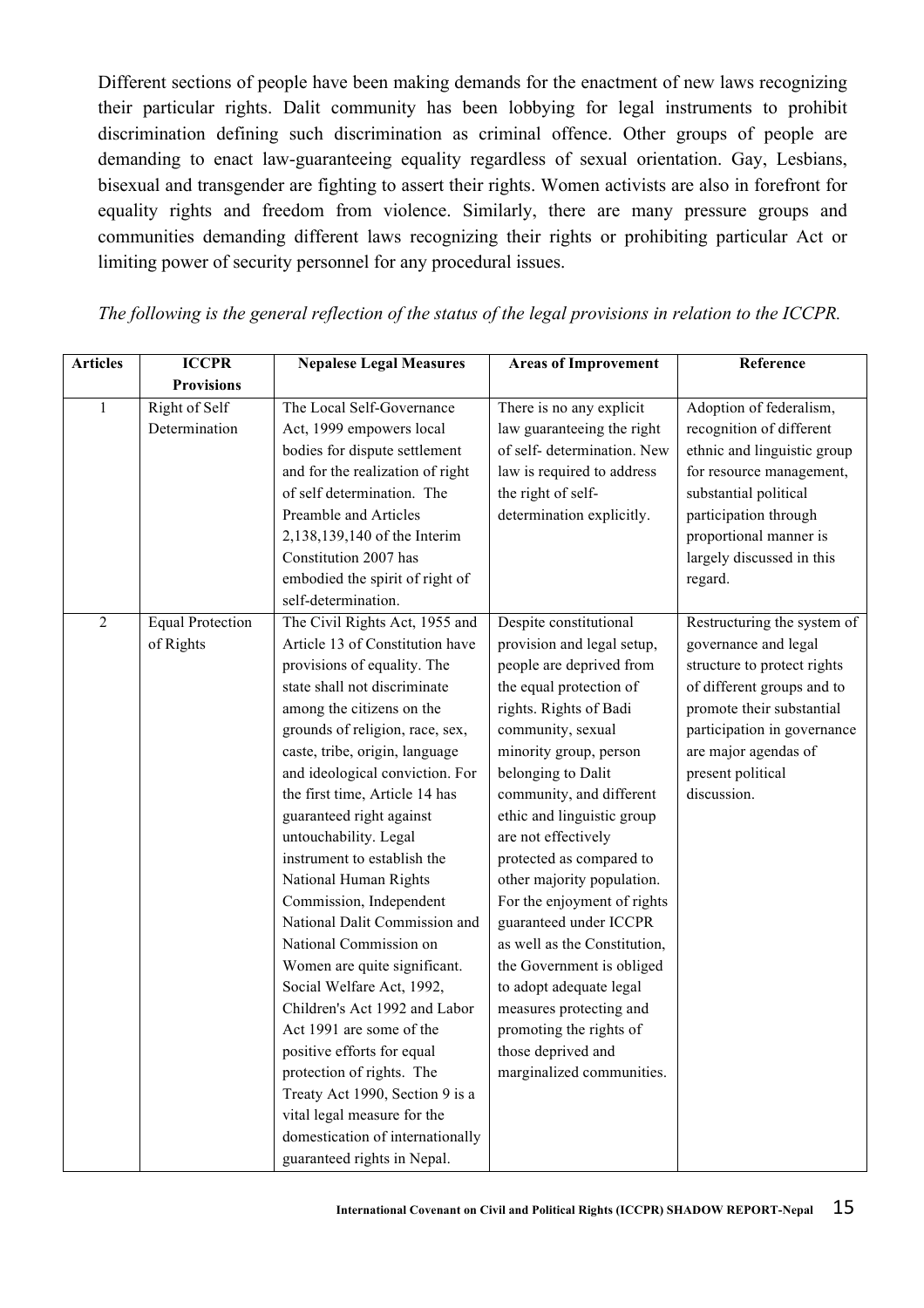Different sections of people have been making demands for the enactment of new laws recognizing their particular rights. Dalit community has been lobbying for legal instruments to prohibit discrimination defining such discrimination as criminal offence. Other groups of people are demanding to enact law-guaranteeing equality regardless of sexual orientation. Gay, Lesbians, bisexual and transgender are fighting to assert their rights. Women activists are also in forefront for equality rights and freedom from violence. Similarly, there are many pressure groups and communities demanding different laws recognizing their rights or prohibiting particular Act or limiting power of security personnel for any procedural issues.

*The following is the general reflection of the status of the legal provisions in relation to the ICCPR.*

| Articles | ICCPR Provisions | Nepalese Legal Measures | Areas of Improvement | Reference |
|---|---|---|---|---|
| 1 | Right of Self Determination | The Local Self-Governance Act, 1999 empowers local bodies for dispute settlement and for the realization of right of self determination. The Preamble and Articles 2,138,139,140 of the Interim Constitution 2007 has embodied the spirit of right of self-determination. | There is no any explicit law guaranteeing the right of self- determination. New law is required to address the right of self-determination explicitly. | Adoption of federalism, recognition of different ethnic and linguistic group for resource management, substantial political participation through proportional manner is largely discussed in this regard. |
| 2 | Equal Protection of Rights | The Civil Rights Act, 1955 and Article 13 of Constitution have provisions of equality. The state shall not discriminate among the citizens on the grounds of religion, race, sex, caste, tribe, origin, language and ideological conviction. For the first time, Article 14 has guaranteed right against untouchability. Legal instrument to establish the National Human Rights Commission, Independent National Dalit Commission and National Commission on Women are quite significant. Social Welfare Act, 1992, Children's Act 1992 and Labor Act 1991 are some of the positive efforts for equal protection of rights. The Treaty Act 1990, Section 9 is a vital legal measure for the domestication of internationally guaranteed rights in Nepal. | Despite constitutional provision and legal setup, people are deprived from the equal protection of rights. Rights of Badi community, sexual minority group, person belonging to Dalit community, and different ethic and linguistic group are not effectively protected as compared to other majority population. For the enjoyment of rights guaranteed under ICCPR as well as the Constitution, the Government is obliged to adopt adequate legal measures protecting and promoting the rights of those deprived and marginalized communities. | Restructuring the system of governance and legal structure to protect rights of different groups and to promote their substantial participation in governance are major agendas of present political discussion. |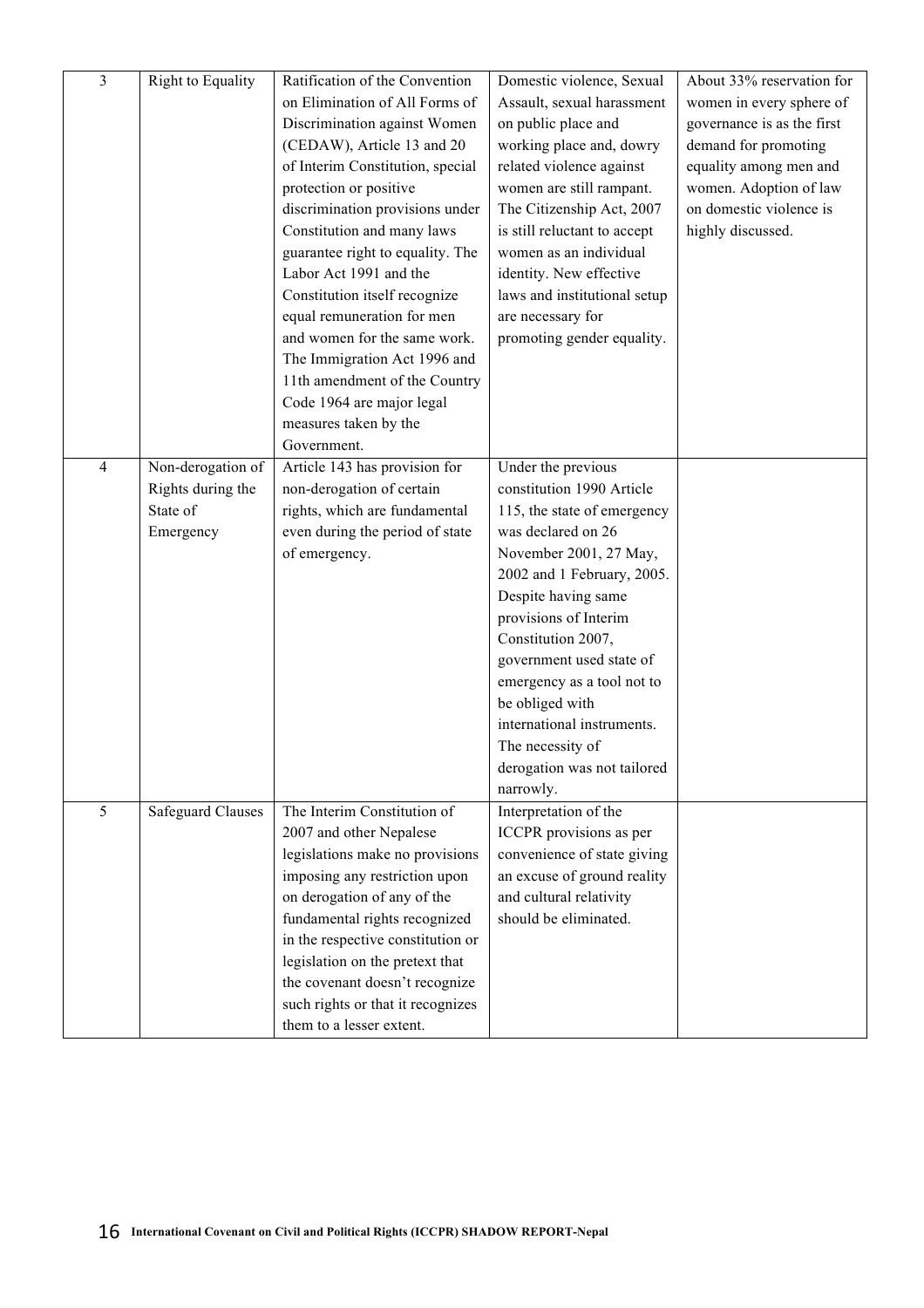| | | | | |
|---|---|---|---|---|
| 3 | Right to Equality | Ratification of the Convention on Elimination of All Forms of Discrimination against Women (CEDAW), Article 13 and 20 of Interim Constitution, special protection or positive discrimination provisions under Constitution and many laws guarantee right to equality. The Labor Act 1991 and the Constitution itself recognize equal remuneration for men and women for the same work. The Immigration Act 1996 and 11th amendment of the Country Code 1964 are major legal measures taken by the Government. | Domestic violence, Sexual Assault, sexual harassment on public place and working place and, dowry related violence against women are still rampant. The Citizenship Act, 2007 is still reluctant to accept women as an individual identity. New effective laws and institutional setup are necessary for promoting gender equality. | About 33% reservation for women in every sphere of governance is as the first demand for promoting equality among men and women. Adoption of law on domestic violence is highly discussed. |
| 4 | Non-derogation of Rights during the State of Emergency | Article 143 has provision for non-derogation of certain rights, which are fundamental even during the period of state of emergency. | Under the previous constitution 1990 Article 115, the state of emergency was declared on 26 November 2001, 27 May, 2002 and 1 February, 2005. Despite having same provisions of Interim Constitution 2007, government used state of emergency as a tool not to be obliged with international instruments. The necessity of derogation was not tailored narrowly. | |
| 5 | Safeguard Clauses | The Interim Constitution of 2007 and other Nepalese legislations make no provisions imposing any restriction upon on derogation of any of the fundamental rights recognized in the respective constitution or legislation on the pretext that the covenant doesn't recognize such rights or that it recognizes them to a lesser extent. | Interpretation of the ICCPR provisions as per convenience of state giving an excuse of ground reality and cultural relativity should be eliminated. | |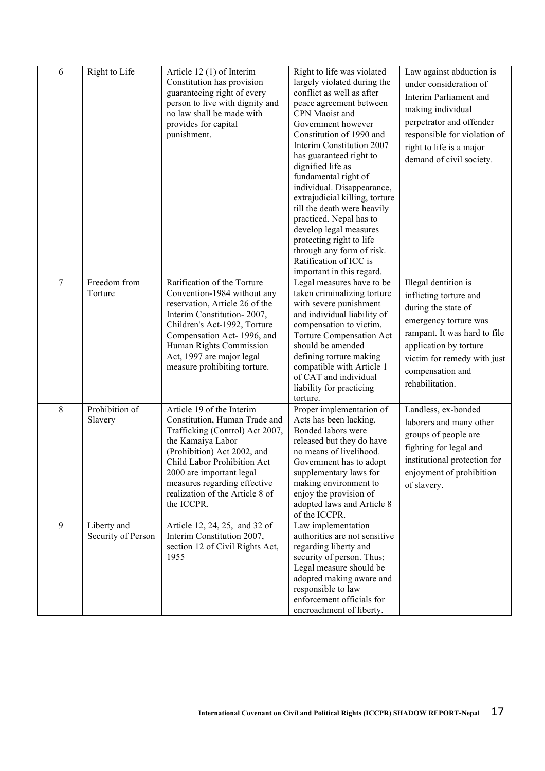| 6 | Right to Life | Article 12 (1) of Interim Constitution has provision guaranteeing right of every person to live with dignity and no law shall be made with provides for capital punishment. | Right to life was violated largely violated during the conflict as well as after peace agreement between CPN Maoist and Government however Constitution of 1990 and Interim Constitution 2007 has guaranteed right to dignified life as fundamental right of individual. Disappearance, extrajudicial killing, torture till the death were heavily practiced. Nepal has to develop legal measures protecting right to life through any form of risk. Ratification of ICC is important in this regard. | Law against abduction is under consideration of Interim Parliament and making individual perpetrator and offender responsible for violation of right to life is a major demand of civil society. |
|---|---|---|---|---|
| 7 | Freedom from Torture | Ratification of the Torture Convention-1984 without any reservation, Article 26 of the Interim Constitution- 2007, Children's Act-1992, Torture Compensation Act- 1996, and Human Rights Commission Act, 1997 are major legal measure prohibiting torture. | Legal measures have to be taken criminalizing torture with severe punishment and individual liability of compensation to victim. Torture Compensation Act should be amended defining torture making compatible with Article 1 of CAT and individual liability for practicing torture. | Illegal dentition is inflicting torture and during the state of emergency torture was rampant. It was hard to file application by torture victim for remedy with just compensation and rehabilitation. |
| 8 | Prohibition of Slavery | Article 19 of the Interim Constitution, Human Trade and Trafficking (Control) Act 2007, the Kamaiya Labor (Prohibition) Act 2002, and Child Labor Prohibition Act 2000 are important legal measures regarding effective realization of the Article 8 of the ICCPR. | Proper implementation of Acts has been lacking. Bonded labors were released but they do have no means of livelihood. Government has to adopt supplementary laws for making environment to enjoy the provision of adopted laws and Article 8 of the ICCPR. | Landless, ex-bonded laborers and many other groups of people are fighting for legal and institutional protection for enjoyment of prohibition of slavery. |
| 9 | Liberty and Security of Person | Article 12, 24, 25, and 32 of Interim Constitution 2007, section 12 of Civil Rights Act, 1955 | Law implementation authorities are not sensitive regarding liberty and security of person. Thus; Legal measure should be adopted making aware and responsible to law enforcement officials for encroachment of liberty. | |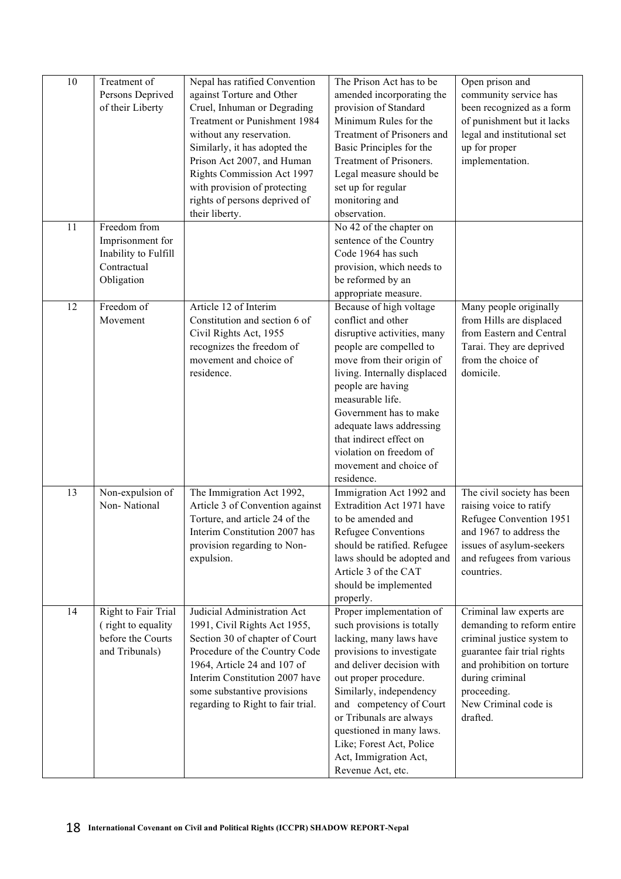| 10 | Treatment of Persons Deprived of their Liberty | Nepal has ratified Convention against Torture and Other Cruel, Inhuman or Degrading Treatment or Punishment 1984 without any reservation. Similarly, it has adopted the Prison Act 2007, and Human Rights Commission Act 1997 with provision of protecting rights of persons deprived of their liberty. | The Prison Act has to be amended incorporating the provision of Standard Minimum Rules for the Treatment of Prisoners and Basic Principles for the Treatment of Prisoners. Legal measure should be set up for regular monitoring and observation. | Open prison and community service has been recognized as a form of punishment but it lacks legal and institutional set up for proper implementation. |
|---|---|---|---|---|
| 11 | Freedom from Imprisonment for Inability to Fulfill Contractual Obligation | | No 42 of the chapter on sentence of the Country Code 1964 has such provision, which needs to be reformed by an appropriate measure. | |
| 12 | Freedom of Movement | Article 12 of Interim Constitution and section 6 of Civil Rights Act, 1955 recognizes the freedom of movement and choice of residence. | Because of high voltage conflict and other disruptive activities, many people are compelled to move from their origin of living. Internally displaced people are having measurable life. Government has to make adequate laws addressing that indirect effect on violation on freedom of movement and choice of residence. | Many people originally from Hills are displaced from Eastern and Central Tarai. They are deprived from the choice of domicile. |
| 13 | Non-expulsion of Non- National | The Immigration Act 1992, Article 3 of Convention against Torture, and article 24 of the Interim Constitution 2007 has provision regarding to Non-expulsion. | Immigration Act 1992 and Extradition Act 1971 have to be amended and Refugee Conventions should be ratified. Refugee laws should be adopted and Article 3 of the CAT should be implemented properly. | The civil society has been raising voice to ratify Refugee Convention 1951 and 1967 to address the issues of asylum-seekers and refugees from various countries. |
| 14 | Right to Fair Trial ( right to equality before the Courts and Tribunals) | Judicial Administration Act 1991, Civil Rights Act 1955, Section 30 of chapter of Court Procedure of the Country Code 1964, Article 24 and 107 of Interim Constitution 2007 have some substantive provisions regarding to Right to fair trial. | Proper implementation of such provisions is totally lacking, many laws have provisions to investigate and deliver decision with out proper procedure. Similarly, independency and competency of Court or Tribunals are always questioned in many laws. Like; Forest Act, Police Act, Immigration Act, Revenue Act, etc. | Criminal law experts are demanding to reform entire criminal justice system to guarantee fair trial rights and prohibition on torture during criminal proceeding. New Criminal code is drafted. |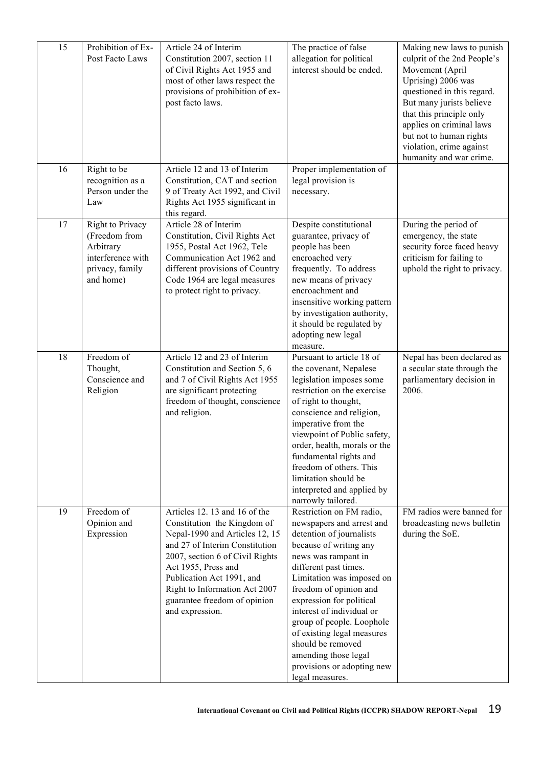| 15 | Prohibition of Ex-Post Facto Laws | Article 24 of Interim Constitution 2007, section 11 of Civil Rights Act 1955 and most of other laws respect the provisions of prohibition of ex-post facto laws. | The practice of false allegation for political interest should be ended. | Making new laws to punish culprit of the 2nd People's Movement (April Uprising) 2006 was questioned in this regard. But many jurists believe that this principle only applies on criminal laws but not to human rights violation, crime against humanity and war crime. |
|---|---|---|---|---|
| 16 | Right to be recognition as a Person under the Law | Article 12 and 13 of Interim Constitution, CAT and section 9 of Treaty Act 1992, and Civil Rights Act 1955 significant in this regard. | Proper implementation of legal provision is necessary. | |
| 17 | Right to Privacy (Freedom from Arbitrary interference with privacy, family and home) | Article 28 of Interim Constitution, Civil Rights Act 1955, Postal Act 1962, Tele Communication Act 1962 and different provisions of Country Code 1964 are legal measures to protect right to privacy. | Despite constitutional guarantee, privacy of people has been encroached very frequently. To address new means of privacy encroachment and insensitive working pattern by investigation authority, it should be regulated by adopting new legal measure. | During the period of emergency, the state security force faced heavy criticism for failing to uphold the right to privacy. |
| 18 | Freedom of Thought, Conscience and Religion | Article 12 and 23 of Interim Constitution and Section 5, 6 and 7 of Civil Rights Act 1955 are significant protecting freedom of thought, conscience and religion. | Pursuant to article 18 of the covenant, Nepalese legislation imposes some restriction on the exercise of right to thought, conscience and religion, imperative from the viewpoint of Public safety, order, health, morals or the fundamental rights and freedom of others. This limitation should be interpreted and applied by narrowly tailored. | Nepal has been declared as a secular state through the parliamentary decision in 2006. |
| 19 | Freedom of Opinion and Expression | Articles 12. 13 and 16 of the Constitution the Kingdom of Nepal-1990 and Articles 12, 15 and 27 of Interim Constitution 2007, section 6 of Civil Rights Act 1955, Press and Publication Act 1991, and Right to Information Act 2007 guarantee freedom of opinion and expression. | Restriction on FM radio, newspapers and arrest and detention of journalists because of writing any news was rampant in different past times. Limitation was imposed on freedom of opinion and expression for political interest of individual or group of people. Loophole of existing legal measures should be removed amending those legal provisions or adopting new legal measures. | FM radios were banned for broadcasting news bulletin during the SoE. |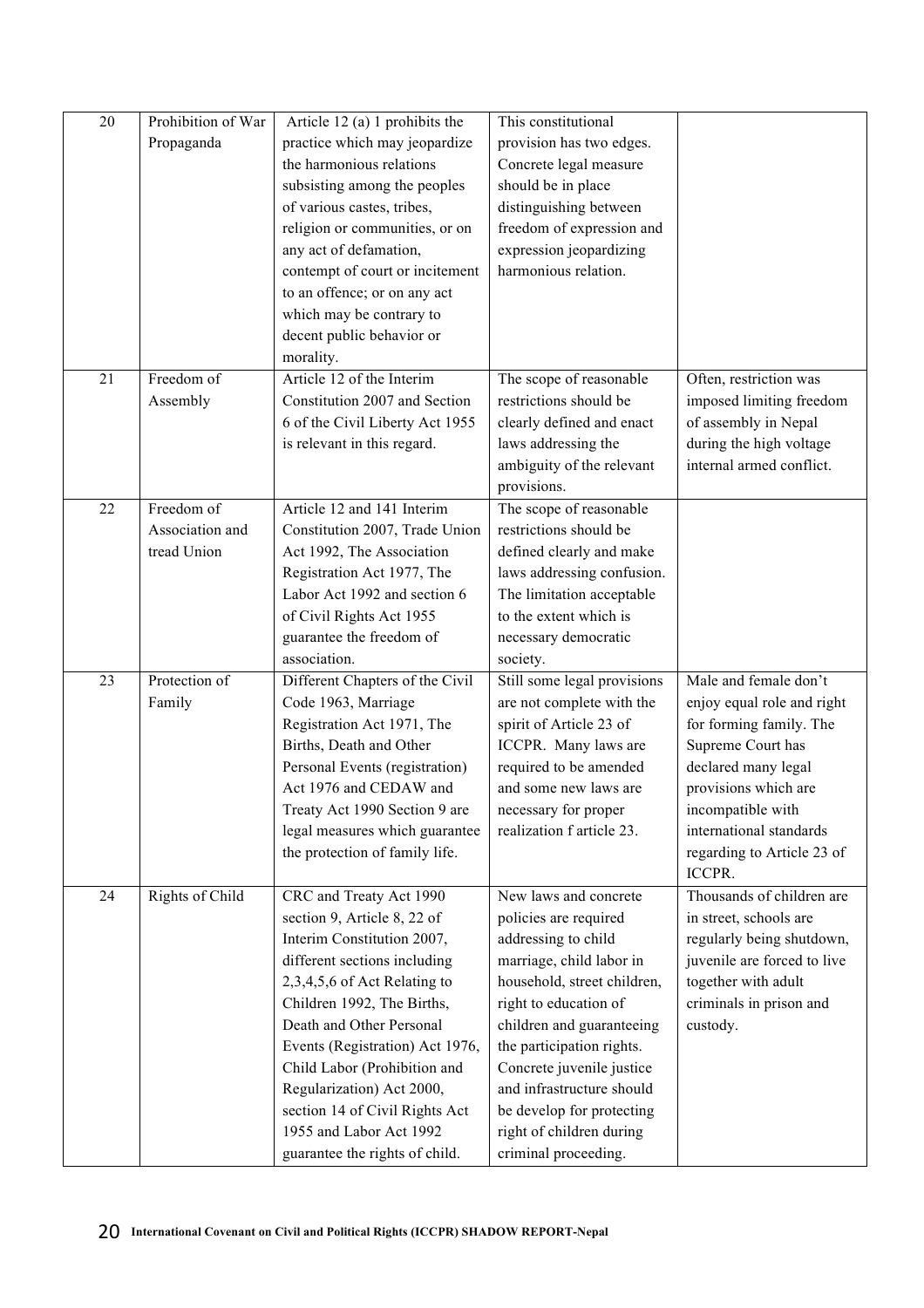| 20 | Prohibition of War Propaganda | Article 12 (a) 1 prohibits the practice which may jeopardize the harmonious relations subsisting among the peoples of various castes, tribes, religion or communities, or on any act of defamation, contempt of court or incitement to an offence; or on any act which may be contrary to decent public behavior or morality. | This constitutional provision has two edges. Concrete legal measure should be in place distinguishing between freedom of expression and expression jeopardizing harmonious relation. | |
|---|---|---|---|---|
| 21 | Freedom of Assembly | Article 12 of the Interim Constitution 2007 and Section 6 of the Civil Liberty Act 1955 is relevant in this regard. | The scope of reasonable restrictions should be clearly defined and enact laws addressing the ambiguity of the relevant provisions. | Often, restriction was imposed limiting freedom of assembly in Nepal during the high voltage internal armed conflict. |
| 22 | Freedom of Association and tread Union | Article 12 and 141 Interim Constitution 2007, Trade Union Act 1992, The Association Registration Act 1977, The Labor Act 1992 and section 6 of Civil Rights Act 1955 guarantee the freedom of association. | The scope of reasonable restrictions should be defined clearly and make laws addressing confusion. The limitation acceptable to the extent which is necessary democratic society. | |
| 23 | Protection of Family | Different Chapters of the Civil Code 1963, Marriage Registration Act 1971, The Births, Death and Other Personal Events (registration) Act 1976 and CEDAW and Treaty Act 1990 Section 9 are legal measures which guarantee the protection of family life. | Still some legal provisions are not complete with the spirit of Article 23 of ICCPR. Many laws are required to be amended and some new laws are necessary for proper realization f article 23. | Male and female don't enjoy equal role and right for forming family. The Supreme Court has declared many legal provisions which are incompatible with international standards regarding to Article 23 of ICCPR. |
| 24 | Rights of Child | CRC and Treaty Act 1990 section 9, Article 8, 22 of Interim Constitution 2007, different sections including 2,3,4,5,6 of Act Relating to Children 1992, The Births, Death and Other Personal Events (Registration) Act 1976, Child Labor (Prohibition and Regularization) Act 2000, section 14 of Civil Rights Act 1955 and Labor Act 1992 guarantee the rights of child. | New laws and concrete policies are required addressing to child marriage, child labor in household, street children, right to education of children and guaranteeing the participation rights. Concrete juvenile justice and infrastructure should be develop for protecting right of children during criminal proceeding. | Thousands of children are in street, schools are regularly being shutdown, juvenile are forced to live together with adult criminals in prison and custody. |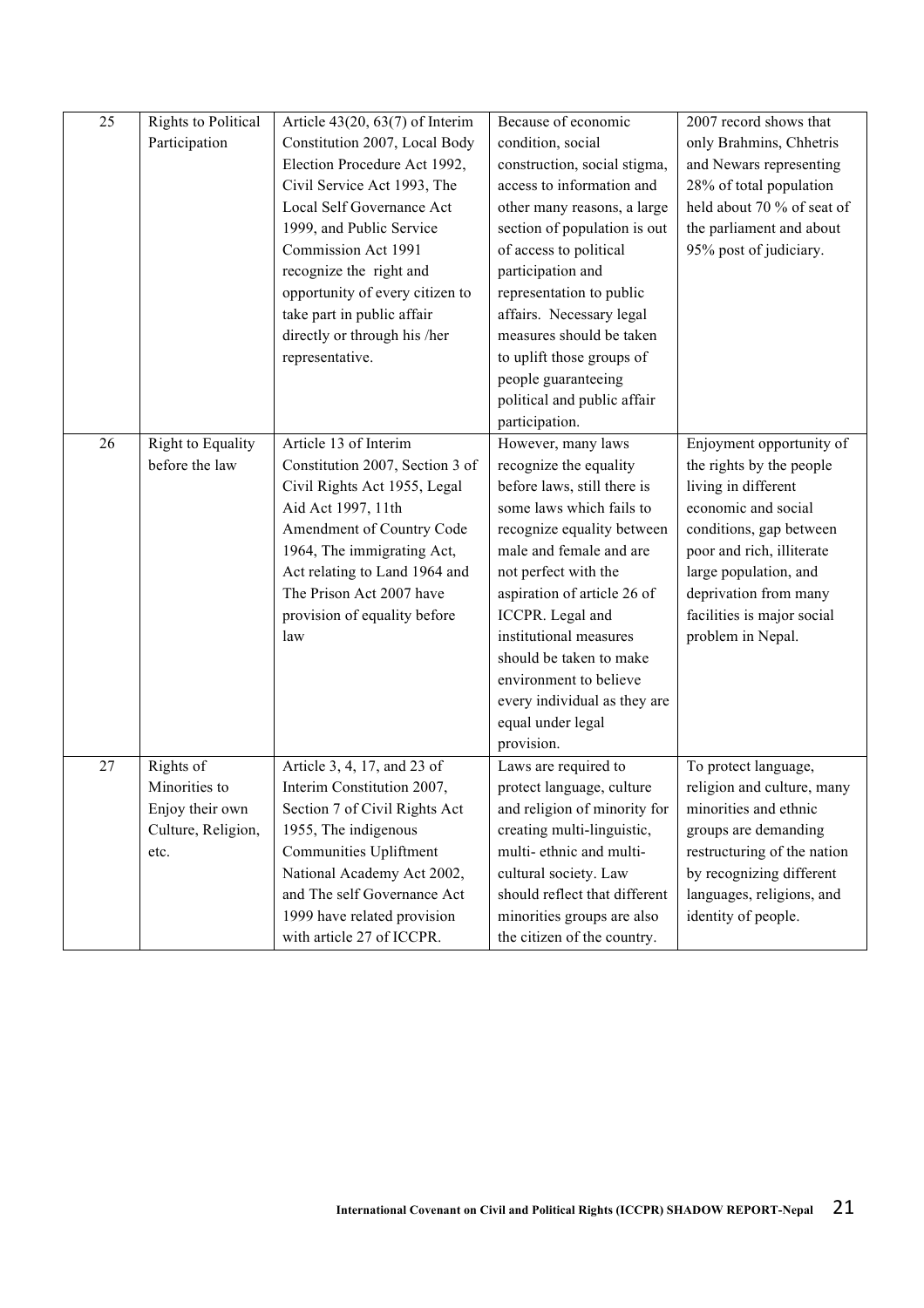| 25 | Rights to Political Participation | Article 43(20, 63(7) of Interim Constitution 2007, Local Body Election Procedure Act 1992, Civil Service Act 1993, The Local Self Governance Act 1999, and Public Service Commission Act 1991 recognize the right and opportunity of every citizen to take part in public affair directly or through his /her representative. | Because of economic condition, social construction, social stigma, access to information and other many reasons, a large section of population is out of access to political participation and representation to public affairs. Necessary legal measures should be taken to uplift those groups of people guaranteeing political and public affair participation. | 2007 record shows that only Brahmins, Chhetris and Newars representing 28% of total population held about 70 % of seat of the parliament and about 95% post of judiciary. |
|---|---|---|---|---|
| 26 | Right to Equality before the law | Article 13 of Interim Constitution 2007, Section 3 of Civil Rights Act 1955, Legal Aid Act 1997, 11th Amendment of Country Code 1964, The immigrating Act, Act relating to Land 1964 and The Prison Act 2007 have provision of equality before law | However, many laws recognize the equality before laws, still there is some laws which fails to recognize equality between male and female and are not perfect with the aspiration of article 26 of ICCPR. Legal and institutional measures should be taken to make environment to believe every individual as they are equal under legal provision. | Enjoyment opportunity of the rights by the people living in different economic and social conditions, gap between poor and rich, illiterate large population, and deprivation from many facilities is major social problem in Nepal. |
| 27 | Rights of Minorities to Enjoy their own Culture, Religion, etc. | Article 3, 4, 17, and 23 of Interim Constitution 2007, Section 7 of Civil Rights Act 1955, The indigenous Communities Upliftment National Academy Act 2002, and The self Governance Act 1999 have related provision with article 27 of ICCPR. | Laws are required to protect language, culture and religion of minority for creating multi-linguistic, multi- ethnic and multi-cultural society. Law should reflect that different minorities groups are also the citizen of the country. | To protect language, religion and culture, many minorities and ethnic groups are demanding restructuring of the nation by recognizing different languages, religions, and identity of people. |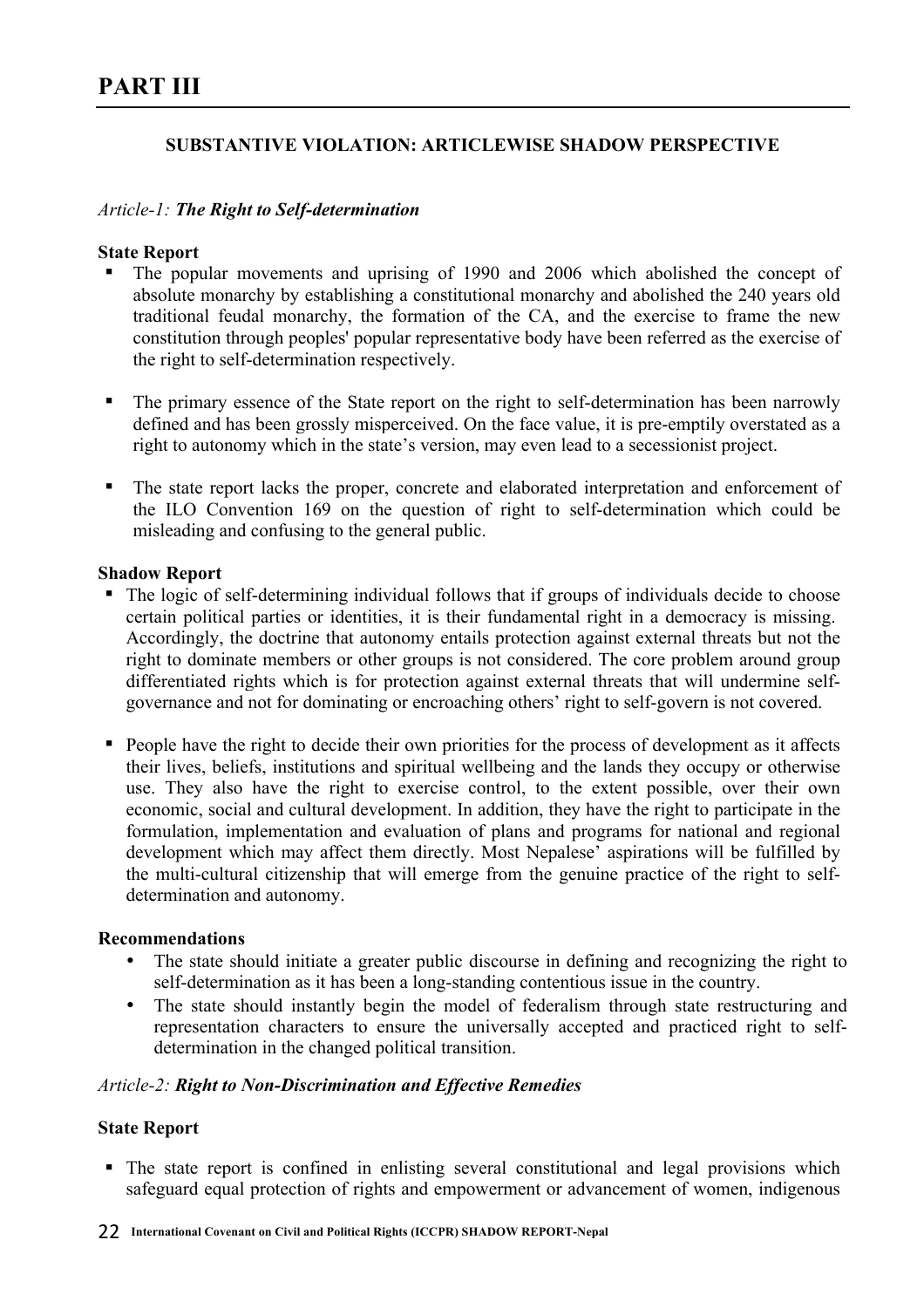# PART III

### SUBSTANTIVE VIOLATION: ARTICLEWISE SHADOW PERSPECTIVE

*Article-1:* ***The Right to Self-determination***

**State Report**

- The popular movements and uprising of 1990 and 2006 which abolished the concept of absolute monarchy by establishing a constitutional monarchy and abolished the 240 years old traditional feudal monarchy, the formation of the CA, and the exercise to frame the new constitution through peoples' popular representative body have been referred as the exercise of the right to self-determination respectively.

- The primary essence of the State report on the right to self-determination has been narrowly defined and has been grossly misperceived. On the face value, it is pre-emptily overstated as a right to autonomy which in the state's version, may even lead to a secessionist project.

- The state report lacks the proper, concrete and elaborated interpretation and enforcement of the ILO Convention 169 on the question of right to self-determination which could be misleading and confusing to the general public.

**Shadow Report**

- The logic of self-determining individual follows that if groups of individuals decide to choose certain political parties or identities, it is their fundamental right in a democracy is missing. Accordingly, the doctrine that autonomy entails protection against external threats but not the right to dominate members or other groups is not considered. The core problem around group differentiated rights which is for protection against external threats that will undermine self-governance and not for dominating or encroaching others' right to self-govern is not covered.

- People have the right to decide their own priorities for the process of development as it affects their lives, beliefs, institutions and spiritual wellbeing and the lands they occupy or otherwise use. They also have the right to exercise control, to the extent possible, over their own economic, social and cultural development. In addition, they have the right to participate in the formulation, implementation and evaluation of plans and programs for national and regional development which may affect them directly. Most Nepalese' aspirations will be fulfilled by the multi-cultural citizenship that will emerge from the genuine practice of the right to self-determination and autonomy.

**Recommendations**

- The state should initiate a greater public discourse in defining and recognizing the right to self-determination as it has been a long-standing contentious issue in the country.
- The state should instantly begin the model of federalism through state restructuring and representation characters to ensure the universally accepted and practiced right to self-determination in the changed political transition.

*Article-2:* ***Right to Non-Discrimination and Effective Remedies***

**State Report**

- The state report is confined in enlisting several constitutional and legal provisions which safeguard equal protection of rights and empowerment or advancement of women, indigenous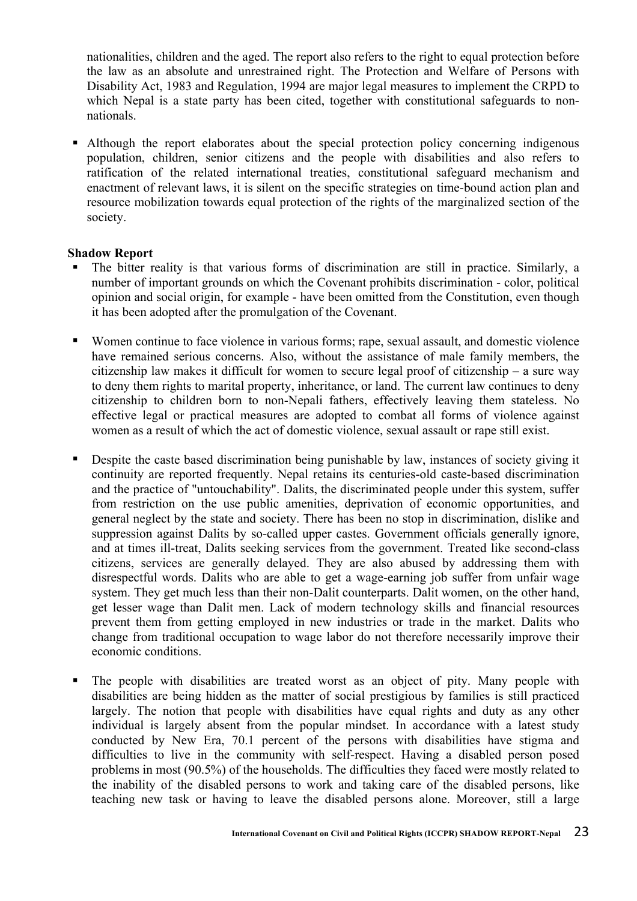nationalities, children and the aged. The report also refers to the right to equal protection before the law as an absolute and unrestrained right. The Protection and Welfare of Persons with Disability Act, 1983 and Regulation, 1994 are major legal measures to implement the CRPD to which Nepal is a state party has been cited, together with constitutional safeguards to non-nationals.

- Although the report elaborates about the special protection policy concerning indigenous population, children, senior citizens and the people with disabilities and also refers to ratification of the related international treaties, constitutional safeguard mechanism and enactment of relevant laws, it is silent on the specific strategies on time-bound action plan and resource mobilization towards equal protection of the rights of the marginalized section of the society.

**Shadow Report**

- The bitter reality is that various forms of discrimination are still in practice. Similarly, a number of important grounds on which the Covenant prohibits discrimination - color, political opinion and social origin, for example - have been omitted from the Constitution, even though it has been adopted after the promulgation of the Covenant.

- Women continue to face violence in various forms; rape, sexual assault, and domestic violence have remained serious concerns. Also, without the assistance of male family members, the citizenship law makes it difficult for women to secure legal proof of citizenship – a sure way to deny them rights to marital property, inheritance, or land. The current law continues to deny citizenship to children born to non-Nepali fathers, effectively leaving them stateless. No effective legal or practical measures are adopted to combat all forms of violence against women as a result of which the act of domestic violence, sexual assault or rape still exist.

- Despite the caste based discrimination being punishable by law, instances of society giving it continuity are reported frequently. Nepal retains its centuries-old caste-based discrimination and the practice of "untouchability". Dalits, the discriminated people under this system, suffer from restriction on the use public amenities, deprivation of economic opportunities, and general neglect by the state and society. There has been no stop in discrimination, dislike and suppression against Dalits by so-called upper castes. Government officials generally ignore, and at times ill-treat, Dalits seeking services from the government. Treated like second-class citizens, services are generally delayed. They are also abused by addressing them with disrespectful words. Dalits who are able to get a wage-earning job suffer from unfair wage system. They get much less than their non-Dalit counterparts. Dalit women, on the other hand, get lesser wage than Dalit men. Lack of modern technology skills and financial resources prevent them from getting employed in new industries or trade in the market. Dalits who change from traditional occupation to wage labor do not therefore necessarily improve their economic conditions.

- The people with disabilities are treated worst as an object of pity. Many people with disabilities are being hidden as the matter of social prestigious by families is still practiced largely. The notion that people with disabilities have equal rights and duty as any other individual is largely absent from the popular mindset. In accordance with a latest study conducted by New Era, 70.1 percent of the persons with disabilities have stigma and difficulties to live in the community with self-respect. Having a disabled person posed problems in most (90.5%) of the households. The difficulties they faced were mostly related to the inability of the disabled persons to work and taking care of the disabled persons, like teaching new task or having to leave the disabled persons alone. Moreover, still a large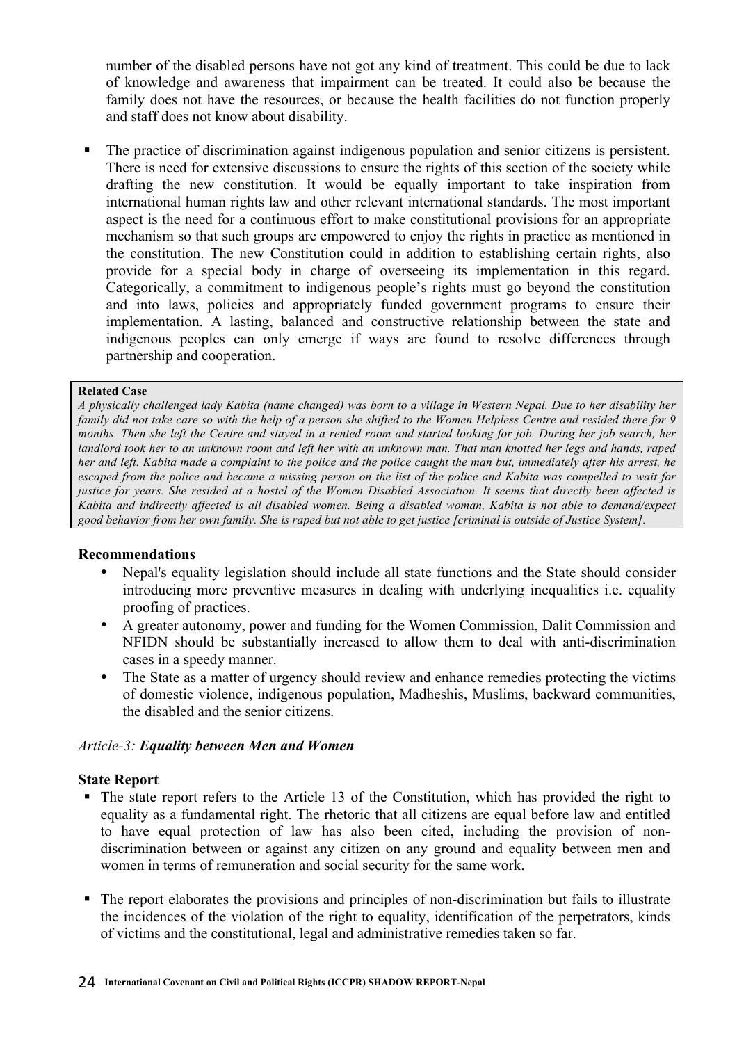number of the disabled persons have not got any kind of treatment. This could be due to lack of knowledge and awareness that impairment can be treated. It could also be because the family does not have the resources, or because the health facilities do not function properly and staff does not know about disability.

- The practice of discrimination against indigenous population and senior citizens is persistent. There is need for extensive discussions to ensure the rights of this section of the society while drafting the new constitution. It would be equally important to take inspiration from international human rights law and other relevant international standards. The most important aspect is the need for a continuous effort to make constitutional provisions for an appropriate mechanism so that such groups are empowered to enjoy the rights in practice as mentioned in the constitution. The new Constitution could in addition to establishing certain rights, also provide for a special body in charge of overseeing its implementation in this regard. Categorically, a commitment to indigenous people's rights must go beyond the constitution and into laws, policies and appropriately funded government programs to ensure their implementation. A lasting, balanced and constructive relationship between the state and indigenous peoples can only emerge if ways are found to resolve differences through partnership and cooperation.

> **Related Case**
>
> *A physically challenged lady Kabita (name changed) was born to a village in Western Nepal. Due to her disability her family did not take care so with the help of a person she shifted to the Women Helpless Centre and resided there for 9 months. Then she left the Centre and stayed in a rented room and started looking for job. During her job search, her landlord took her to an unknown room and left her with an unknown man. That man knotted her legs and hands, raped her and left. Kabita made a complaint to the police and the police caught the man but, immediately after his arrest, he escaped from the police and became a missing person on the list of the police and Kabita was compelled to wait for justice for years. She resided at a hostel of the Women Disabled Association. It seems that directly been affected is Kabita and indirectly affected is all disabled women. Being a disabled woman, Kabita is not able to demand/expect good behavior from her own family. She is raped but not able to get justice [criminal is outside of Justice System].*

**Recommendations**

- Nepal's equality legislation should include all state functions and the State should consider introducing more preventive measures in dealing with underlying inequalities i.e. equality proofing of practices.
- A greater autonomy, power and funding for the Women Commission, Dalit Commission and NFIDN should be substantially increased to allow them to deal with anti-discrimination cases in a speedy manner.
- The State as a matter of urgency should review and enhance remedies protecting the victims of domestic violence, indigenous population, Madheshis, Muslims, backward communities, the disabled and the senior citizens.

### *Article-3:* ***Equality between Men and Women***

**State Report**

- The state report refers to the Article 13 of the Constitution, which has provided the right to equality as a fundamental right. The rhetoric that all citizens are equal before law and entitled to have equal protection of law has also been cited, including the provision of non-discrimination between or against any citizen on any ground and equality between men and women in terms of remuneration and social security for the same work.
- The report elaborates the provisions and principles of non-discrimination but fails to illustrate the incidences of the violation of the right to equality, identification of the perpetrators, kinds of victims and the constitutional, legal and administrative remedies taken so far.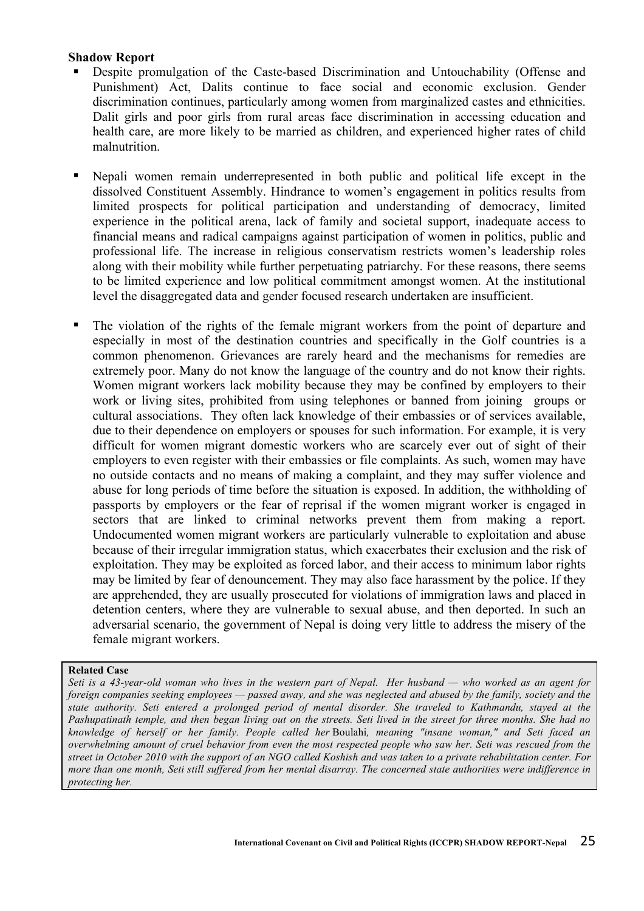**Shadow Report**

- Despite promulgation of the Caste-based Discrimination and Untouchability (Offense and Punishment) Act, Dalits continue to face social and economic exclusion. Gender discrimination continues, particularly among women from marginalized castes and ethnicities. Dalit girls and poor girls from rural areas face discrimination in accessing education and health care, are more likely to be married as children, and experienced higher rates of child malnutrition.

- Nepali women remain underrepresented in both public and political life except in the dissolved Constituent Assembly. Hindrance to women's engagement in politics results from limited prospects for political participation and understanding of democracy, limited experience in the political arena, lack of family and societal support, inadequate access to financial means and radical campaigns against participation of women in politics, public and professional life. The increase in religious conservatism restricts women's leadership roles along with their mobility while further perpetuating patriarchy. For these reasons, there seems to be limited experience and low political commitment amongst women. At the institutional level the disaggregated data and gender focused research undertaken are insufficient.

- The violation of the rights of the female migrant workers from the point of departure and especially in most of the destination countries and specifically in the Golf countries is a common phenomenon. Grievances are rarely heard and the mechanisms for remedies are extremely poor. Many do not know the language of the country and do not know their rights. Women migrant workers lack mobility because they may be confined by employers to their work or living sites, prohibited from using telephones or banned from joining groups or cultural associations. They often lack knowledge of their embassies or of services available, due to their dependence on employers or spouses for such information. For example, it is very difficult for women migrant domestic workers who are scarcely ever out of sight of their employers to even register with their embassies or file complaints. As such, women may have no outside contacts and no means of making a complaint, and they may suffer violence and abuse for long periods of time before the situation is exposed. In addition, the withholding of passports by employers or the fear of reprisal if the women migrant worker is engaged in sectors that are linked to criminal networks prevent them from making a report. Undocumented women migrant workers are particularly vulnerable to exploitation and abuse because of their irregular immigration status, which exacerbates their exclusion and the risk of exploitation. They may be exploited as forced labor, and their access to minimum labor rights may be limited by fear of denouncement. They may also face harassment by the police. If they are apprehended, they are usually prosecuted for violations of immigration laws and placed in detention centers, where they are vulnerable to sexual abuse, and then deported. In such an adversarial scenario, the government of Nepal is doing very little to address the misery of the female migrant workers.

**Related Case**

*Seti is a 43-year-old woman who lives in the western part of Nepal. Her husband — who worked as an agent for foreign companies seeking employees — passed away, and she was neglected and abused by the family, society and the state authority. Seti entered a prolonged period of mental disorder. She traveled to Kathmandu, stayed at the Pashupatinath temple, and then began living out on the streets. Seti lived in the street for three months. She had no knowledge of herself or her family. People called her* Boulahi*, meaning "insane woman," and Seti faced an overwhelming amount of cruel behavior from even the most respected people who saw her. Seti was rescued from the street in October 2010 with the support of an NGO called Koshish and was taken to a private rehabilitation center. For more than one month, Seti still suffered from her mental disarray. The concerned state authorities were indifference in protecting her.*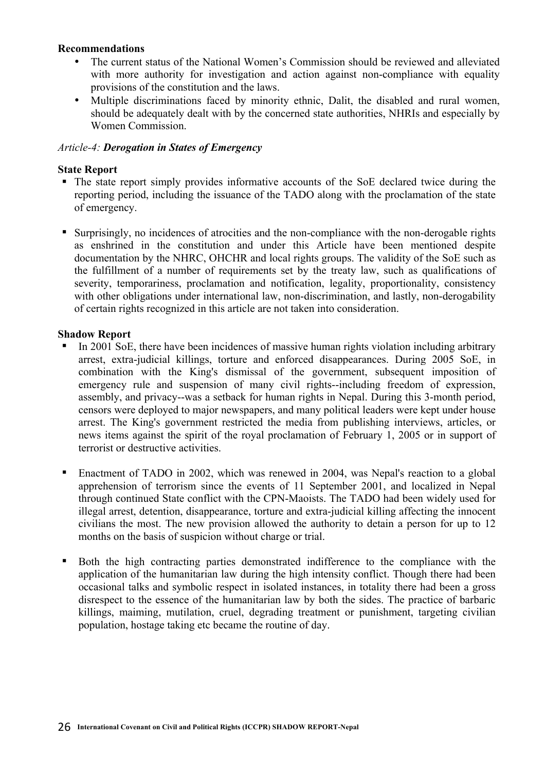**Recommendations**

- The current status of the National Women's Commission should be reviewed and alleviated with more authority for investigation and action against non-compliance with equality provisions of the constitution and the laws.
- Multiple discriminations faced by minority ethnic, Dalit, the disabled and rural women, should be adequately dealt with by the concerned state authorities, NHRIs and especially by Women Commission.

*Article-4: **Derogation in States of Emergency***

**State Report**

- The state report simply provides informative accounts of the SoE declared twice during the reporting period, including the issuance of the TADO along with the proclamation of the state of emergency.

- Surprisingly, no incidences of atrocities and the non-compliance with the non-derogable rights as enshrined in the constitution and under this Article have been mentioned despite documentation by the NHRC, OHCHR and local rights groups. The validity of the SoE such as the fulfillment of a number of requirements set by the treaty law, such as qualifications of severity, temporariness, proclamation and notification, legality, proportionality, consistency with other obligations under international law, non-discrimination, and lastly, non-derogability of certain rights recognized in this article are not taken into consideration.

**Shadow Report**

- In 2001 SoE, there have been incidences of massive human rights violation including arbitrary arrest, extra-judicial killings, torture and enforced disappearances. During 2005 SoE, in combination with the King's dismissal of the government, subsequent imposition of emergency rule and suspension of many civil rights--including freedom of expression, assembly, and privacy--was a setback for human rights in Nepal. During this 3-month period, censors were deployed to major newspapers, and many political leaders were kept under house arrest. The King's government restricted the media from publishing interviews, articles, or news items against the spirit of the royal proclamation of February 1, 2005 or in support of terrorist or destructive activities.

- Enactment of TADO in 2002, which was renewed in 2004, was Nepal's reaction to a global apprehension of terrorism since the events of 11 September 2001, and localized in Nepal through continued State conflict with the CPN-Maoists. The TADO had been widely used for illegal arrest, detention, disappearance, torture and extra-judicial killing affecting the innocent civilians the most. The new provision allowed the authority to detain a person for up to 12 months on the basis of suspicion without charge or trial.

- Both the high contracting parties demonstrated indifference to the compliance with the application of the humanitarian law during the high intensity conflict. Though there had been occasional talks and symbolic respect in isolated instances, in totality there had been a gross disrespect to the essence of the humanitarian law by both the sides. The practice of barbaric killings, maiming, mutilation, cruel, degrading treatment or punishment, targeting civilian population, hostage taking etc became the routine of day.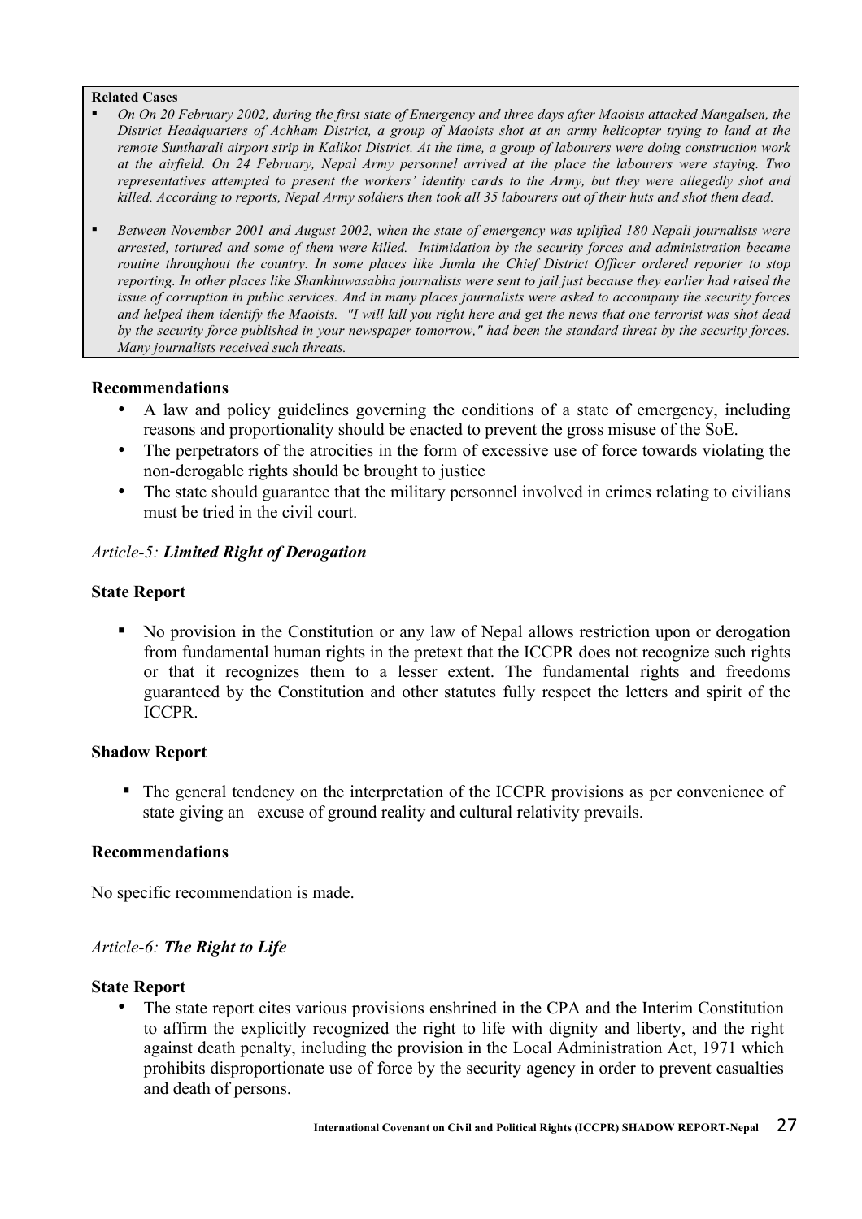**Related Cases**

- *On On 20 February 2002, during the first state of Emergency and three days after Maoists attacked Mangalsen, the District Headquarters of Achham District, a group of Maoists shot at an army helicopter trying to land at the remote Suntharali airport strip in Kalikot District. At the time, a group of labourers were doing construction work at the airfield. On 24 February, Nepal Army personnel arrived at the place the labourers were staying. Two representatives attempted to present the workers' identity cards to the Army, but they were allegedly shot and killed. According to reports, Nepal Army soldiers then took all 35 labourers out of their huts and shot them dead.*
- *Between November 2001 and August 2002, when the state of emergency was uplifted 180 Nepali journalists were arrested, tortured and some of them were killed. Intimidation by the security forces and administration became routine throughout the country. In some places like Jumla the Chief District Officer ordered reporter to stop reporting. In other places like Shankhuwasabha journalists were sent to jail just because they earlier had raised the issue of corruption in public services. And in many places journalists were asked to accompany the security forces and helped them identify the Maoists. "I will kill you right here and get the news that one terrorist was shot dead by the security force published in your newspaper tomorrow," had been the standard threat by the security forces. Many journalists received such threats.*

**Recommendations**

- A law and policy guidelines governing the conditions of a state of emergency, including reasons and proportionality should be enacted to prevent the gross misuse of the SoE.
- The perpetrators of the atrocities in the form of excessive use of force towards violating the non-derogable rights should be brought to justice
- The state should guarantee that the military personnel involved in crimes relating to civilians must be tried in the civil court.

*Article-5: **Limited Right of Derogation***

**State Report**

- No provision in the Constitution or any law of Nepal allows restriction upon or derogation from fundamental human rights in the pretext that the ICCPR does not recognize such rights or that it recognizes them to a lesser extent. The fundamental rights and freedoms guaranteed by the Constitution and other statutes fully respect the letters and spirit of the ICCPR.

**Shadow Report**

- The general tendency on the interpretation of the ICCPR provisions as per convenience of state giving an excuse of ground reality and cultural relativity prevails.

**Recommendations**

No specific recommendation is made.

*Article-6: **The Right to Life***

**State Report**

- The state report cites various provisions enshrined in the CPA and the Interim Constitution to affirm the explicitly recognized the right to life with dignity and liberty, and the right against death penalty, including the provision in the Local Administration Act, 1971 which prohibits disproportionate use of force by the security agency in order to prevent casualties and death of persons.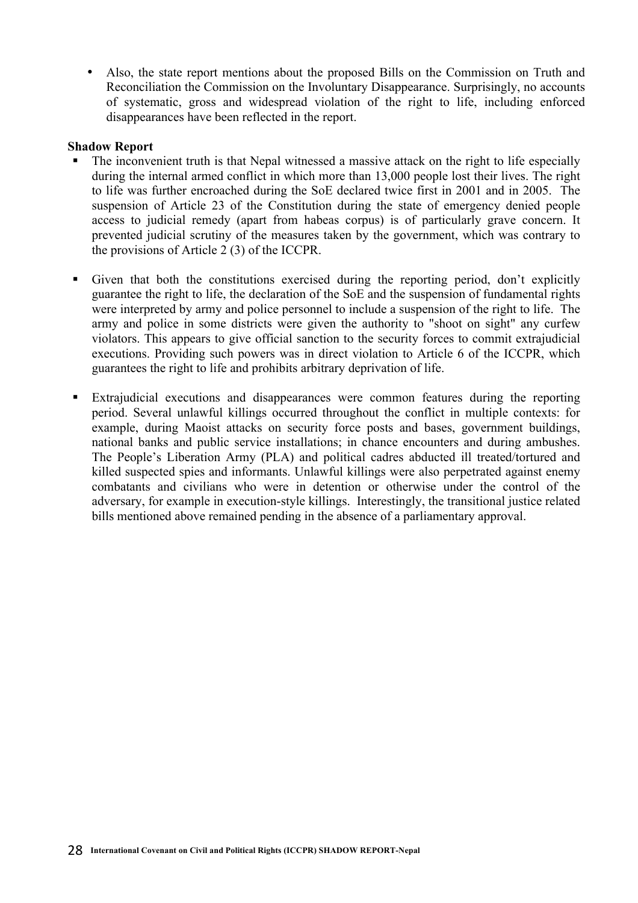- Also, the state report mentions about the proposed Bills on the Commission on Truth and Reconciliation the Commission on the Involuntary Disappearance. Surprisingly, no accounts of systematic, gross and widespread violation of the right to life, including enforced disappearances have been reflected in the report.

**Shadow Report**

- The inconvenient truth is that Nepal witnessed a massive attack on the right to life especially during the internal armed conflict in which more than 13,000 people lost their lives. The right to life was further encroached during the SoE declared twice first in 2001 and in 2005. The suspension of Article 23 of the Constitution during the state of emergency denied people access to judicial remedy (apart from habeas corpus) is of particularly grave concern. It prevented judicial scrutiny of the measures taken by the government, which was contrary to the provisions of Article 2 (3) of the ICCPR.

- Given that both the constitutions exercised during the reporting period, don't explicitly guarantee the right to life, the declaration of the SoE and the suspension of fundamental rights were interpreted by army and police personnel to include a suspension of the right to life. The army and police in some districts were given the authority to "shoot on sight" any curfew violators. This appears to give official sanction to the security forces to commit extrajudicial executions. Providing such powers was in direct violation to Article 6 of the ICCPR, which guarantees the right to life and prohibits arbitrary deprivation of life.

- Extrajudicial executions and disappearances were common features during the reporting period. Several unlawful killings occurred throughout the conflict in multiple contexts: for example, during Maoist attacks on security force posts and bases, government buildings, national banks and public service installations; in chance encounters and during ambushes. The People's Liberation Army (PLA) and political cadres abducted ill treated/tortured and killed suspected spies and informants. Unlawful killings were also perpetrated against enemy combatants and civilians who were in detention or otherwise under the control of the adversary, for example in execution-style killings. Interestingly, the transitional justice related bills mentioned above remained pending in the absence of a parliamentary approval.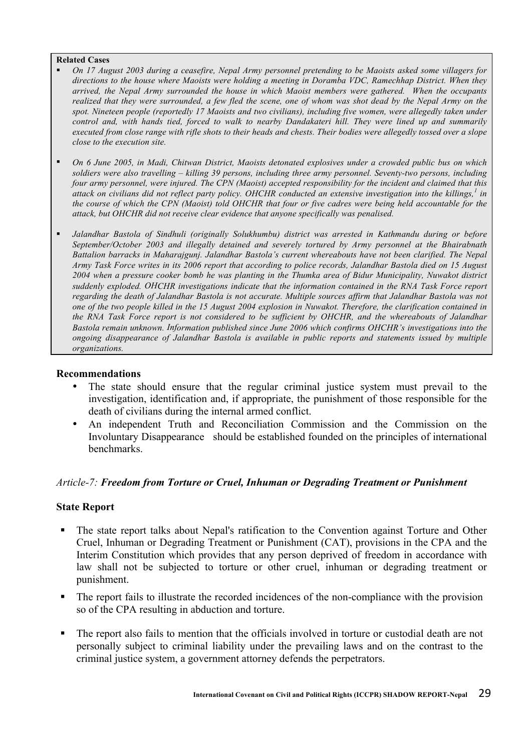**Related Cases**

- *On 17 August 2003 during a ceasefire, Nepal Army personnel pretending to be Maoists asked some villagers for directions to the house where Maoists were holding a meeting in Doramba VDC, Ramechhap District. When they arrived, the Nepal Army surrounded the house in which Maoist members were gathered. When the occupants realized that they were surrounded, a few fled the scene, one of whom was shot dead by the Nepal Army on the spot. Nineteen people (reportedly 17 Maoists and two civilians), including five women, were allegedly taken under control and, with hands tied, forced to walk to nearby Dandakateri hill. They were lined up and summarily executed from close range with rifle shots to their heads and chests. Their bodies were allegedly tossed over a slope close to the execution site.*

- *On 6 June 2005, in Madi, Chitwan District, Maoists detonated explosives under a crowded public bus on which soldiers were also travelling – killing 39 persons, including three army personnel. Seventy-two persons, including four army personnel, were injured. The CPN (Maoist) accepted responsibility for the incident and claimed that this attack on civilians did not reflect party policy. OHCHR conducted an extensive investigation into the killings,[1] in the course of which the CPN (Maoist) told OHCHR that four or five cadres were being held accountable for the attack, but OHCHR did not receive clear evidence that anyone specifically was penalised.*

- *Jalandhar Bastola of Sindhuli (originally Solukhumbu) district was arrested in Kathmandu during or before September/October 2003 and illegally detained and severely tortured by Army personnel at the Bhairabnath Battalion barracks in Maharajgunj. Jalandhar Bastola's current whereabouts have not been clarified. The Nepal Army Task Force writes in its 2006 report that according to police records, Jalandhar Bastola died on 15 August 2004 when a pressure cooker bomb he was planting in the Thumka area of Bidur Municipality, Nuwakot district suddenly exploded. OHCHR investigations indicate that the information contained in the RNA Task Force report regarding the death of Jalandhar Bastola is not accurate. Multiple sources affirm that Jalandhar Bastola was not one of the two people killed in the 15 August 2004 explosion in Nuwakot. Therefore, the clarification contained in the RNA Task Force report is not considered to be sufficient by OHCHR, and the whereabouts of Jalandhar Bastola remain unknown. Information published since June 2006 which confirms OHCHR's investigations into the ongoing disappearance of Jalandhar Bastola is available in public reports and statements issued by multiple organizations.*

**Recommendations**

- The state should ensure that the regular criminal justice system must prevail to the investigation, identification and, if appropriate, the punishment of those responsible for the death of civilians during the internal armed conflict.
- An independent Truth and Reconciliation Commission and the Commission on the Involuntary Disappearance should be established founded on the principles of international benchmarks.

### *Article-7:* ***Freedom from Torture or Cruel, Inhuman or Degrading Treatment or Punishment***

**State Report**

- The state report talks about Nepal's ratification to the Convention against Torture and Other Cruel, Inhuman or Degrading Treatment or Punishment (CAT), provisions in the CPA and the Interim Constitution which provides that any person deprived of freedom in accordance with law shall not be subjected to torture or other cruel, inhuman or degrading treatment or punishment.
- The report fails to illustrate the recorded incidences of the non-compliance with the provision so of the CPA resulting in abduction and torture.
- The report also fails to mention that the officials involved in torture or custodial death are not personally subject to criminal liability under the prevailing laws and on the contrast to the criminal justice system, a government attorney defends the perpetrators.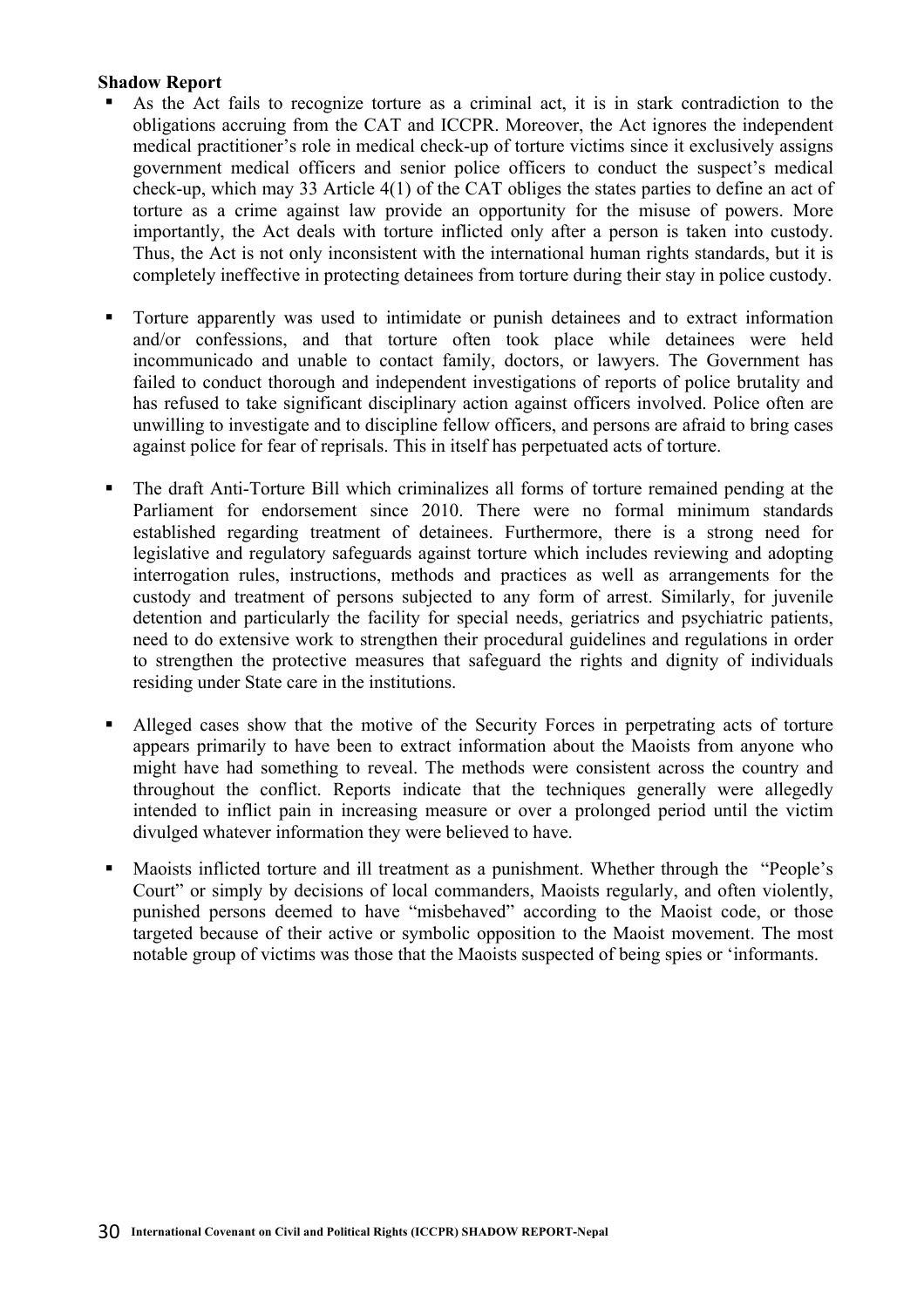**Shadow Report**

- As the Act fails to recognize torture as a criminal act, it is in stark contradiction to the obligations accruing from the CAT and ICCPR. Moreover, the Act ignores the independent medical practitioner's role in medical check-up of torture victims since it exclusively assigns government medical officers and senior police officers to conduct the suspect's medical check-up, which may 33 Article 4(1) of the CAT obliges the states parties to define an act of torture as a crime against law provide an opportunity for the misuse of powers. More importantly, the Act deals with torture inflicted only after a person is taken into custody. Thus, the Act is not only inconsistent with the international human rights standards, but it is completely ineffective in protecting detainees from torture during their stay in police custody.

- Torture apparently was used to intimidate or punish detainees and to extract information and/or confessions, and that torture often took place while detainees were held incommunicado and unable to contact family, doctors, or lawyers. The Government has failed to conduct thorough and independent investigations of reports of police brutality and has refused to take significant disciplinary action against officers involved. Police often are unwilling to investigate and to discipline fellow officers, and persons are afraid to bring cases against police for fear of reprisals. This in itself has perpetuated acts of torture.

- The draft Anti-Torture Bill which criminalizes all forms of torture remained pending at the Parliament for endorsement since 2010. There were no formal minimum standards established regarding treatment of detainees. Furthermore, there is a strong need for legislative and regulatory safeguards against torture which includes reviewing and adopting interrogation rules, instructions, methods and practices as well as arrangements for the custody and treatment of persons subjected to any form of arrest. Similarly, for juvenile detention and particularly the facility for special needs, geriatrics and psychiatric patients, need to do extensive work to strengthen their procedural guidelines and regulations in order to strengthen the protective measures that safeguard the rights and dignity of individuals residing under State care in the institutions.

- Alleged cases show that the motive of the Security Forces in perpetrating acts of torture appears primarily to have been to extract information about the Maoists from anyone who might have had something to reveal. The methods were consistent across the country and throughout the conflict. Reports indicate that the techniques generally were allegedly intended to inflict pain in increasing measure or over a prolonged period until the victim divulged whatever information they were believed to have.

- Maoists inflicted torture and ill treatment as a punishment. Whether through the "People's Court" or simply by decisions of local commanders, Maoists regularly, and often violently, punished persons deemed to have "misbehaved" according to the Maoist code, or those targeted because of their active or symbolic opposition to the Maoist movement. The most notable group of victims was those that the Maoists suspected of being spies or 'informants.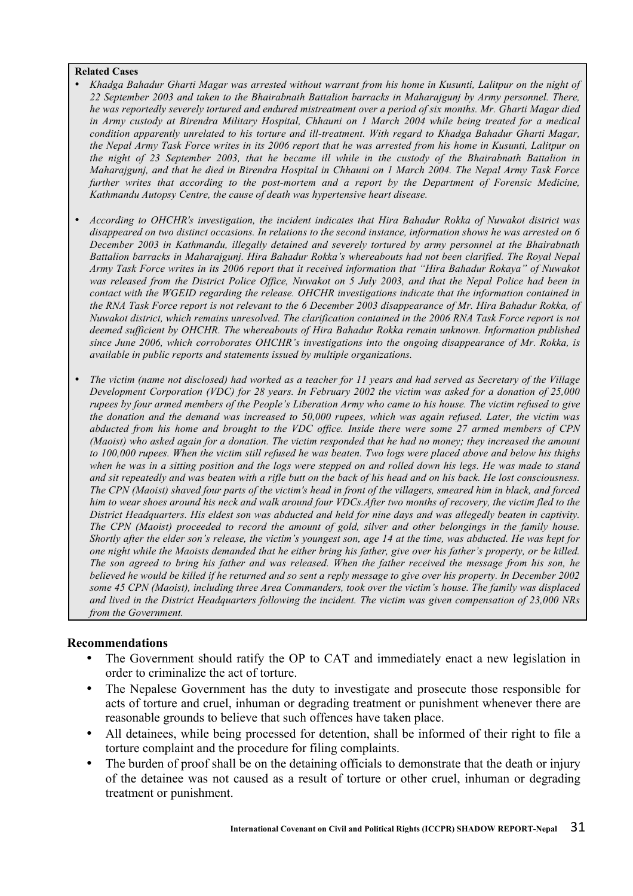**Related Cases**

- *Khadga Bahadur Gharti Magar was arrested without warrant from his home in Kusunti, Lalitpur on the night of 22 September 2003 and taken to the Bhairabnath Battalion barracks in Maharajgunj by Army personnel. There, he was reportedly severely tortured and endured mistreatment over a period of six months. Mr. Gharti Magar died in Army custody at Birendra Military Hospital, Chhauni on 1 March 2004 while being treated for a medical condition apparently unrelated to his torture and ill-treatment. With regard to Khadga Bahadur Gharti Magar, the Nepal Army Task Force writes in its 2006 report that he was arrested from his home in Kusunti, Lalitpur on the night of 23 September 2003, that he became ill while in the custody of the Bhairabnath Battalion in Maharajgunj, and that he died in Birendra Hospital in Chhauni on 1 March 2004. The Nepal Army Task Force further writes that according to the post-mortem and a report by the Department of Forensic Medicine, Kathmandu Autopsy Centre, the cause of death was hypertensive heart disease.*

- *According to OHCHR's investigation, the incident indicates that Hira Bahadur Rokka of Nuwakot district was disappeared on two distinct occasions. In relations to the second instance, information shows he was arrested on 6 December 2003 in Kathmandu, illegally detained and severely tortured by army personnel at the Bhairabnath Battalion barracks in Maharajgunj. Hira Bahadur Rokka's whereabouts had not been clarified. The Royal Nepal Army Task Force writes in its 2006 report that it received information that "Hira Bahadur Rokaya" of Nuwakot was released from the District Police Office, Nuwakot on 5 July 2003, and that the Nepal Police had been in contact with the WGEID regarding the release. OHCHR investigations indicate that the information contained in the RNA Task Force report is not relevant to the 6 December 2003 disappearance of Mr. Hira Bahadur Rokka, of Nuwakot district, which remains unresolved. The clarification contained in the 2006 RNA Task Force report is not deemed sufficient by OHCHR. The whereabouts of Hira Bahadur Rokka remain unknown. Information published since June 2006, which corroborates OHCHR's investigations into the ongoing disappearance of Mr. Rokka, is available in public reports and statements issued by multiple organizations.*

- *The victim (name not disclosed) had worked as a teacher for 11 years and had served as Secretary of the Village Development Corporation (VDC) for 28 years. In February 2002 the victim was asked for a donation of 25,000 rupees by four armed members of the People's Liberation Army who came to his house. The victim refused to give the donation and the demand was increased to 50,000 rupees, which was again refused. Later, the victim was abducted from his home and brought to the VDC office. Inside there were some 27 armed members of CPN (Maoist) who asked again for a donation. The victim responded that he had no money; they increased the amount to 100,000 rupees. When the victim still refused he was beaten. Two logs were placed above and below his thighs when he was in a sitting position and the logs were stepped on and rolled down his legs. He was made to stand and sit repeatedly and was beaten with a rifle butt on the back of his head and on his back. He lost consciousness. The CPN (Maoist) shaved four parts of the victim's head in front of the villagers, smeared him in black, and forced him to wear shoes around his neck and walk around four VDCs.After two months of recovery, the victim fled to the District Headquarters. His eldest son was abducted and held for nine days and was allegedly beaten in captivity. The CPN (Maoist) proceeded to record the amount of gold, silver and other belongings in the family house. Shortly after the elder son's release, the victim's youngest son, age 14 at the time, was abducted. He was kept for one night while the Maoists demanded that he either bring his father, give over his father's property, or be killed. The son agreed to bring his father and was released. When the father received the message from his son, he believed he would be killed if he returned and so sent a reply message to give over his property. In December 2002 some 45 CPN (Maoist), including three Area Commanders, took over the victim's house. The family was displaced and lived in the District Headquarters following the incident. The victim was given compensation of 23,000 NRs from the Government.*

## Recommendations

- The Government should ratify the OP to CAT and immediately enact a new legislation in order to criminalize the act of torture.
- The Nepalese Government has the duty to investigate and prosecute those responsible for acts of torture and cruel, inhuman or degrading treatment or punishment whenever there are reasonable grounds to believe that such offences have taken place.
- All detainees, while being processed for detention, shall be informed of their right to file a torture complaint and the procedure for filing complaints.
- The burden of proof shall be on the detaining officials to demonstrate that the death or injury of the detainee was not caused as a result of torture or other cruel, inhuman or degrading treatment or punishment.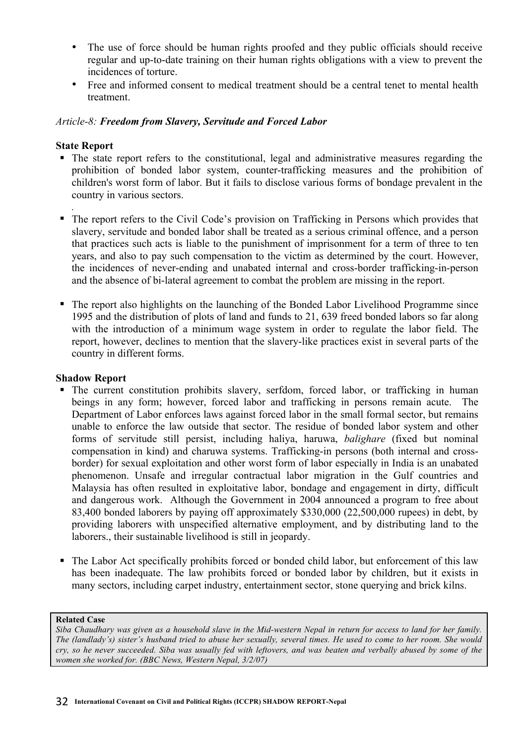- The use of force should be human rights proofed and they public officials should receive regular and up-to-date training on their human rights obligations with a view to prevent the incidences of torture.
- Free and informed consent to medical treatment should be a central tenet to mental health treatment.

*Article-8:* ***Freedom from Slavery, Servitude and Forced Labor***

**State Report**

- The state report refers to the constitutional, legal and administrative measures regarding the prohibition of bonded labor system, counter-trafficking measures and the prohibition of children's worst form of labor. But it fails to disclose various forms of bondage prevalent in the country in various sectors.
- The report refers to the Civil Code's provision on Trafficking in Persons which provides that slavery, servitude and bonded labor shall be treated as a serious criminal offence, and a person that practices such acts is liable to the punishment of imprisonment for a term of three to ten years, and also to pay such compensation to the victim as determined by the court. However, the incidences of never-ending and unabated internal and cross-border trafficking-in-person and the absence of bi-lateral agreement to combat the problem are missing in the report.
- The report also highlights on the launching of the Bonded Labor Livelihood Programme since 1995 and the distribution of plots of land and funds to 21, 639 freed bonded labors so far along with the introduction of a minimum wage system in order to regulate the labor field. The report, however, declines to mention that the slavery-like practices exist in several parts of the country in different forms.

**Shadow Report**

- The current constitution prohibits slavery, serfdom, forced labor, or trafficking in human beings in any form; however, forced labor and trafficking in persons remain acute. The Department of Labor enforces laws against forced labor in the small formal sector, but remains unable to enforce the law outside that sector. The residue of bonded labor system and other forms of servitude still persist, including haliya, haruwa, *balighare* (fixed but nominal compensation in kind) and charuwa systems. Trafficking-in persons (both internal and cross-border) for sexual exploitation and other worst form of labor especially in India is an unabated phenomenon. Unsafe and irregular contractual labor migration in the Gulf countries and Malaysia has often resulted in exploitative labor, bondage and engagement in dirty, difficult and dangerous work. Although the Government in 2004 announced a program to free about 83,400 bonded laborers by paying off approximately $330,000 (22,500,000 rupees) in debt, by providing laborers with unspecified alternative employment, and by distributing land to the laborers., their sustainable livelihood is still in jeopardy.
- The Labor Act specifically prohibits forced or bonded child labor, but enforcement of this law has been inadequate. The law prohibits forced or bonded labor by children, but it exists in many sectors, including carpet industry, entertainment sector, stone querying and brick kilns.

**Related Case**

*Siba Chaudhary was given as a household slave in the Mid-western Nepal in return for access to land for her family. The (landlady's) sister's husband tried to abuse her sexually, several times. He used to come to her room. She would cry, so he never succeeded. Siba was usually fed with leftovers, and was beaten and verbally abused by some of the women she worked for. (BBC News, Western Nepal, 3/2/07)*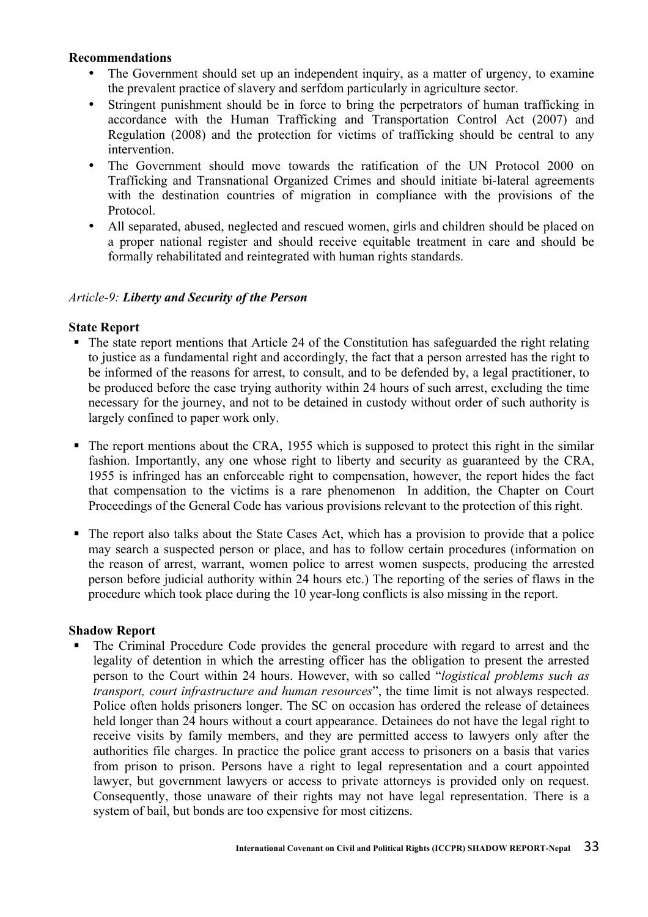**Recommendations**

- The Government should set up an independent inquiry, as a matter of urgency, to examine the prevalent practice of slavery and serfdom particularly in agriculture sector.
- Stringent punishment should be in force to bring the perpetrators of human trafficking in accordance with the Human Trafficking and Transportation Control Act (2007) and Regulation (2008) and the protection for victims of trafficking should be central to any intervention.
- The Government should move towards the ratification of the UN Protocol 2000 on Trafficking and Transnational Organized Crimes and should initiate bi-lateral agreements with the destination countries of migration in compliance with the provisions of the Protocol.
- All separated, abused, neglected and rescued women, girls and children should be placed on a proper national register and should receive equitable treatment in care and should be formally rehabilitated and reintegrated with human rights standards.

*Article-9:* ***Liberty and Security of the Person***

**State Report**

- The state report mentions that Article 24 of the Constitution has safeguarded the right relating to justice as a fundamental right and accordingly, the fact that a person arrested has the right to be informed of the reasons for arrest, to consult, and to be defended by, a legal practitioner, to be produced before the case trying authority within 24 hours of such arrest, excluding the time necessary for the journey, and not to be detained in custody without order of such authority is largely confined to paper work only.

- The report mentions about the CRA, 1955 which is supposed to protect this right in the similar fashion. Importantly, any one whose right to liberty and security as guaranteed by the CRA, 1955 is infringed has an enforceable right to compensation, however, the report hides the fact that compensation to the victims is a rare phenomenon In addition, the Chapter on Court Proceedings of the General Code has various provisions relevant to the protection of this right.

- The report also talks about the State Cases Act, which has a provision to provide that a police may search a suspected person or place, and has to follow certain procedures (information on the reason of arrest, warrant, women police to arrest women suspects, producing the arrested person before judicial authority within 24 hours etc.) The reporting of the series of flaws in the procedure which took place during the 10 year-long conflicts is also missing in the report.

**Shadow Report**

- The Criminal Procedure Code provides the general procedure with regard to arrest and the legality of detention in which the arresting officer has the obligation to present the arrested person to the Court within 24 hours. However, with so called "*logistical problems such as transport, court infrastructure and human resources*", the time limit is not always respected. Police often holds prisoners longer. The SC on occasion has ordered the release of detainees held longer than 24 hours without a court appearance. Detainees do not have the legal right to receive visits by family members, and they are permitted access to lawyers only after the authorities file charges. In practice the police grant access to prisoners on a basis that varies from prison to prison. Persons have a right to legal representation and a court appointed lawyer, but government lawyers or access to private attorneys is provided only on request. Consequently, those unaware of their rights may not have legal representation. There is a system of bail, but bonds are too expensive for most citizens.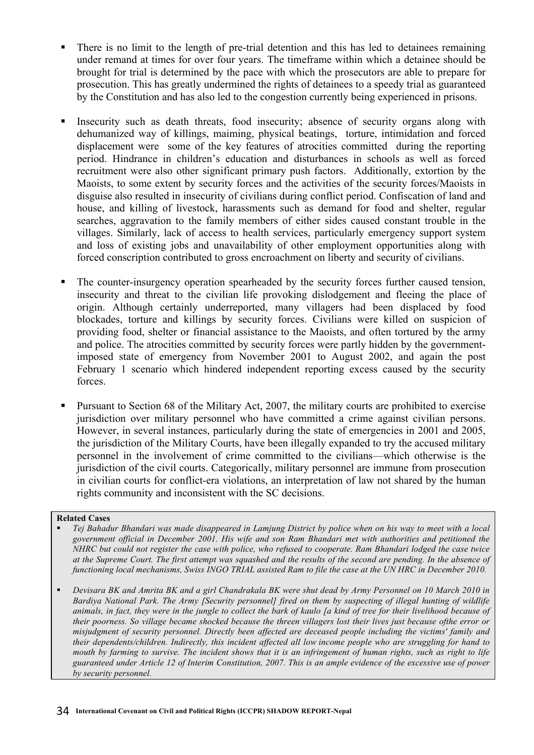- There is no limit to the length of pre-trial detention and this has led to detainees remaining under remand at times for over four years. The timeframe within which a detainee should be brought for trial is determined by the pace with which the prosecutors are able to prepare for prosecution. This has greatly undermined the rights of detainees to a speedy trial as guaranteed by the Constitution and has also led to the congestion currently being experienced in prisons.

- Insecurity such as death threats, food insecurity; absence of security organs along with dehumanized way of killings, maiming, physical beatings, torture, intimidation and forced displacement were some of the key features of atrocities committed during the reporting period. Hindrance in children's education and disturbances in schools as well as forced recruitment were also other significant primary push factors. Additionally, extortion by the Maoists, to some extent by security forces and the activities of the security forces/Maoists in disguise also resulted in insecurity of civilians during conflict period. Confiscation of land and house, and killing of livestock, harassments such as demand for food and shelter, regular searches, aggravation to the family members of either sides caused constant trouble in the villages. Similarly, lack of access to health services, particularly emergency support system and loss of existing jobs and unavailability of other employment opportunities along with forced conscription contributed to gross encroachment on liberty and security of civilians.

- The counter-insurgency operation spearheaded by the security forces further caused tension, insecurity and threat to the civilian life provoking dislodgement and fleeing the place of origin. Although certainly underreported, many villagers had been displaced by food blockades, torture and killings by security forces. Civilians were killed on suspicion of providing food, shelter or financial assistance to the Maoists, and often tortured by the army and police. The atrocities committed by security forces were partly hidden by the government-imposed state of emergency from November 2001 to August 2002, and again the post February 1 scenario which hindered independent reporting excess caused by the security forces.

- Pursuant to Section 68 of the Military Act, 2007, the military courts are prohibited to exercise jurisdiction over military personnel who have committed a crime against civilian persons. However, in several instances, particularly during the state of emergencies in 2001 and 2005, the jurisdiction of the Military Courts, have been illegally expanded to try the accused military personnel in the involvement of crime committed to the civilians—which otherwise is the jurisdiction of the civil courts. Categorically, military personnel are immune from prosecution in civilian courts for conflict-era violations, an interpretation of law not shared by the human rights community and inconsistent with the SC decisions.

**Related Cases**

- *Tej Bahadur Bhandari was made disappeared in Lamjung District by police when on his way to meet with a local government official in December 2001. His wife and son Ram Bhandari met with authorities and petitioned the NHRC but could not register the case with police, who refused to cooperate. Ram Bhandari lodged the case twice at the Supreme Court. The first attempt was squashed and the results of the second are pending. In the absence of functioning local mechanisms, Swiss INGO TRIAL assisted Ram to file the case at the UN HRC in December 2010.*

- *Devisara BK and Amrita BK and a girl Chandrakala BK were shut dead by Army Personnel on 10 March 2010 in Bardiya National Park. The Army [Security personnel] fired on them by suspecting of illegal hunting of wildlife animals, in fact, they were in the jungle to collect the bark of kaulo [a kind of tree for their livelihood because of their poorness. So village became shocked because the threen villagers lost their lives just because ofthe error or misjudgment of security personnel. Directly been affected are deceased people including the victims' family and their dependents/children. Indirectly, this incident affected all low income people who are struggling for hand to mouth by farming to survive. The incident shows that it is an infringement of human rights, such as right to life guaranteed under Article 12 of Interim Constitution, 2007. This is an ample evidence of the excessive use of power by security personnel.*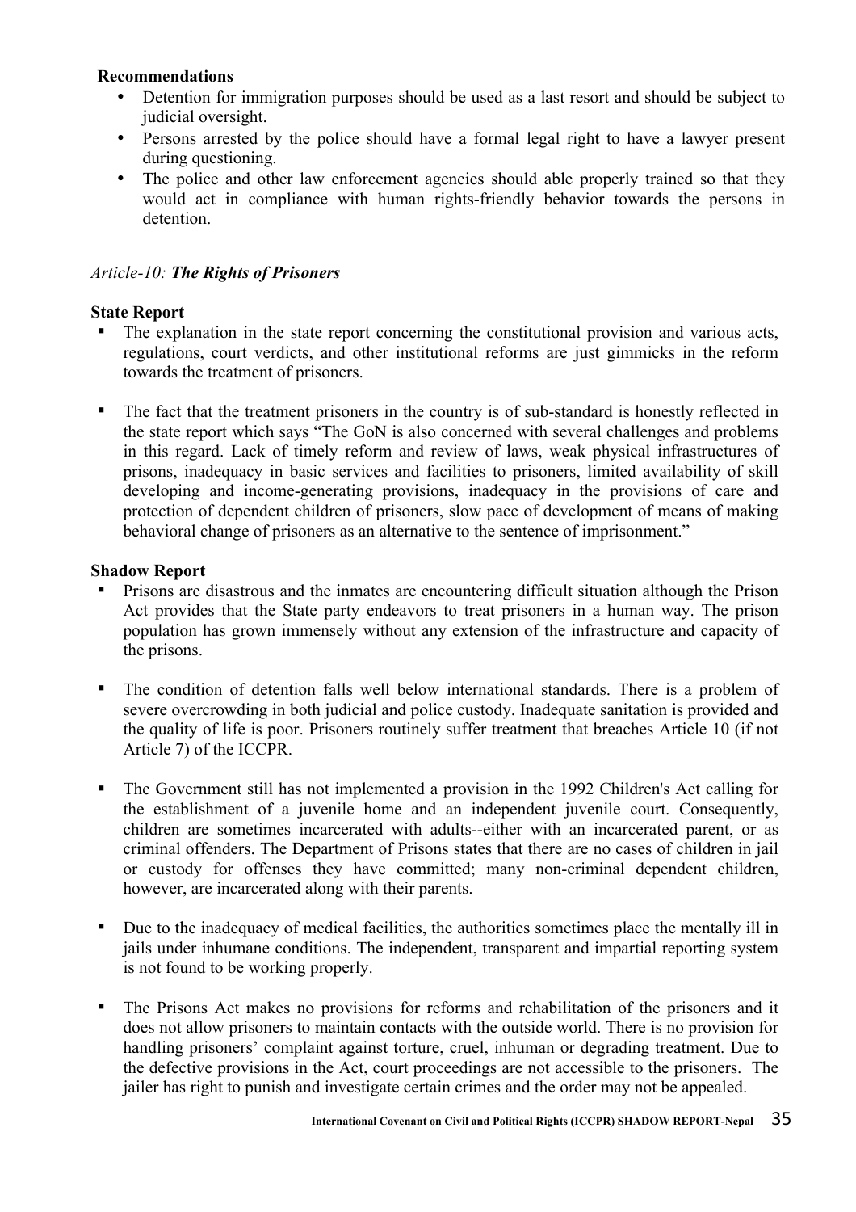**Recommendations**

- Detention for immigration purposes should be used as a last resort and should be subject to judicial oversight.
- Persons arrested by the police should have a formal legal right to have a lawyer present during questioning.
- The police and other law enforcement agencies should able properly trained so that they would act in compliance with human rights-friendly behavior towards the persons in detention.

*Article-10:* ***The Rights of Prisoners***

**State Report**

- The explanation in the state report concerning the constitutional provision and various acts, regulations, court verdicts, and other institutional reforms are just gimmicks in the reform towards the treatment of prisoners.

- The fact that the treatment prisoners in the country is of sub-standard is honestly reflected in the state report which says "The GoN is also concerned with several challenges and problems in this regard. Lack of timely reform and review of laws, weak physical infrastructures of prisons, inadequacy in basic services and facilities to prisoners, limited availability of skill developing and income-generating provisions, inadequacy in the provisions of care and protection of dependent children of prisoners, slow pace of development of means of making behavioral change of prisoners as an alternative to the sentence of imprisonment."

**Shadow Report**

- Prisons are disastrous and the inmates are encountering difficult situation although the Prison Act provides that the State party endeavors to treat prisoners in a human way. The prison population has grown immensely without any extension of the infrastructure and capacity of the prisons.

- The condition of detention falls well below international standards. There is a problem of severe overcrowding in both judicial and police custody. Inadequate sanitation is provided and the quality of life is poor. Prisoners routinely suffer treatment that breaches Article 10 (if not Article 7) of the ICCPR.

- The Government still has not implemented a provision in the 1992 Children's Act calling for the establishment of a juvenile home and an independent juvenile court. Consequently, children are sometimes incarcerated with adults--either with an incarcerated parent, or as criminal offenders. The Department of Prisons states that there are no cases of children in jail or custody for offenses they have committed; many non-criminal dependent children, however, are incarcerated along with their parents.

- Due to the inadequacy of medical facilities, the authorities sometimes place the mentally ill in jails under inhumane conditions. The independent, transparent and impartial reporting system is not found to be working properly.

- The Prisons Act makes no provisions for reforms and rehabilitation of the prisoners and it does not allow prisoners to maintain contacts with the outside world. There is no provision for handling prisoners' complaint against torture, cruel, inhuman or degrading treatment. Due to the defective provisions in the Act, court proceedings are not accessible to the prisoners. The jailer has right to punish and investigate certain crimes and the order may not be appealed.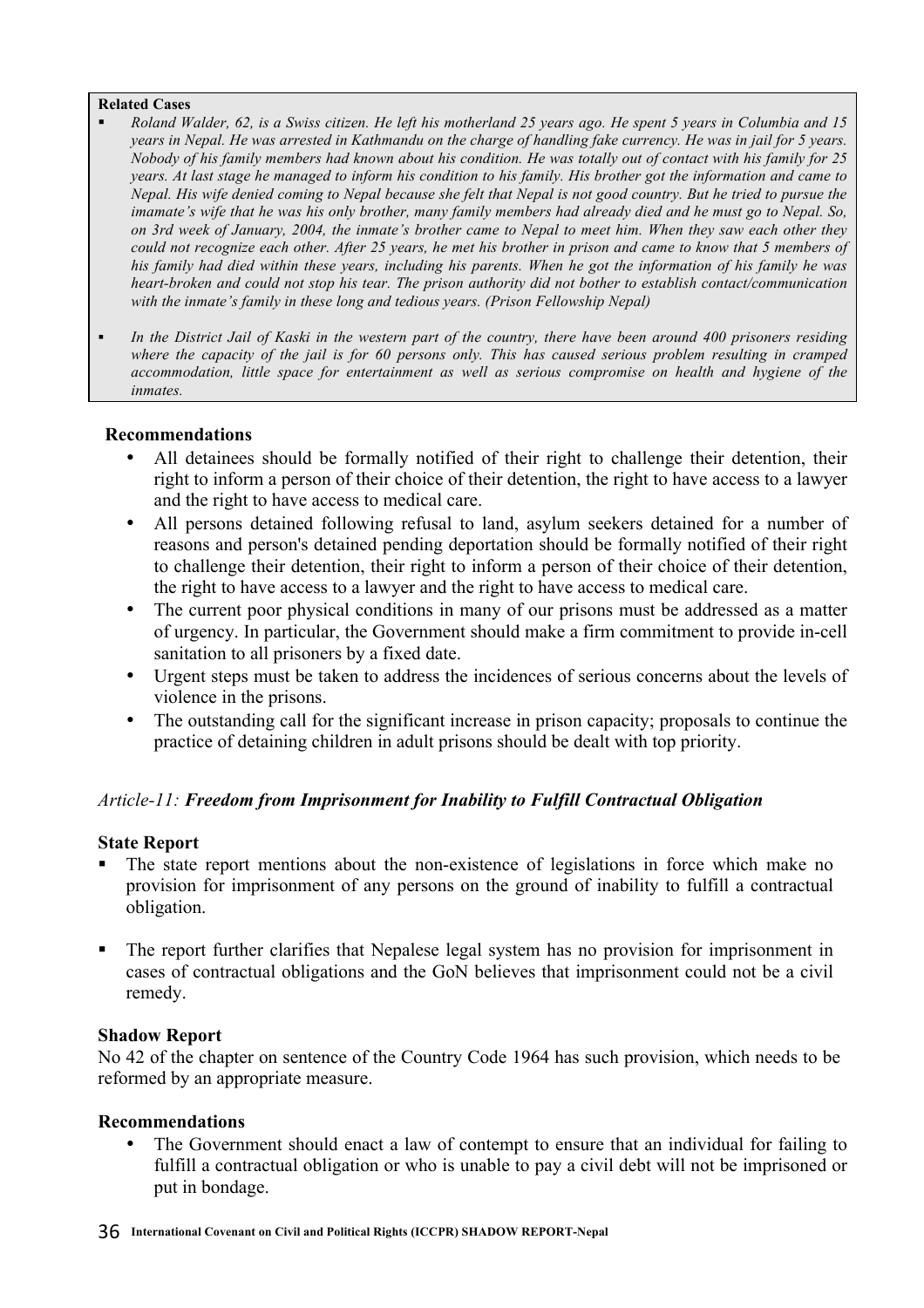**Related Cases**

- *Roland Walder, 62, is a Swiss citizen. He left his motherland 25 years ago. He spent 5 years in Columbia and 15 years in Nepal. He was arrested in Kathmandu on the charge of handling fake currency. He was in jail for 5 years. Nobody of his family members had known about his condition. He was totally out of contact with his family for 25 years. At last stage he managed to inform his condition to his family. His brother got the information and came to Nepal. His wife denied coming to Nepal because she felt that Nepal is not good country. But he tried to pursue the imamate's wife that he was his only brother, many family members had already died and he must go to Nepal. So, on 3rd week of January, 2004, the inmate's brother came to Nepal to meet him. When they saw each other they could not recognize each other. After 25 years, he met his brother in prison and came to know that 5 members of his family had died within these years, including his parents. When he got the information of his family he was heart-broken and could not stop his tear. The prison authority did not bother to establish contact/communication with the inmate's family in these long and tedious years. (Prison Fellowship Nepal)*

- *In the District Jail of Kaski in the western part of the country, there have been around 400 prisoners residing where the capacity of the jail is for 60 persons only. This has caused serious problem resulting in cramped accommodation, little space for entertainment as well as serious compromise on health and hygiene of the inmates.*

**Recommendations**

- All detainees should be formally notified of their right to challenge their detention, their right to inform a person of their choice of their detention, the right to have access to a lawyer and the right to have access to medical care.
- All persons detained following refusal to land, asylum seekers detained for a number of reasons and person's detained pending deportation should be formally notified of their right to challenge their detention, their right to inform a person of their choice of their detention, the right to have access to a lawyer and the right to have access to medical care.
- The current poor physical conditions in many of our prisons must be addressed as a matter of urgency. In particular, the Government should make a firm commitment to provide in-cell sanitation to all prisoners by a fixed date.
- Urgent steps must be taken to address the incidences of serious concerns about the levels of violence in the prisons.
- The outstanding call for the significant increase in prison capacity; proposals to continue the practice of detaining children in adult prisons should be dealt with top priority.

### *Article-11:* ***Freedom from Imprisonment for Inability to Fulfill Contractual Obligation***

**State Report**

- The state report mentions about the non-existence of legislations in force which make no provision for imprisonment of any persons on the ground of inability to fulfill a contractual obligation.

- The report further clarifies that Nepalese legal system has no provision for imprisonment in cases of contractual obligations and the GoN believes that imprisonment could not be a civil remedy.

**Shadow Report**

No 42 of the chapter on sentence of the Country Code 1964 has such provision, which needs to be reformed by an appropriate measure.

**Recommendations**

- The Government should enact a law of contempt to ensure that an individual for failing to fulfill a contractual obligation or who is unable to pay a civil debt will not be imprisoned or put in bondage.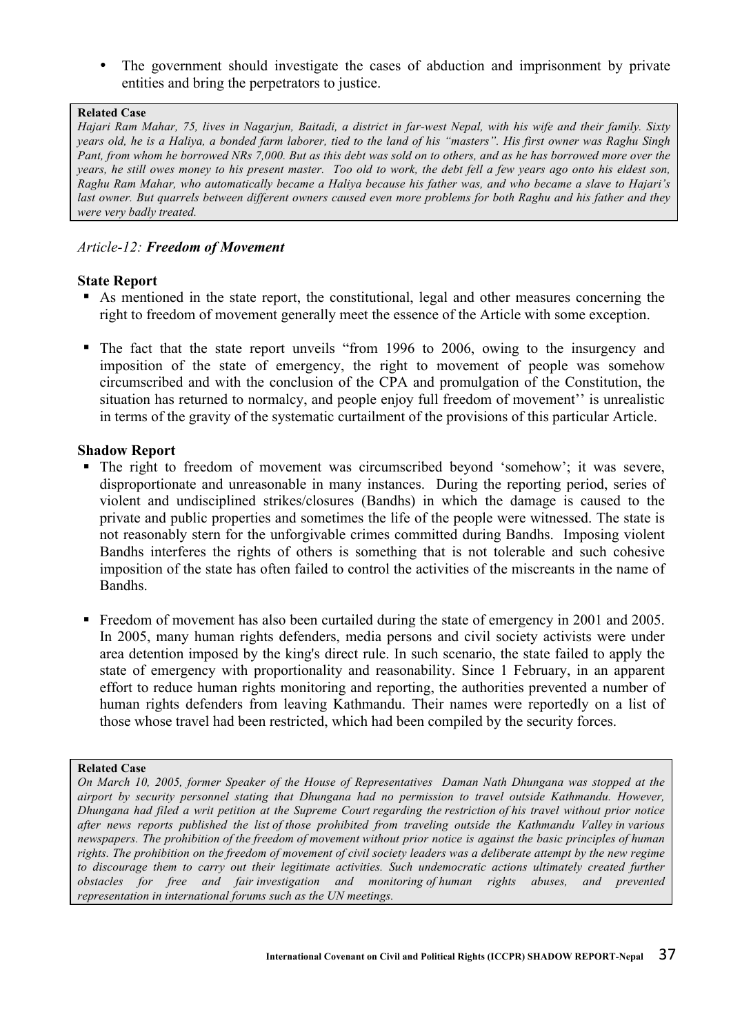- The government should investigate the cases of abduction and imprisonment by private entities and bring the perpetrators to justice.

> **Related Case**
>
> *Hajari Ram Mahar, 75, lives in Nagarjun, Baitadi, a district in far-west Nepal, with his wife and their family. Sixty years old, he is a Haliya, a bonded farm laborer, tied to the land of his "masters". His first owner was Raghu Singh Pant, from whom he borrowed NRs 7,000. But as this debt was sold on to others, and as he has borrowed more over the years, he still owes money to his present master. Too old to work, the debt fell a few years ago onto his eldest son, Raghu Ram Mahar, who automatically became a Haliya because his father was, and who became a slave to Hajari's last owner. But quarrels between different owners caused even more problems for both Raghu and his father and they were very badly treated.*

### *Article-12:* ***Freedom of Movement***

**State Report**

- As mentioned in the state report, the constitutional, legal and other measures concerning the right to freedom of movement generally meet the essence of the Article with some exception.
- The fact that the state report unveils "from 1996 to 2006, owing to the insurgency and imposition of the state of emergency, the right to movement of people was somehow circumscribed and with the conclusion of the CPA and promulgation of the Constitution, the situation has returned to normalcy, and people enjoy full freedom of movement'' is unrealistic in terms of the gravity of the systematic curtailment of the provisions of this particular Article.

**Shadow Report**

- The right to freedom of movement was circumscribed beyond 'somehow'; it was severe, disproportionate and unreasonable in many instances. During the reporting period, series of violent and undisciplined strikes/closures (Bandhs) in which the damage is caused to the private and public properties and sometimes the life of the people were witnessed. The state is not reasonably stern for the unforgivable crimes committed during Bandhs. Imposing violent Bandhs interferes the rights of others is something that is not tolerable and such cohesive imposition of the state has often failed to control the activities of the miscreants in the name of Bandhs.
- Freedom of movement has also been curtailed during the state of emergency in 2001 and 2005. In 2005, many human rights defenders, media persons and civil society activists were under area detention imposed by the king's direct rule. In such scenario, the state failed to apply the state of emergency with proportionality and reasonability. Since 1 February, in an apparent effort to reduce human rights monitoring and reporting, the authorities prevented a number of human rights defenders from leaving Kathmandu. Their names were reportedly on a list of those whose travel had been restricted, which had been compiled by the security forces.

> **Related Case**
>
> *On March 10, 2005, former Speaker of the House of Representatives Daman Nath Dhungana was stopped at the airport by security personnel stating that Dhungana had no permission to travel outside Kathmandu. However, Dhungana had filed a writ petition at the Supreme Court regarding the restriction of his travel without prior notice after news reports published the list of those prohibited from traveling outside the Kathmandu Valley in various newspapers. The prohibition of the freedom of movement without prior notice is against the basic principles of human rights. The prohibition on the freedom of movement of civil society leaders was a deliberate attempt by the new regime to discourage them to carry out their legitimate activities. Such undemocratic actions ultimately created further obstacles for free and fair investigation and monitoring of human rights abuses, and prevented representation in international forums such as the UN meetings.*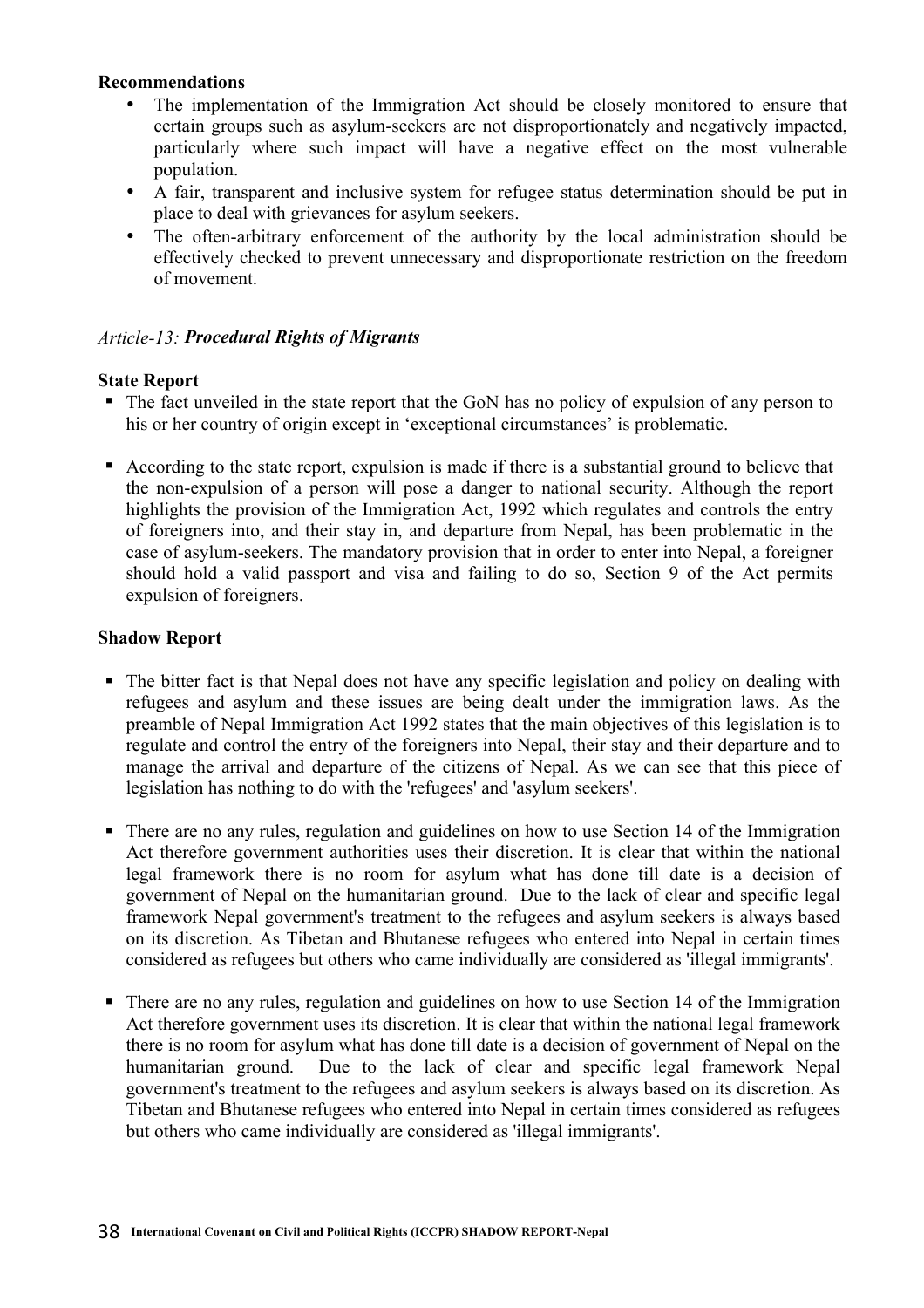**Recommendations**

- The implementation of the Immigration Act should be closely monitored to ensure that certain groups such as asylum-seekers are not disproportionately and negatively impacted, particularly where such impact will have a negative effect on the most vulnerable population.
- A fair, transparent and inclusive system for refugee status determination should be put in place to deal with grievances for asylum seekers.
- The often-arbitrary enforcement of the authority by the local administration should be effectively checked to prevent unnecessary and disproportionate restriction on the freedom of movement.

### *Article-13:* ***Procedural Rights of Migrants***

**State Report**

- The fact unveiled in the state report that the GoN has no policy of expulsion of any person to his or her country of origin except in 'exceptional circumstances' is problematic.

- According to the state report, expulsion is made if there is a substantial ground to believe that the non-expulsion of a person will pose a danger to national security. Although the report highlights the provision of the Immigration Act, 1992 which regulates and controls the entry of foreigners into, and their stay in, and departure from Nepal, has been problematic in the case of asylum-seekers. The mandatory provision that in order to enter into Nepal, a foreigner should hold a valid passport and visa and failing to do so, Section 9 of the Act permits expulsion of foreigners.

**Shadow Report**

- The bitter fact is that Nepal does not have any specific legislation and policy on dealing with refugees and asylum and these issues are being dealt under the immigration laws. As the preamble of Nepal Immigration Act 1992 states that the main objectives of this legislation is to regulate and control the entry of the foreigners into Nepal, their stay and their departure and to manage the arrival and departure of the citizens of Nepal. As we can see that this piece of legislation has nothing to do with the 'refugees' and 'asylum seekers'.

- There are no any rules, regulation and guidelines on how to use Section 14 of the Immigration Act therefore government authorities uses their discretion. It is clear that within the national legal framework there is no room for asylum what has done till date is a decision of government of Nepal on the humanitarian ground. Due to the lack of clear and specific legal framework Nepal government's treatment to the refugees and asylum seekers is always based on its discretion. As Tibetan and Bhutanese refugees who entered into Nepal in certain times considered as refugees but others who came individually are considered as 'illegal immigrants'.

- There are no any rules, regulation and guidelines on how to use Section 14 of the Immigration Act therefore government uses its discretion. It is clear that within the national legal framework there is no room for asylum what has done till date is a decision of government of Nepal on the humanitarian ground. Due to the lack of clear and specific legal framework Nepal government's treatment to the refugees and asylum seekers is always based on its discretion. As Tibetan and Bhutanese refugees who entered into Nepal in certain times considered as refugees but others who came individually are considered as 'illegal immigrants'.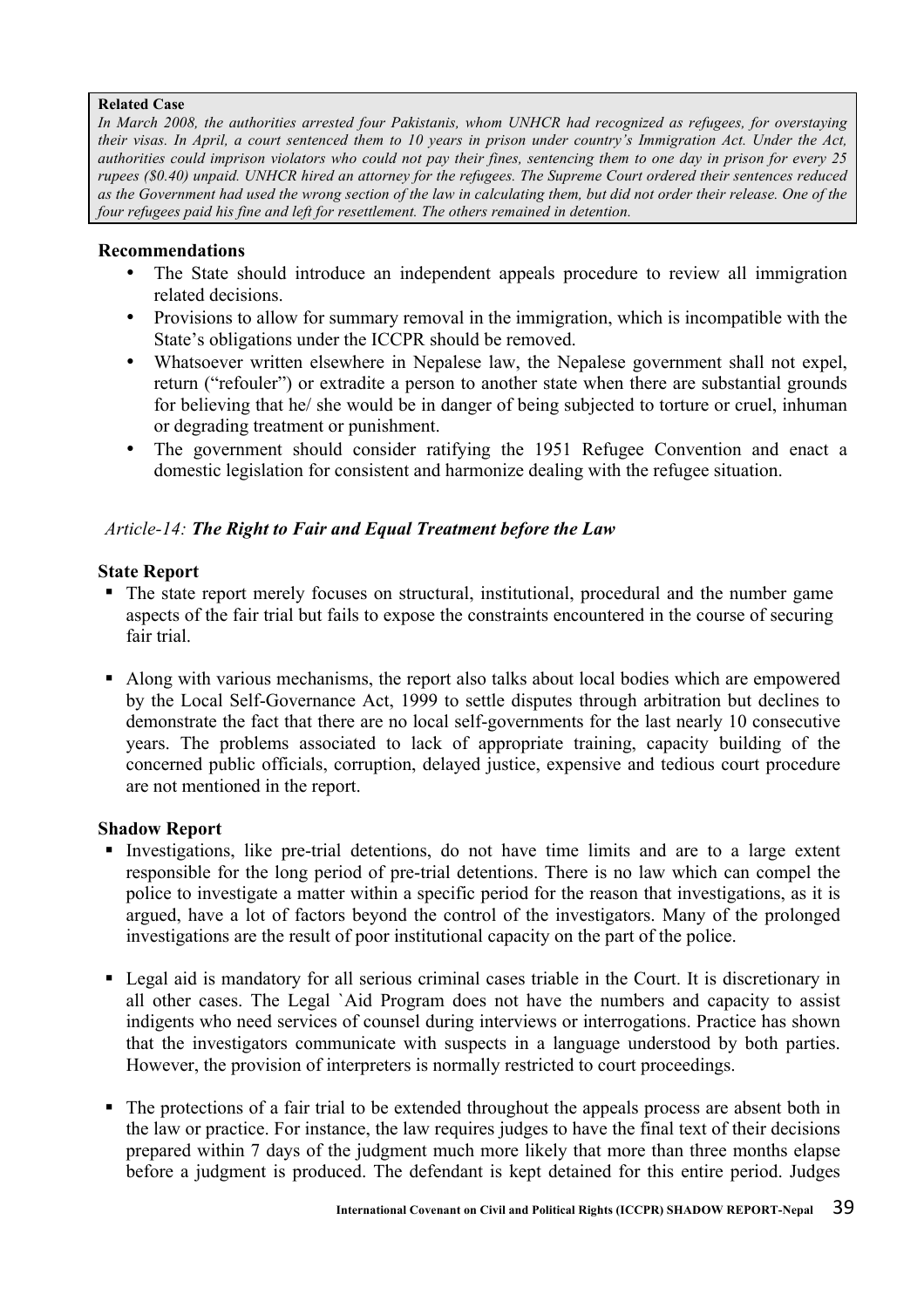**Related Case**

*In March 2008, the authorities arrested four Pakistanis, whom UNHCR had recognized as refugees, for overstaying their visas. In April, a court sentenced them to 10 years in prison under country's Immigration Act. Under the Act, authorities could imprison violators who could not pay their fines, sentencing them to one day in prison for every 25 rupees ($0.40) unpaid. UNHCR hired an attorney for the refugees. The Supreme Court ordered their sentences reduced as the Government had used the wrong section of the law in calculating them, but did not order their release. One of the four refugees paid his fine and left for resettlement. The others remained in detention.*

**Recommendations**

- The State should introduce an independent appeals procedure to review all immigration related decisions.
- Provisions to allow for summary removal in the immigration, which is incompatible with the State's obligations under the ICCPR should be removed.
- Whatsoever written elsewhere in Nepalese law, the Nepalese government shall not expel, return ("refouler") or extradite a person to another state when there are substantial grounds for believing that he/ she would be in danger of being subjected to torture or cruel, inhuman or degrading treatment or punishment.
- The government should consider ratifying the 1951 Refugee Convention and enact a domestic legislation for consistent and harmonize dealing with the refugee situation.

*Article-14: **The Right to Fair and Equal Treatment before the Law***

**State Report**

- The state report merely focuses on structural, institutional, procedural and the number game aspects of the fair trial but fails to expose the constraints encountered in the course of securing fair trial.

- Along with various mechanisms, the report also talks about local bodies which are empowered by the Local Self-Governance Act, 1999 to settle disputes through arbitration but declines to demonstrate the fact that there are no local self-governments for the last nearly 10 consecutive years. The problems associated to lack of appropriate training, capacity building of the concerned public officials, corruption, delayed justice, expensive and tedious court procedure are not mentioned in the report.

**Shadow Report**

- Investigations, like pre-trial detentions, do not have time limits and are to a large extent responsible for the long period of pre-trial detentions. There is no law which can compel the police to investigate a matter within a specific period for the reason that investigations, as it is argued, have a lot of factors beyond the control of the investigators. Many of the prolonged investigations are the result of poor institutional capacity on the part of the police.

- Legal aid is mandatory for all serious criminal cases triable in the Court. It is discretionary in all other cases. The Legal `Aid Program does not have the numbers and capacity to assist indigents who need services of counsel during interviews or interrogations. Practice has shown that the investigators communicate with suspects in a language understood by both parties. However, the provision of interpreters is normally restricted to court proceedings.

- The protections of a fair trial to be extended throughout the appeals process are absent both in the law or practice. For instance, the law requires judges to have the final text of their decisions prepared within 7 days of the judgment much more likely that more than three months elapse before a judgment is produced. The defendant is kept detained for this entire period. Judges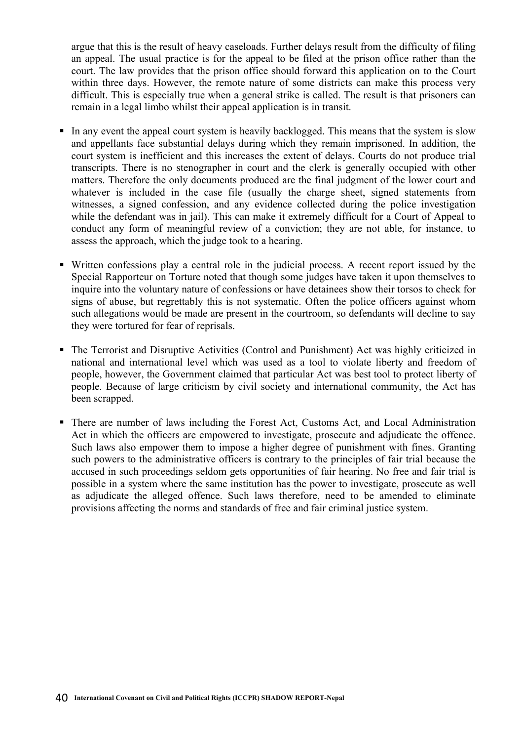argue that this is the result of heavy caseloads. Further delays result from the difficulty of filing an appeal. The usual practice is for the appeal to be filed at the prison office rather than the court. The law provides that the prison office should forward this application on to the Court within three days. However, the remote nature of some districts can make this process very difficult. This is especially true when a general strike is called. The result is that prisoners can remain in a legal limbo whilst their appeal application is in transit.

- In any event the appeal court system is heavily backlogged. This means that the system is slow and appellants face substantial delays during which they remain imprisoned. In addition, the court system is inefficient and this increases the extent of delays. Courts do not produce trial transcripts. There is no stenographer in court and the clerk is generally occupied with other matters. Therefore the only documents produced are the final judgment of the lower court and whatever is included in the case file (usually the charge sheet, signed statements from witnesses, a signed confession, and any evidence collected during the police investigation while the defendant was in jail). This can make it extremely difficult for a Court of Appeal to conduct any form of meaningful review of a conviction; they are not able, for instance, to assess the approach, which the judge took to a hearing.

- Written confessions play a central role in the judicial process. A recent report issued by the Special Rapporteur on Torture noted that though some judges have taken it upon themselves to inquire into the voluntary nature of confessions or have detainees show their torsos to check for signs of abuse, but regrettably this is not systematic. Often the police officers against whom such allegations would be made are present in the courtroom, so defendants will decline to say they were tortured for fear of reprisals.

- The Terrorist and Disruptive Activities (Control and Punishment) Act was highly criticized in national and international level which was used as a tool to violate liberty and freedom of people, however, the Government claimed that particular Act was best tool to protect liberty of people. Because of large criticism by civil society and international community, the Act has been scrapped.

- There are number of laws including the Forest Act, Customs Act, and Local Administration Act in which the officers are empowered to investigate, prosecute and adjudicate the offence. Such laws also empower them to impose a higher degree of punishment with fines. Granting such powers to the administrative officers is contrary to the principles of fair trial because the accused in such proceedings seldom gets opportunities of fair hearing. No free and fair trial is possible in a system where the same institution has the power to investigate, prosecute as well as adjudicate the alleged offence. Such laws therefore, need to be amended to eliminate provisions affecting the norms and standards of free and fair criminal justice system.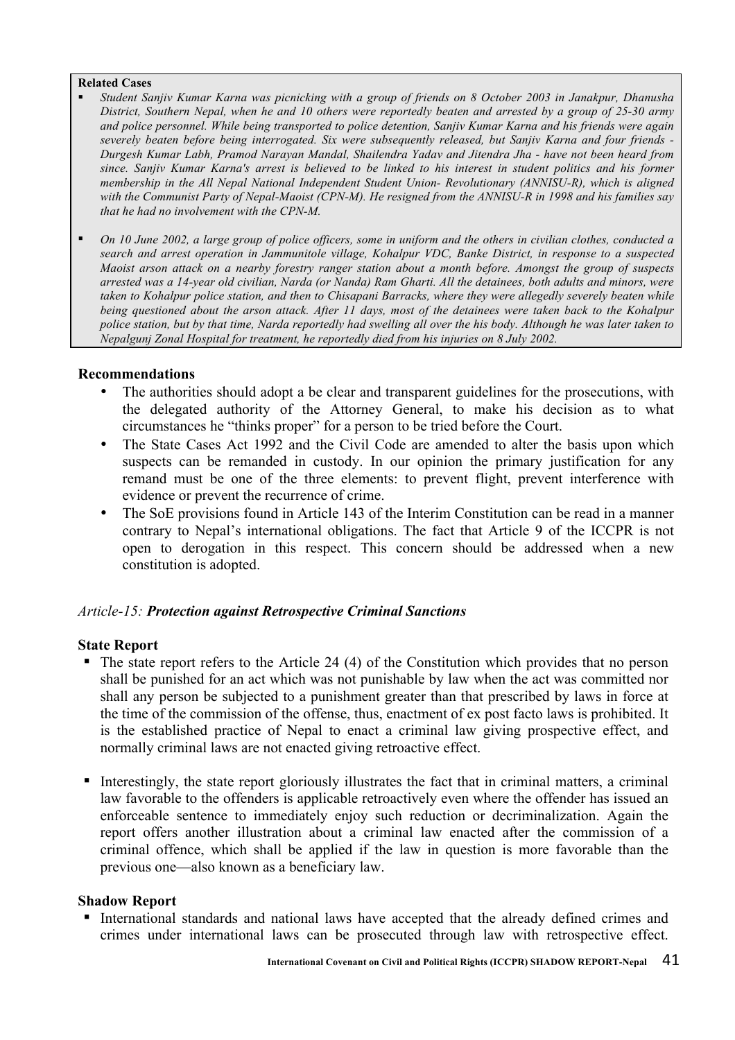**Related Cases**

- *Student Sanjiv Kumar Karna was picnicking with a group of friends on 8 October 2003 in Janakpur, Dhanusha District, Southern Nepal, when he and 10 others were reportedly beaten and arrested by a group of 25-30 army and police personnel. While being transported to police detention, Sanjiv Kumar Karna and his friends were again severely beaten before being interrogated. Six were subsequently released, but Sanjiv Karna and four friends - Durgesh Kumar Labh, Pramod Narayan Mandal, Shailendra Yadav and Jitendra Jha - have not been heard from since. Sanjiv Kumar Karna's arrest is believed to be linked to his interest in student politics and his former membership in the All Nepal National Independent Student Union- Revolutionary (ANNISU-R), which is aligned with the Communist Party of Nepal-Maoist (CPN-M). He resigned from the ANNISU-R in 1998 and his families say that he had no involvement with the CPN-M.*

- *On 10 June 2002, a large group of police officers, some in uniform and the others in civilian clothes, conducted a search and arrest operation in Jammunitole village, Kohalpur VDC, Banke District, in response to a suspected Maoist arson attack on a nearby forestry ranger station about a month before. Amongst the group of suspects arrested was a 14-year old civilian, Narda (or Nanda) Ram Gharti. All the detainees, both adults and minors, were taken to Kohalpur police station, and then to Chisapani Barracks, where they were allegedly severely beaten while being questioned about the arson attack. After 11 days, most of the detainees were taken back to the Kohalpur police station, but by that time, Narda reportedly had swelling all over the his body. Although he was later taken to Nepalgunj Zonal Hospital for treatment, he reportedly died from his injuries on 8 July 2002.*

**Recommendations**

- The authorities should adopt a be clear and transparent guidelines for the prosecutions, with the delegated authority of the Attorney General, to make his decision as to what circumstances he "thinks proper" for a person to be tried before the Court.
- The State Cases Act 1992 and the Civil Code are amended to alter the basis upon which suspects can be remanded in custody. In our opinion the primary justification for any remand must be one of the three elements: to prevent flight, prevent interference with evidence or prevent the recurrence of crime.
- The SoE provisions found in Article 143 of the Interim Constitution can be read in a manner contrary to Nepal's international obligations. The fact that Article 9 of the ICCPR is not open to derogation in this respect. This concern should be addressed when a new constitution is adopted.

### *Article-15:* ***Protection against Retrospective Criminal Sanctions***

**State Report**

- The state report refers to the Article 24 (4) of the Constitution which provides that no person shall be punished for an act which was not punishable by law when the act was committed nor shall any person be subjected to a punishment greater than that prescribed by laws in force at the time of the commission of the offense, thus, enactment of ex post facto laws is prohibited. It is the established practice of Nepal to enact a criminal law giving prospective effect, and normally criminal laws are not enacted giving retroactive effect.

- Interestingly, the state report gloriously illustrates the fact that in criminal matters, a criminal law favorable to the offenders is applicable retroactively even where the offender has issued an enforceable sentence to immediately enjoy such reduction or decriminalization. Again the report offers another illustration about a criminal law enacted after the commission of a criminal offence, which shall be applied if the law in question is more favorable than the previous one—also known as a beneficiary law.

**Shadow Report**

- International standards and national laws have accepted that the already defined crimes and crimes under international laws can be prosecuted through law with retrospective effect.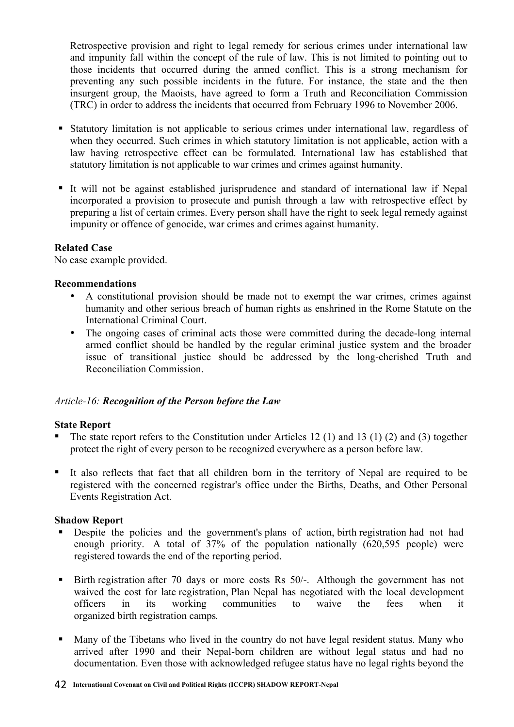Retrospective provision and right to legal remedy for serious crimes under international law and impunity fall within the concept of the rule of law. This is not limited to pointing out to those incidents that occurred during the armed conflict. This is a strong mechanism for preventing any such possible incidents in the future. For instance, the state and the then insurgent group, the Maoists, have agreed to form a Truth and Reconciliation Commission (TRC) in order to address the incidents that occurred from February 1996 to November 2006.

- Statutory limitation is not applicable to serious crimes under international law, regardless of when they occurred. Such crimes in which statutory limitation is not applicable, action with a law having retrospective effect can be formulated. International law has established that statutory limitation is not applicable to war crimes and crimes against humanity.

- It will not be against established jurisprudence and standard of international law if Nepal incorporated a provision to prosecute and punish through a law with retrospective effect by preparing a list of certain crimes. Every person shall have the right to seek legal remedy against impunity or offence of genocide, war crimes and crimes against humanity.

**Related Case**

No case example provided.

**Recommendations**

- A constitutional provision should be made not to exempt the war crimes, crimes against humanity and other serious breach of human rights as enshrined in the Rome Statute on the International Criminal Court.
- The ongoing cases of criminal acts those were committed during the decade-long internal armed conflict should be handled by the regular criminal justice system and the broader issue of transitional justice should be addressed by the long-cherished Truth and Reconciliation Commission.

### *Article-16: **Recognition of the Person before the Law***

**State Report**

- The state report refers to the Constitution under Articles 12 (1) and 13 (1) (2) and (3) together protect the right of every person to be recognized everywhere as a person before law.

- It also reflects that fact that all children born in the territory of Nepal are required to be registered with the concerned registrar's office under the Births, Deaths, and Other Personal Events Registration Act.

**Shadow Report**

- Despite the policies and the government's plans of action, birth registration had not had enough priority. A total of 37% of the population nationally (620,595 people) were registered towards the end of the reporting period.

- Birth registration after 70 days or more costs Rs 50/-. Although the government has not waived the cost for late registration, Plan Nepal has negotiated with the local development officers in its working communities to waive the fees when it organized birth registration camps.

- Many of the Tibetans who lived in the country do not have legal resident status. Many who arrived after 1990 and their Nepal-born children are without legal status and had no documentation. Even those with acknowledged refugee status have no legal rights beyond the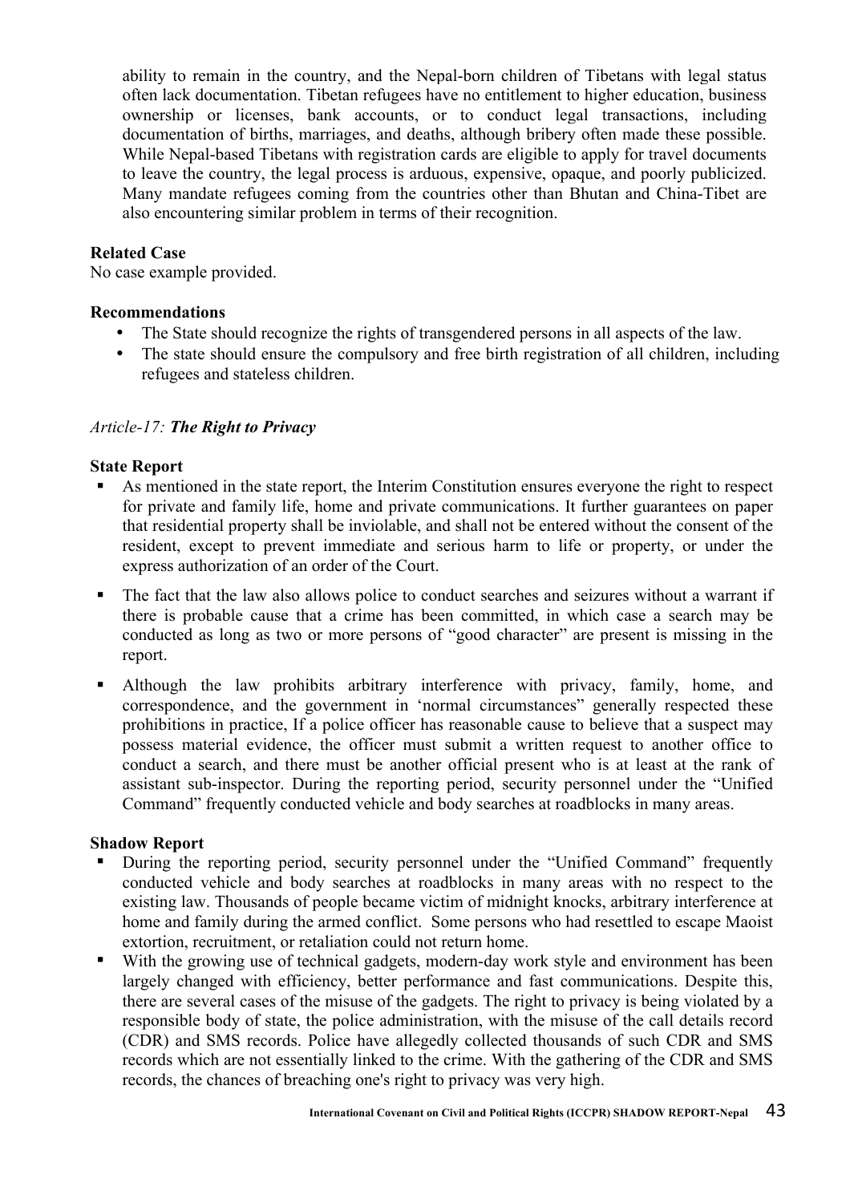ability to remain in the country, and the Nepal-born children of Tibetans with legal status often lack documentation. Tibetan refugees have no entitlement to higher education, business ownership or licenses, bank accounts, or to conduct legal transactions, including documentation of births, marriages, and deaths, although bribery often made these possible. While Nepal-based Tibetans with registration cards are eligible to apply for travel documents to leave the country, the legal process is arduous, expensive, opaque, and poorly publicized. Many mandate refugees coming from the countries other than Bhutan and China-Tibet are also encountering similar problem in terms of their recognition.

**Related Case**

No case example provided.

**Recommendations**

- The State should recognize the rights of transgendered persons in all aspects of the law.
- The state should ensure the compulsory and free birth registration of all children, including refugees and stateless children.

*Article-17: **The Right to Privacy***

**State Report**

- As mentioned in the state report, the Interim Constitution ensures everyone the right to respect for private and family life, home and private communications. It further guarantees on paper that residential property shall be inviolable, and shall not be entered without the consent of the resident, except to prevent immediate and serious harm to life or property, or under the express authorization of an order of the Court.
- The fact that the law also allows police to conduct searches and seizures without a warrant if there is probable cause that a crime has been committed, in which case a search may be conducted as long as two or more persons of "good character" are present is missing in the report.
- Although the law prohibits arbitrary interference with privacy, family, home, and correspondence, and the government in 'normal circumstances" generally respected these prohibitions in practice, If a police officer has reasonable cause to believe that a suspect may possess material evidence, the officer must submit a written request to another office to conduct a search, and there must be another official present who is at least at the rank of assistant sub-inspector. During the reporting period, security personnel under the "Unified Command" frequently conducted vehicle and body searches at roadblocks in many areas.

**Shadow Report**

- During the reporting period, security personnel under the "Unified Command" frequently conducted vehicle and body searches at roadblocks in many areas with no respect to the existing law. Thousands of people became victim of midnight knocks, arbitrary interference at home and family during the armed conflict. Some persons who had resettled to escape Maoist extortion, recruitment, or retaliation could not return home.
- With the growing use of technical gadgets, modern-day work style and environment has been largely changed with efficiency, better performance and fast communications. Despite this, there are several cases of the misuse of the gadgets. The right to privacy is being violated by a responsible body of state, the police administration, with the misuse of the call details record (CDR) and SMS records. Police have allegedly collected thousands of such CDR and SMS records which are not essentially linked to the crime. With the gathering of the CDR and SMS records, the chances of breaching one's right to privacy was very high.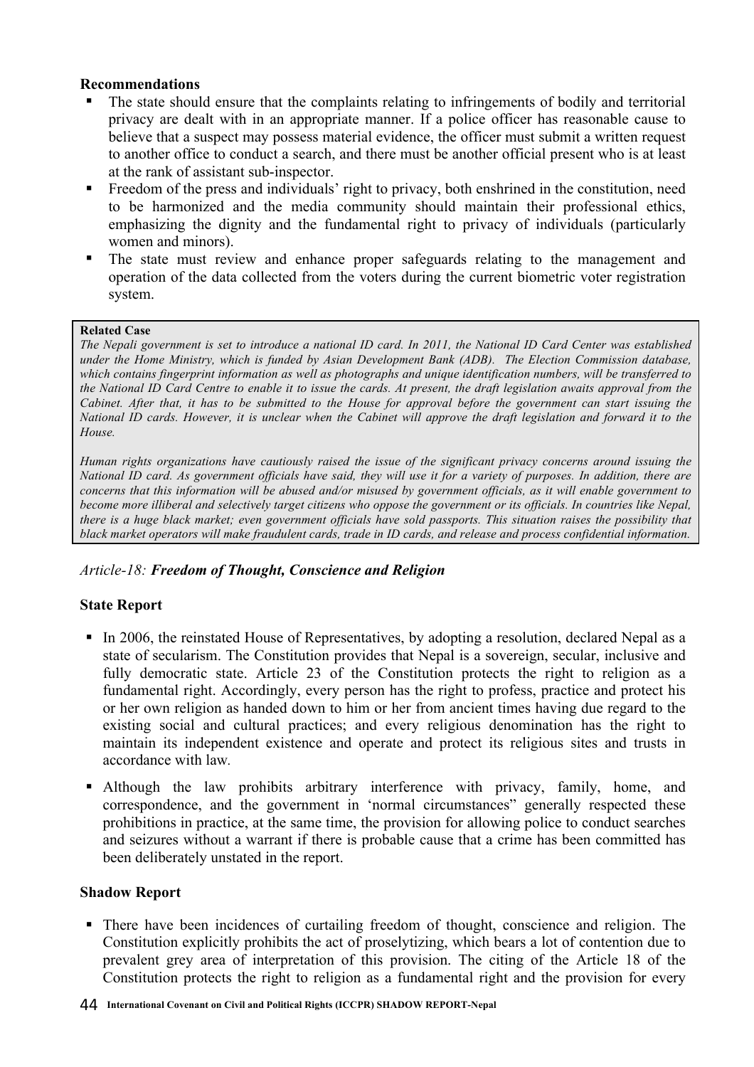**Recommendations**

- The state should ensure that the complaints relating to infringements of bodily and territorial privacy are dealt with in an appropriate manner. If a police officer has reasonable cause to believe that a suspect may possess material evidence, the officer must submit a written request to another office to conduct a search, and there must be another official present who is at least at the rank of assistant sub-inspector.
- Freedom of the press and individuals' right to privacy, both enshrined in the constitution, need to be harmonized and the media community should maintain their professional ethics, emphasizing the dignity and the fundamental right to privacy of individuals (particularly women and minors).
- The state must review and enhance proper safeguards relating to the management and operation of the data collected from the voters during the current biometric voter registration system.

> **Related Case**
>
> *The Nepali government is set to introduce a national ID card. In 2011, the National ID Card Center was established under the Home Ministry, which is funded by Asian Development Bank (ADB). The Election Commission database, which contains fingerprint information as well as photographs and unique identification numbers, will be transferred to the National ID Card Centre to enable it to issue the cards. At present, the draft legislation awaits approval from the Cabinet. After that, it has to be submitted to the House for approval before the government can start issuing the National ID cards. However, it is unclear when the Cabinet will approve the draft legislation and forward it to the House.*
>
> *Human rights organizations have cautiously raised the issue of the significant privacy concerns around issuing the National ID card. As government officials have said, they will use it for a variety of purposes. In addition, there are concerns that this information will be abused and/or misused by government officials, as it will enable government to become more illiberal and selectively target citizens who oppose the government or its officials. In countries like Nepal, there is a huge black market; even government officials have sold passports. This situation raises the possibility that black market operators will make fraudulent cards, trade in ID cards, and release and process confidential information.*

*Article-18:* ***Freedom of Thought, Conscience and Religion***

**State Report**

- In 2006, the reinstated House of Representatives, by adopting a resolution, declared Nepal as a state of secularism. The Constitution provides that Nepal is a sovereign, secular, inclusive and fully democratic state. Article 23 of the Constitution protects the right to religion as a fundamental right. Accordingly, every person has the right to profess, practice and protect his or her own religion as handed down to him or her from ancient times having due regard to the existing social and cultural practices; and every religious denomination has the right to maintain its independent existence and operate and protect its religious sites and trusts in accordance with law.
- Although the law prohibits arbitrary interference with privacy, family, home, and correspondence, and the government in 'normal circumstances" generally respected these prohibitions in practice, at the same time, the provision for allowing police to conduct searches and seizures without a warrant if there is probable cause that a crime has been committed has been deliberately unstated in the report.

**Shadow Report**

- There have been incidences of curtailing freedom of thought, conscience and religion. The Constitution explicitly prohibits the act of proselytizing, which bears a lot of contention due to prevalent grey area of interpretation of this provision. The citing of the Article 18 of the Constitution protects the right to religion as a fundamental right and the provision for every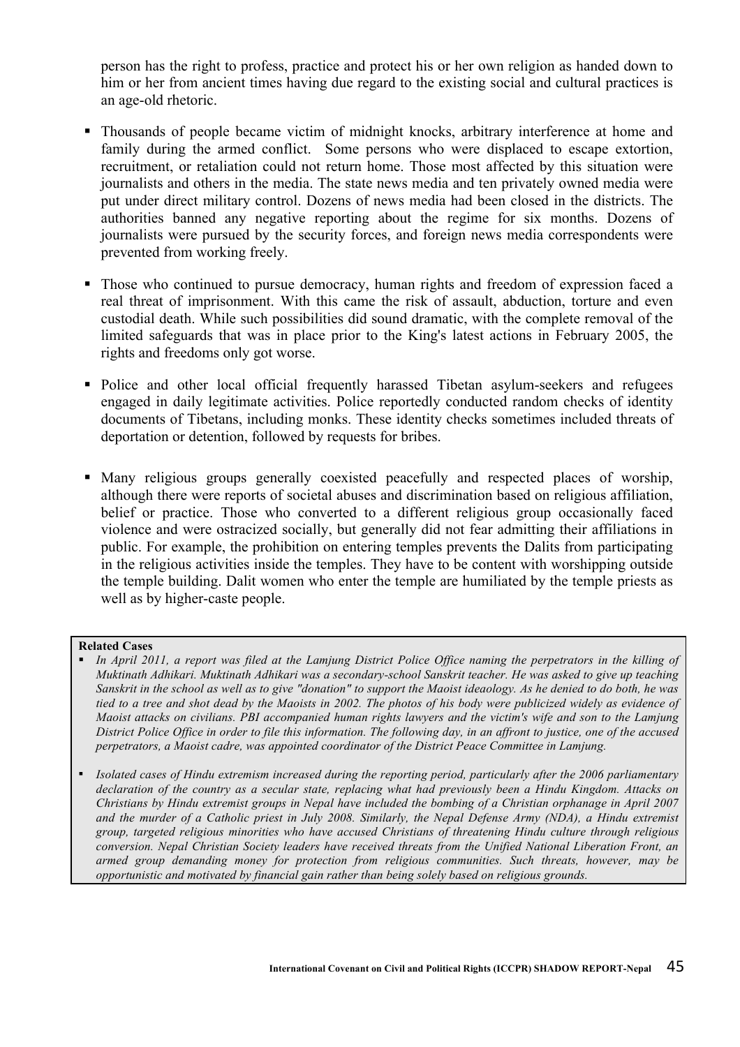person has the right to profess, practice and protect his or her own religion as handed down to him or her from ancient times having due regard to the existing social and cultural practices is an age-old rhetoric.

- Thousands of people became victim of midnight knocks, arbitrary interference at home and family during the armed conflict. Some persons who were displaced to escape extortion, recruitment, or retaliation could not return home. Those most affected by this situation were journalists and others in the media. The state news media and ten privately owned media were put under direct military control. Dozens of news media had been closed in the districts. The authorities banned any negative reporting about the regime for six months. Dozens of journalists were pursued by the security forces, and foreign news media correspondents were prevented from working freely.

- Those who continued to pursue democracy, human rights and freedom of expression faced a real threat of imprisonment. With this came the risk of assault, abduction, torture and even custodial death. While such possibilities did sound dramatic, with the complete removal of the limited safeguards that was in place prior to the King's latest actions in February 2005, the rights and freedoms only got worse.

- Police and other local official frequently harassed Tibetan asylum-seekers and refugees engaged in daily legitimate activities. Police reportedly conducted random checks of identity documents of Tibetans, including monks. These identity checks sometimes included threats of deportation or detention, followed by requests for bribes.

- Many religious groups generally coexisted peacefully and respected places of worship, although there were reports of societal abuses and discrimination based on religious affiliation, belief or practice. Those who converted to a different religious group occasionally faced violence and were ostracized socially, but generally did not fear admitting their affiliations in public. For example, the prohibition on entering temples prevents the Dalits from participating in the religious activities inside the temples. They have to be content with worshipping outside the temple building. Dalit women who enter the temple are humiliated by the temple priests as well as by higher-caste people.

**Related Cases**

- *In April 2011, a report was filed at the Lamjung District Police Office naming the perpetrators in the killing of Muktinath Adhikari. Muktinath Adhikari was a secondary-school Sanskrit teacher. He was asked to give up teaching Sanskrit in the school as well as to give "donation" to support the Maoist ideaology. As he denied to do both, he was tied to a tree and shot dead by the Maoists in 2002. The photos of his body were publicized widely as evidence of Maoist attacks on civilians. PBI accompanied human rights lawyers and the victim's wife and son to the Lamjung District Police Office in order to file this information. The following day, in an affront to justice, one of the accused perpetrators, a Maoist cadre, was appointed coordinator of the District Peace Committee in Lamjung.*

- *Isolated cases of Hindu extremism increased during the reporting period, particularly after the 2006 parliamentary declaration of the country as a secular state, replacing what had previously been a Hindu Kingdom. Attacks on Christians by Hindu extremist groups in Nepal have included the bombing of a Christian orphanage in April 2007 and the murder of a Catholic priest in July 2008. Similarly, the Nepal Defense Army (NDA), a Hindu extremist group, targeted religious minorities who have accused Christians of threatening Hindu culture through religious conversion. Nepal Christian Society leaders have received threats from the Unified National Liberation Front, an armed group demanding money for protection from religious communities. Such threats, however, may be opportunistic and motivated by financial gain rather than being solely based on religious grounds.*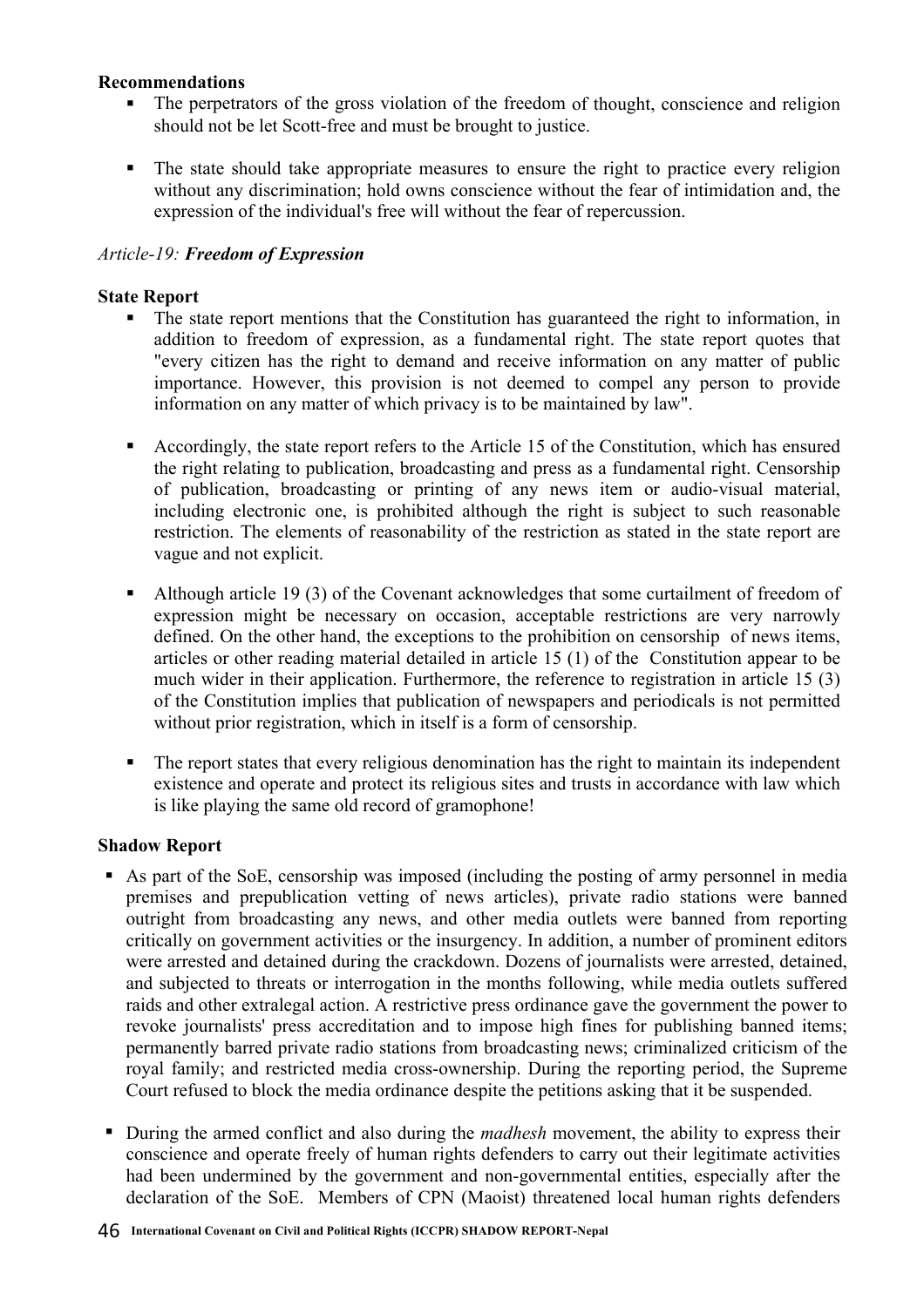**Recommendations**

- The perpetrators of the gross violation of the freedom of thought, conscience and religion should not be let Scott-free and must be brought to justice.

- The state should take appropriate measures to ensure the right to practice every religion without any discrimination; hold owns conscience without the fear of intimidation and, the expression of the individual's free will without the fear of repercussion.

*Article-19:* ***Freedom of Expression***

**State Report**

- The state report mentions that the Constitution has guaranteed the right to information, in addition to freedom of expression, as a fundamental right. The state report quotes that "every citizen has the right to demand and receive information on any matter of public importance. However, this provision is not deemed to compel any person to provide information on any matter of which privacy is to be maintained by law".

- Accordingly, the state report refers to the Article 15 of the Constitution, which has ensured the right relating to publication, broadcasting and press as a fundamental right. Censorship of publication, broadcasting or printing of any news item or audio-visual material, including electronic one, is prohibited although the right is subject to such reasonable restriction. The elements of reasonability of the restriction as stated in the state report are vague and not explicit.

- Although article 19 (3) of the Covenant acknowledges that some curtailment of freedom of expression might be necessary on occasion, acceptable restrictions are very narrowly defined. On the other hand, the exceptions to the prohibition on censorship of news items, articles or other reading material detailed in article 15 (1) of the Constitution appear to be much wider in their application. Furthermore, the reference to registration in article 15 (3) of the Constitution implies that publication of newspapers and periodicals is not permitted without prior registration, which in itself is a form of censorship.

- The report states that every religious denomination has the right to maintain its independent existence and operate and protect its religious sites and trusts in accordance with law which is like playing the same old record of gramophone!

**Shadow Report**

- As part of the SoE, censorship was imposed (including the posting of army personnel in media premises and prepublication vetting of news articles), private radio stations were banned outright from broadcasting any news, and other media outlets were banned from reporting critically on government activities or the insurgency. In addition, a number of prominent editors were arrested and detained during the crackdown. Dozens of journalists were arrested, detained, and subjected to threats or interrogation in the months following, while media outlets suffered raids and other extralegal action. A restrictive press ordinance gave the government the power to revoke journalists' press accreditation and to impose high fines for publishing banned items; permanently barred private radio stations from broadcasting news; criminalized criticism of the royal family; and restricted media cross-ownership. During the reporting period, the Supreme Court refused to block the media ordinance despite the petitions asking that it be suspended.

- During the armed conflict and also during the *madhesh* movement, the ability to express their conscience and operate freely of human rights defenders to carry out their legitimate activities had been undermined by the government and non-governmental entities, especially after the declaration of the SoE. Members of CPN (Maoist) threatened local human rights defenders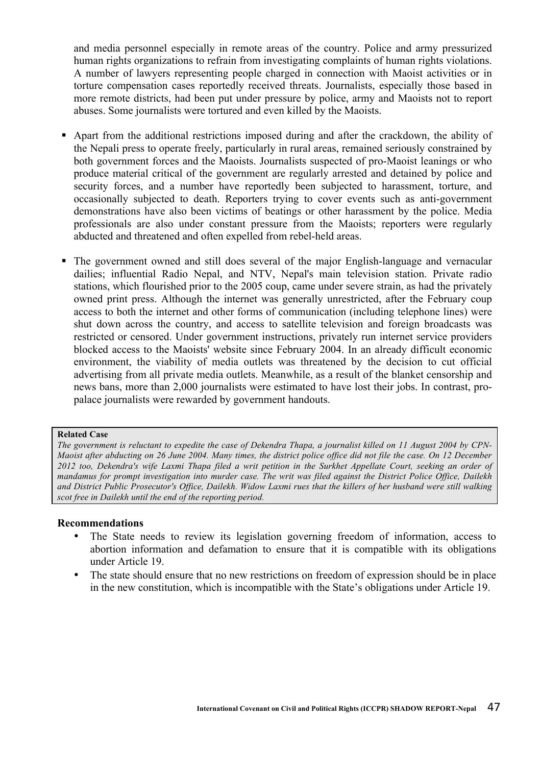and media personnel especially in remote areas of the country. Police and army pressurized human rights organizations to refrain from investigating complaints of human rights violations. A number of lawyers representing people charged in connection with Maoist activities or in torture compensation cases reportedly received threats. Journalists, especially those based in more remote districts, had been put under pressure by police, army and Maoists not to report abuses. Some journalists were tortured and even killed by the Maoists.

- Apart from the additional restrictions imposed during and after the crackdown, the ability of the Nepali press to operate freely, particularly in rural areas, remained seriously constrained by both government forces and the Maoists. Journalists suspected of pro-Maoist leanings or who produce material critical of the government are regularly arrested and detained by police and security forces, and a number have reportedly been subjected to harassment, torture, and occasionally subjected to death. Reporters trying to cover events such as anti-government demonstrations have also been victims of beatings or other harassment by the police. Media professionals are also under constant pressure from the Maoists; reporters were regularly abducted and threatened and often expelled from rebel-held areas.

- The government owned and still does several of the major English-language and vernacular dailies; influential Radio Nepal, and NTV, Nepal's main television station. Private radio stations, which flourished prior to the 2005 coup, came under severe strain, as had the privately owned print press. Although the internet was generally unrestricted, after the February coup access to both the internet and other forms of communication (including telephone lines) were shut down across the country, and access to satellite television and foreign broadcasts was restricted or censored. Under government instructions, privately run internet service providers blocked access to the Maoists' website since February 2004. In an already difficult economic environment, the viability of media outlets was threatened by the decision to cut official advertising from all private media outlets. Meanwhile, as a result of the blanket censorship and news bans, more than 2,000 journalists were estimated to have lost their jobs. In contrast, pro-palace journalists were rewarded by government handouts.

**Related Case**

*The government is reluctant to expedite the case of Dekendra Thapa, a journalist killed on 11 August 2004 by CPN-Maoist after abducting on 26 June 2004. Many times, the district police office did not file the case. On 12 December 2012 too, Dekendra's wife Laxmi Thapa filed a writ petition in the Surkhet Appellate Court, seeking an order of mandamus for prompt investigation into murder case. The writ was filed against the District Police Office, Dailekh and District Public Prosecutor's Office, Dailekh. Widow Laxmi rues that the killers of her husband were still walking scot free in Dailekh until the end of the reporting period.*

**Recommendations**

- The State needs to review its legislation governing freedom of information, access to abortion information and defamation to ensure that it is compatible with its obligations under Article 19.
- The state should ensure that no new restrictions on freedom of expression should be in place in the new constitution, which is incompatible with the State's obligations under Article 19.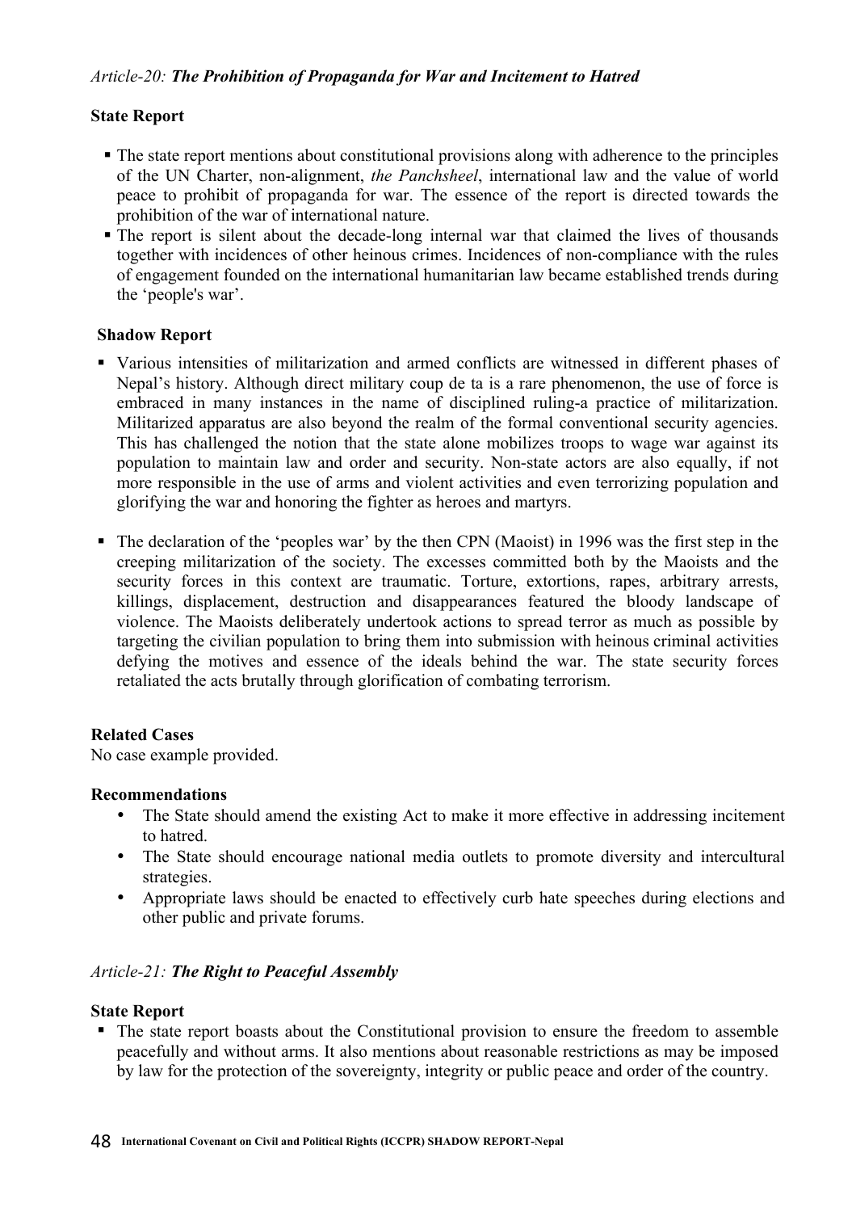*Article-20:* ***The Prohibition of Propaganda for War and Incitement to Hatred***

**State Report**

- The state report mentions about constitutional provisions along with adherence to the principles of the UN Charter, non-alignment, *the Panchsheel*, international law and the value of world peace to prohibit of propaganda for war. The essence of the report is directed towards the prohibition of the war of international nature.
- The report is silent about the decade-long internal war that claimed the lives of thousands together with incidences of other heinous crimes. Incidences of non-compliance with the rules of engagement founded on the international humanitarian law became established trends during the 'people's war'.

**Shadow Report**

- Various intensities of militarization and armed conflicts are witnessed in different phases of Nepal's history. Although direct military coup de ta is a rare phenomenon, the use of force is embraced in many instances in the name of disciplined ruling-a practice of militarization. Militarized apparatus are also beyond the realm of the formal conventional security agencies. This has challenged the notion that the state alone mobilizes troops to wage war against its population to maintain law and order and security. Non-state actors are also equally, if not more responsible in the use of arms and violent activities and even terrorizing population and glorifying the war and honoring the fighter as heroes and martyrs.

- The declaration of the 'peoples war' by the then CPN (Maoist) in 1996 was the first step in the creeping militarization of the society. The excesses committed both by the Maoists and the security forces in this context are traumatic. Torture, extortions, rapes, arbitrary arrests, killings, displacement, destruction and disappearances featured the bloody landscape of violence. The Maoists deliberately undertook actions to spread terror as much as possible by targeting the civilian population to bring them into submission with heinous criminal activities defying the motives and essence of the ideals behind the war. The state security forces retaliated the acts brutally through glorification of combating terrorism.

**Related Cases**

No case example provided.

**Recommendations**

- The State should amend the existing Act to make it more effective in addressing incitement to hatred.
- The State should encourage national media outlets to promote diversity and intercultural strategies.
- Appropriate laws should be enacted to effectively curb hate speeches during elections and other public and private forums.

*Article-21:* ***The Right to Peaceful Assembly***

**State Report**

- The state report boasts about the Constitutional provision to ensure the freedom to assemble peacefully and without arms. It also mentions about reasonable restrictions as may be imposed by law for the protection of the sovereignty, integrity or public peace and order of the country.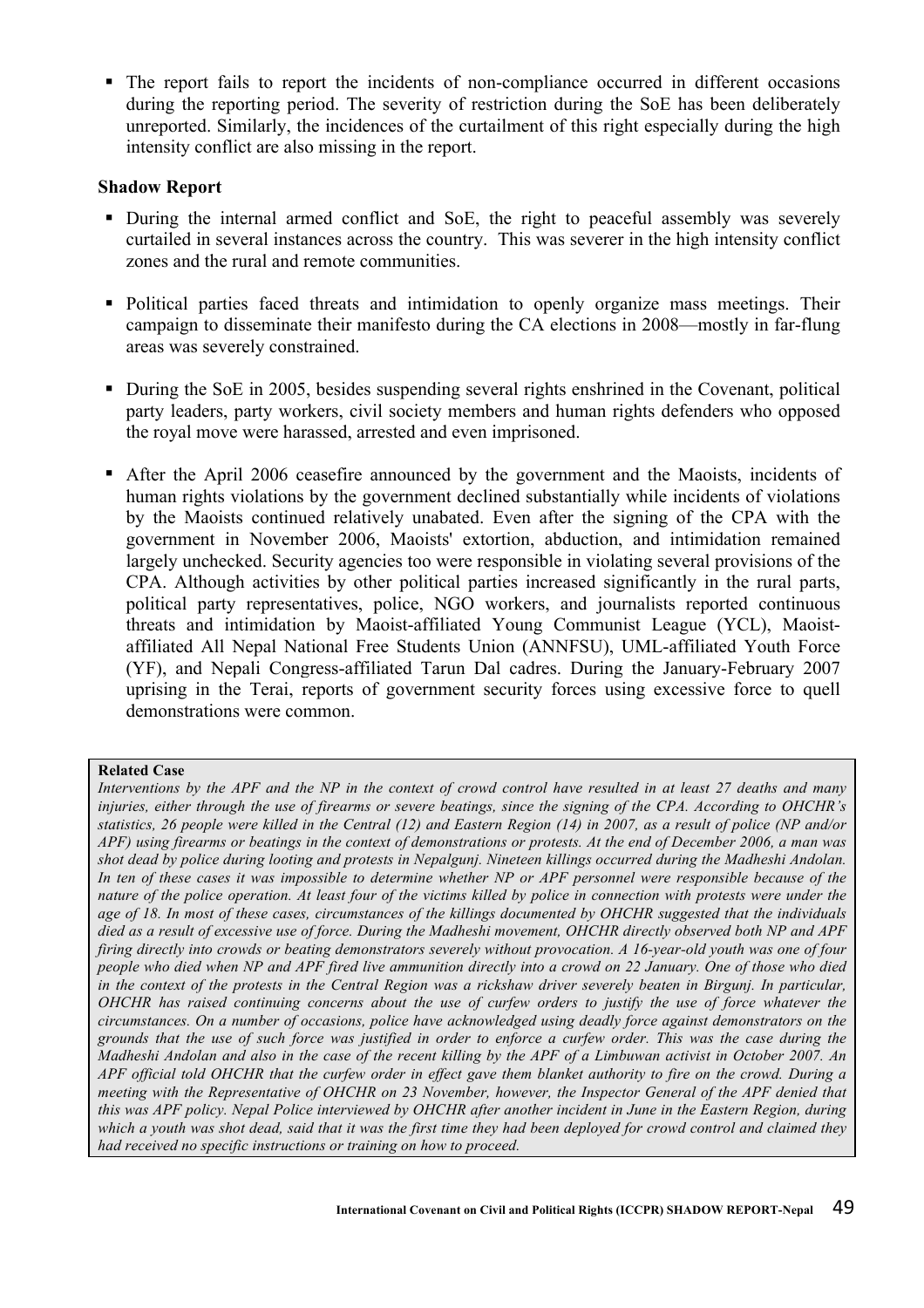- The report fails to report the incidents of non-compliance occurred in different occasions during the reporting period. The severity of restriction during the SoE has been deliberately unreported. Similarly, the incidences of the curtailment of this right especially during the high intensity conflict are also missing in the report.

**Shadow Report**

- During the internal armed conflict and SoE, the right to peaceful assembly was severely curtailed in several instances across the country. This was severer in the high intensity conflict zones and the rural and remote communities.
- Political parties faced threats and intimidation to openly organize mass meetings. Their campaign to disseminate their manifesto during the CA elections in 2008—mostly in far-flung areas was severely constrained.
- During the SoE in 2005, besides suspending several rights enshrined in the Covenant, political party leaders, party workers, civil society members and human rights defenders who opposed the royal move were harassed, arrested and even imprisoned.
- After the April 2006 ceasefire announced by the government and the Maoists, incidents of human rights violations by the government declined substantially while incidents of violations by the Maoists continued relatively unabated. Even after the signing of the CPA with the government in November 2006, Maoists' extortion, abduction, and intimidation remained largely unchecked. Security agencies too were responsible in violating several provisions of the CPA. Although activities by other political parties increased significantly in the rural parts, political party representatives, police, NGO workers, and journalists reported continuous threats and intimidation by Maoist-affiliated Young Communist League (YCL), Maoist-affiliated All Nepal National Free Students Union (ANNFSU), UML-affiliated Youth Force (YF), and Nepali Congress-affiliated Tarun Dal cadres. During the January-February 2007 uprising in the Terai, reports of government security forces using excessive force to quell demonstrations were common.

**Related Case**

*Interventions by the APF and the NP in the context of crowd control have resulted in at least 27 deaths and many injuries, either through the use of firearms or severe beatings, since the signing of the CPA. According to OHCHR's statistics, 26 people were killed in the Central (12) and Eastern Region (14) in 2007, as a result of police (NP and/or APF) using firearms or beatings in the context of demonstrations or protests. At the end of December 2006, a man was shot dead by police during looting and protests in Nepalgunj. Nineteen killings occurred during the Madheshi Andolan. In ten of these cases it was impossible to determine whether NP or APF personnel were responsible because of the nature of the police operation. At least four of the victims killed by police in connection with protests were under the age of 18. In most of these cases, circumstances of the killings documented by OHCHR suggested that the individuals died as a result of excessive use of force. During the Madheshi movement, OHCHR directly observed both NP and APF firing directly into crowds or beating demonstrators severely without provocation. A 16-year-old youth was one of four people who died when NP and APF fired live ammunition directly into a crowd on 22 January. One of those who died in the context of the protests in the Central Region was a rickshaw driver severely beaten in Birgunj. In particular, OHCHR has raised continuing concerns about the use of curfew orders to justify the use of force whatever the circumstances. On a number of occasions, police have acknowledged using deadly force against demonstrators on the grounds that the use of such force was justified in order to enforce a curfew order. This was the case during the Madheshi Andolan and also in the case of the recent killing by the APF of a Limbuwan activist in October 2007. An APF official told OHCHR that the curfew order in effect gave them blanket authority to fire on the crowd. During a meeting with the Representative of OHCHR on 23 November, however, the Inspector General of the APF denied that this was APF policy. Nepal Police interviewed by OHCHR after another incident in June in the Eastern Region, during which a youth was shot dead, said that it was the first time they had been deployed for crowd control and claimed they had received no specific instructions or training on how to proceed.*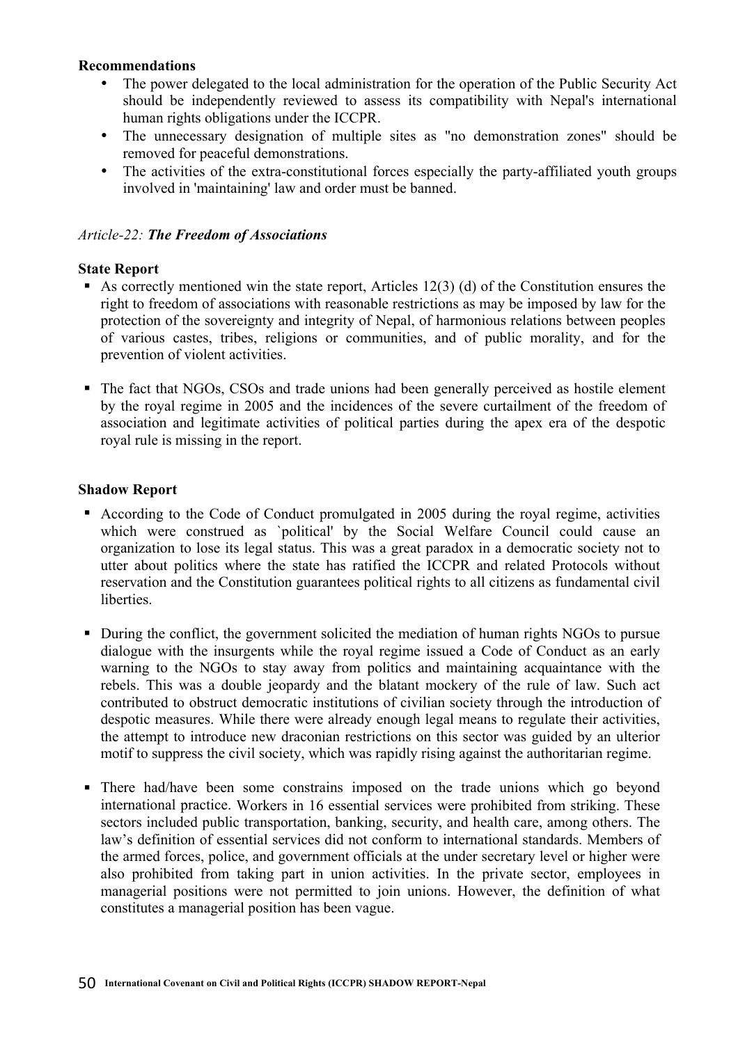**Recommendations**

- The power delegated to the local administration for the operation of the Public Security Act should be independently reviewed to assess its compatibility with Nepal's international human rights obligations under the ICCPR.
- The unnecessary designation of multiple sites as "no demonstration zones" should be removed for peaceful demonstrations.
- The activities of the extra-constitutional forces especially the party-affiliated youth groups involved in 'maintaining' law and order must be banned.

*Article-22: **The Freedom of Associations***

**State Report**

- As correctly mentioned win the state report, Articles 12(3) (d) of the Constitution ensures the right to freedom of associations with reasonable restrictions as may be imposed by law for the protection of the sovereignty and integrity of Nepal, of harmonious relations between peoples of various castes, tribes, religions or communities, and of public morality, and for the prevention of violent activities.

- The fact that NGOs, CSOs and trade unions had been generally perceived as hostile element by the royal regime in 2005 and the incidences of the severe curtailment of the freedom of association and legitimate activities of political parties during the apex era of the despotic royal rule is missing in the report.

**Shadow Report**

- According to the Code of Conduct promulgated in 2005 during the royal regime, activities which were construed as `political' by the Social Welfare Council could cause an organization to lose its legal status. This was a great paradox in a democratic society not to utter about politics where the state has ratified the ICCPR and related Protocols without reservation and the Constitution guarantees political rights to all citizens as fundamental civil liberties.

- During the conflict, the government solicited the mediation of human rights NGOs to pursue dialogue with the insurgents while the royal regime issued a Code of Conduct as an early warning to the NGOs to stay away from politics and maintaining acquaintance with the rebels. This was a double jeopardy and the blatant mockery of the rule of law. Such act contributed to obstruct democratic institutions of civilian society through the introduction of despotic measures. While there were already enough legal means to regulate their activities, the attempt to introduce new draconian restrictions on this sector was guided by an ulterior motif to suppress the civil society, which was rapidly rising against the authoritarian regime.

- There had/have been some constrains imposed on the trade unions which go beyond international practice. Workers in 16 essential services were prohibited from striking. These sectors included public transportation, banking, security, and health care, among others. The law's definition of essential services did not conform to international standards. Members of the armed forces, police, and government officials at the under secretary level or higher were also prohibited from taking part in union activities. In the private sector, employees in managerial positions were not permitted to join unions. However, the definition of what constitutes a managerial position has been vague.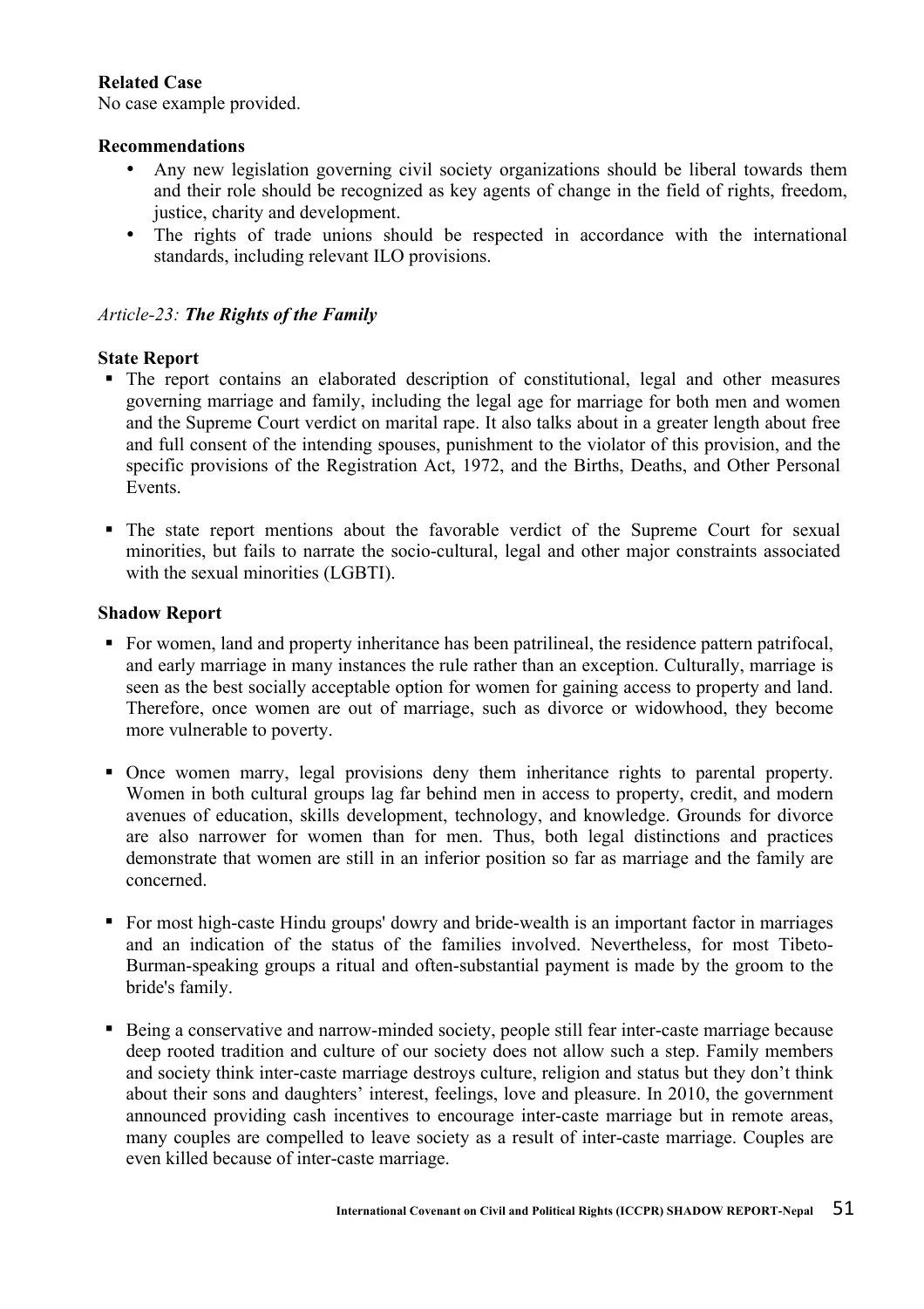**Related Case**

No case example provided.

**Recommendations**

- Any new legislation governing civil society organizations should be liberal towards them and their role should be recognized as key agents of change in the field of rights, freedom, justice, charity and development.
- The rights of trade unions should be respected in accordance with the international standards, including relevant ILO provisions.

*Article-23:* ***The Rights of the Family***

**State Report**

- The report contains an elaborated description of constitutional, legal and other measures governing marriage and family, including the legal age for marriage for both men and women and the Supreme Court verdict on marital rape. It also talks about in a greater length about free and full consent of the intending spouses, punishment to the violator of this provision, and the specific provisions of the Registration Act, 1972, and the Births, Deaths, and Other Personal Events.
- The state report mentions about the favorable verdict of the Supreme Court for sexual minorities, but fails to narrate the socio-cultural, legal and other major constraints associated with the sexual minorities (LGBTI).

**Shadow Report**

- For women, land and property inheritance has been patrilineal, the residence pattern patrifocal, and early marriage in many instances the rule rather than an exception. Culturally, marriage is seen as the best socially acceptable option for women for gaining access to property and land. Therefore, once women are out of marriage, such as divorce or widowhood, they become more vulnerable to poverty.
- Once women marry, legal provisions deny them inheritance rights to parental property. Women in both cultural groups lag far behind men in access to property, credit, and modern avenues of education, skills development, technology, and knowledge. Grounds for divorce are also narrower for women than for men. Thus, both legal distinctions and practices demonstrate that women are still in an inferior position so far as marriage and the family are concerned.
- For most high-caste Hindu groups' dowry and bride-wealth is an important factor in marriages and an indication of the status of the families involved. Nevertheless, for most Tibeto-Burman-speaking groups a ritual and often-substantial payment is made by the groom to the bride's family.
- Being a conservative and narrow-minded society, people still fear inter-caste marriage because deep rooted tradition and culture of our society does not allow such a step. Family members and society think inter-caste marriage destroys culture, religion and status but they don't think about their sons and daughters' interest, feelings, love and pleasure. In 2010, the government announced providing cash incentives to encourage inter-caste marriage but in remote areas, many couples are compelled to leave society as a result of inter-caste marriage. Couples are even killed because of inter-caste marriage.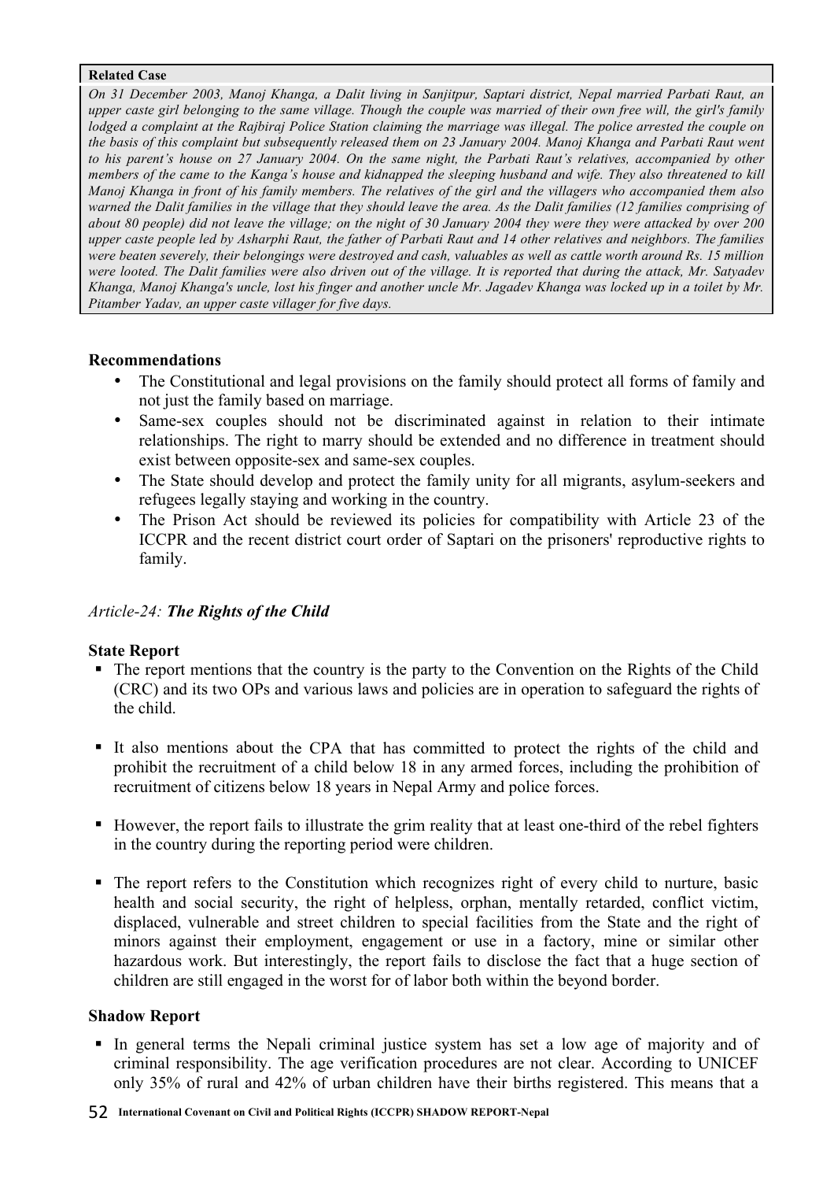**Related Case**

*On 31 December 2003, Manoj Khanga, a Dalit living in Sanjitpur, Saptari district, Nepal married Parbati Raut, an upper caste girl belonging to the same village. Though the couple was married of their own free will, the girl's family lodged a complaint at the Rajbiraj Police Station claiming the marriage was illegal. The police arrested the couple on the basis of this complaint but subsequently released them on 23 January 2004. Manoj Khanga and Parbati Raut went to his parent's house on 27 January 2004. On the same night, the Parbati Raut's relatives, accompanied by other members of the came to the Kanga's house and kidnapped the sleeping husband and wife. They also threatened to kill Manoj Khanga in front of his family members. The relatives of the girl and the villagers who accompanied them also warned the Dalit families in the village that they should leave the area. As the Dalit families (12 families comprising of about 80 people) did not leave the village; on the night of 30 January 2004 they were they were attacked by over 200 upper caste people led by Asharphi Raut, the father of Parbati Raut and 14 other relatives and neighbors. The families were beaten severely, their belongings were destroyed and cash, valuables as well as cattle worth around Rs. 15 million were looted. The Dalit families were also driven out of the village. It is reported that during the attack, Mr. Satyadev Khanga, Manoj Khanga's uncle, lost his finger and another uncle Mr. Jagadev Khanga was locked up in a toilet by Mr. Pitamber Yadav, an upper caste villager for five days.*

**Recommendations**

- The Constitutional and legal provisions on the family should protect all forms of family and not just the family based on marriage.
- Same-sex couples should not be discriminated against in relation to their intimate relationships. The right to marry should be extended and no difference in treatment should exist between opposite-sex and same-sex couples.
- The State should develop and protect the family unity for all migrants, asylum-seekers and refugees legally staying and working in the country.
- The Prison Act should be reviewed its policies for compatibility with Article 23 of the ICCPR and the recent district court order of Saptari on the prisoners' reproductive rights to family.

## *Article-24: **The Rights of the Child***

**State Report**

- The report mentions that the country is the party to the Convention on the Rights of the Child (CRC) and its two OPs and various laws and policies are in operation to safeguard the rights of the child.
- It also mentions about the CPA that has committed to protect the rights of the child and prohibit the recruitment of a child below 18 in any armed forces, including the prohibition of recruitment of citizens below 18 years in Nepal Army and police forces.
- However, the report fails to illustrate the grim reality that at least one-third of the rebel fighters in the country during the reporting period were children.
- The report refers to the Constitution which recognizes right of every child to nurture, basic health and social security, the right of helpless, orphan, mentally retarded, conflict victim, displaced, vulnerable and street children to special facilities from the State and the right of minors against their employment, engagement or use in a factory, mine or similar other hazardous work. But interestingly, the report fails to disclose the fact that a huge section of children are still engaged in the worst for of labor both within the beyond border.

**Shadow Report**

- In general terms the Nepali criminal justice system has set a low age of majority and of criminal responsibility. The age verification procedures are not clear. According to UNICEF only 35% of rural and 42% of urban children have their births registered. This means that a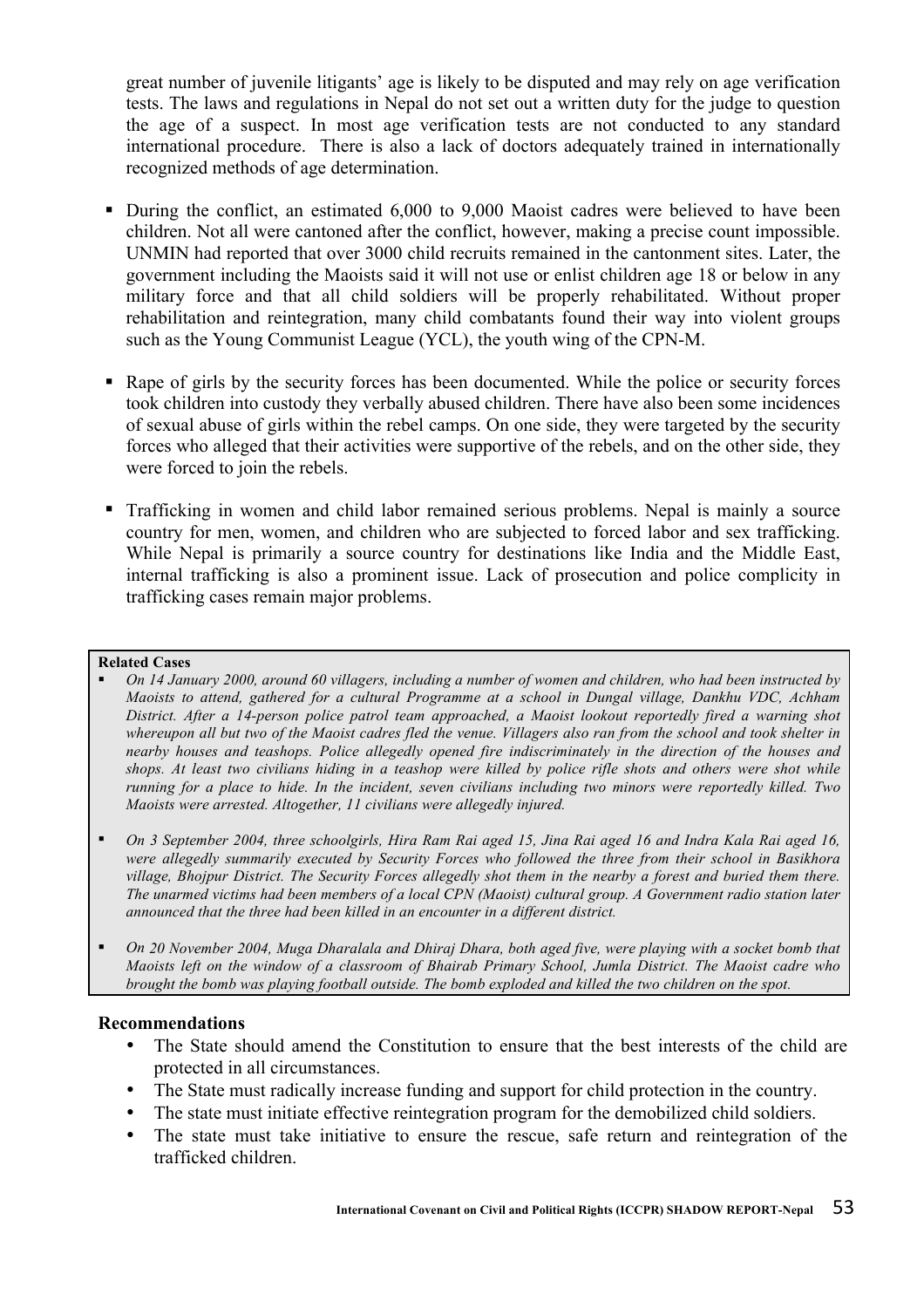great number of juvenile litigants' age is likely to be disputed and may rely on age verification tests. The laws and regulations in Nepal do not set out a written duty for the judge to question the age of a suspect. In most age verification tests are not conducted to any standard international procedure. There is also a lack of doctors adequately trained in internationally recognized methods of age determination.

- During the conflict, an estimated 6,000 to 9,000 Maoist cadres were believed to have been children. Not all were cantoned after the conflict, however, making a precise count impossible. UNMIN had reported that over 3000 child recruits remained in the cantonment sites. Later, the government including the Maoists said it will not use or enlist children age 18 or below in any military force and that all child soldiers will be properly rehabilitated. Without proper rehabilitation and reintegration, many child combatants found their way into violent groups such as the Young Communist League (YCL), the youth wing of the CPN-M.

- Rape of girls by the security forces has been documented. While the police or security forces took children into custody they verbally abused children. There have also been some incidences of sexual abuse of girls within the rebel camps. On one side, they were targeted by the security forces who alleged that their activities were supportive of the rebels, and on the other side, they were forced to join the rebels.

- Trafficking in women and child labor remained serious problems. Nepal is mainly a source country for men, women, and children who are subjected to forced labor and sex trafficking. While Nepal is primarily a source country for destinations like India and the Middle East, internal trafficking is also a prominent issue. Lack of prosecution and police complicity in trafficking cases remain major problems.

**Related Cases**

- *On 14 January 2000, around 60 villagers, including a number of women and children, who had been instructed by Maoists to attend, gathered for a cultural Programme at a school in Dungal village, Dankhu VDC, Achham District. After a 14-person police patrol team approached, a Maoist lookout reportedly fired a warning shot whereupon all but two of the Maoist cadres fled the venue. Villagers also ran from the school and took shelter in nearby houses and teashops. Police allegedly opened fire indiscriminately in the direction of the houses and shops. At least two civilians hiding in a teashop were killed by police rifle shots and others were shot while running for a place to hide. In the incident, seven civilians including two minors were reportedly killed. Two Maoists were arrested. Altogether, 11 civilians were allegedly injured.*

- *On 3 September 2004, three schoolgirls, Hira Ram Rai aged 15, Jina Rai aged 16 and Indra Kala Rai aged 16, were allegedly summarily executed by Security Forces who followed the three from their school in Basikhora village, Bhojpur District. The Security Forces allegedly shot them in the nearby a forest and buried them there. The unarmed victims had been members of a local CPN (Maoist) cultural group. A Government radio station later announced that the three had been killed in an encounter in a different district.*

- *On 20 November 2004, Muga Dharalala and Dhiraj Dhara, both aged five, were playing with a socket bomb that Maoists left on the window of a classroom of Bhairab Primary School, Jumla District. The Maoist cadre who brought the bomb was playing football outside. The bomb exploded and killed the two children on the spot.*

**Recommendations**

- The State should amend the Constitution to ensure that the best interests of the child are protected in all circumstances.
- The State must radically increase funding and support for child protection in the country.
- The state must initiate effective reintegration program for the demobilized child soldiers.
- The state must take initiative to ensure the rescue, safe return and reintegration of the trafficked children.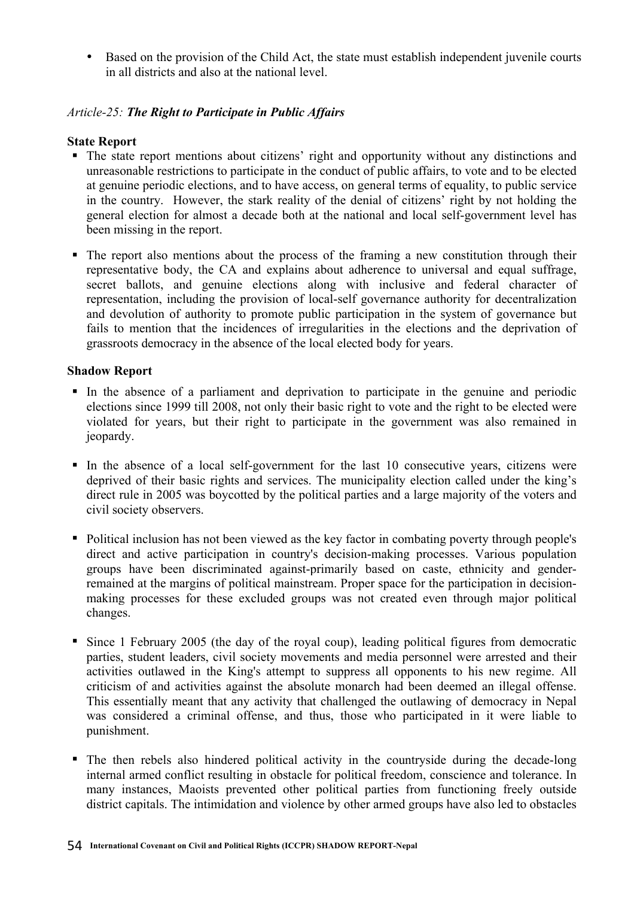- Based on the provision of the Child Act, the state must establish independent juvenile courts in all districts and also at the national level.

*Article-25: **The Right to Participate in Public Affairs***

**State Report**

- The state report mentions about citizens' right and opportunity without any distinctions and unreasonable restrictions to participate in the conduct of public affairs, to vote and to be elected at genuine periodic elections, and to have access, on general terms of equality, to public service in the country. However, the stark reality of the denial of citizens' right by not holding the general election for almost a decade both at the national and local self-government level has been missing in the report.

- The report also mentions about the process of the framing a new constitution through their representative body, the CA and explains about adherence to universal and equal suffrage, secret ballots, and genuine elections along with inclusive and federal character of representation, including the provision of local-self governance authority for decentralization and devolution of authority to promote public participation in the system of governance but fails to mention that the incidences of irregularities in the elections and the deprivation of grassroots democracy in the absence of the local elected body for years.

**Shadow Report**

- In the absence of a parliament and deprivation to participate in the genuine and periodic elections since 1999 till 2008, not only their basic right to vote and the right to be elected were violated for years, but their right to participate in the government was also remained in jeopardy.

- In the absence of a local self-government for the last 10 consecutive years, citizens were deprived of their basic rights and services. The municipality election called under the king's direct rule in 2005 was boycotted by the political parties and a large majority of the voters and civil society observers.

- Political inclusion has not been viewed as the key factor in combating poverty through people's direct and active participation in country's decision-making processes. Various population groups have been discriminated against-primarily based on caste, ethnicity and gender-remained at the margins of political mainstream. Proper space for the participation in decision-making processes for these excluded groups was not created even through major political changes.

- Since 1 February 2005 (the day of the royal coup), leading political figures from democratic parties, student leaders, civil society movements and media personnel were arrested and their activities outlawed in the King's attempt to suppress all opponents to his new regime. All criticism of and activities against the absolute monarch had been deemed an illegal offense. This essentially meant that any activity that challenged the outlawing of democracy in Nepal was considered a criminal offense, and thus, those who participated in it were liable to punishment.

- The then rebels also hindered political activity in the countryside during the decade-long internal armed conflict resulting in obstacle for political freedom, conscience and tolerance. In many instances, Maoists prevented other political parties from functioning freely outside district capitals. The intimidation and violence by other armed groups have also led to obstacles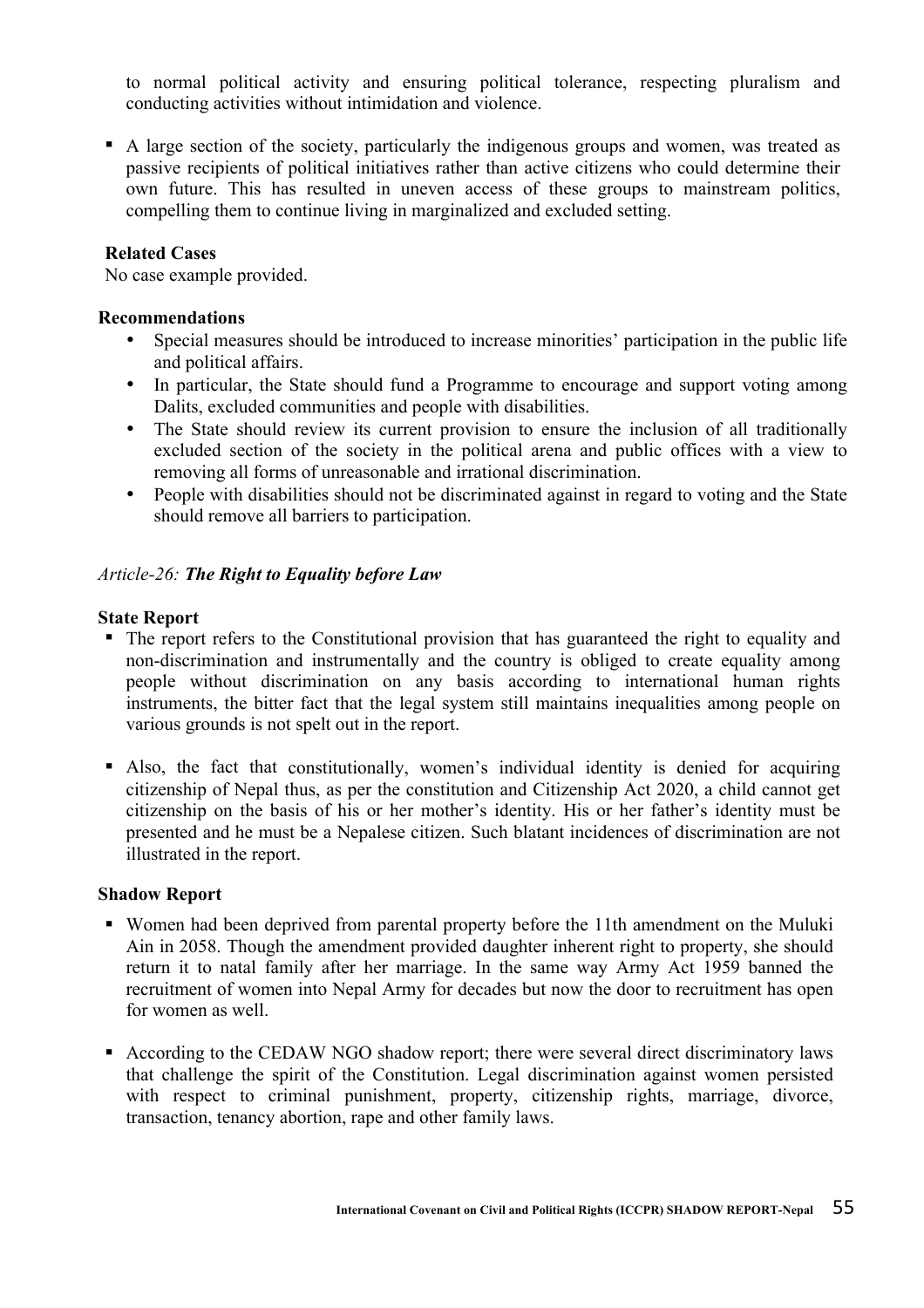to normal political activity and ensuring political tolerance, respecting pluralism and conducting activities without intimidation and violence.

- A large section of the society, particularly the indigenous groups and women, was treated as passive recipients of political initiatives rather than active citizens who could determine their own future. This has resulted in uneven access of these groups to mainstream politics, compelling them to continue living in marginalized and excluded setting.

**Related Cases**

No case example provided.

**Recommendations**

- Special measures should be introduced to increase minorities' participation in the public life and political affairs.
- In particular, the State should fund a Programme to encourage and support voting among Dalits, excluded communities and people with disabilities.
- The State should review its current provision to ensure the inclusion of all traditionally excluded section of the society in the political arena and public offices with a view to removing all forms of unreasonable and irrational discrimination.
- People with disabilities should not be discriminated against in regard to voting and the State should remove all barriers to participation.

*Article-26:* ***The Right to Equality before Law***

**State Report**

- The report refers to the Constitutional provision that has guaranteed the right to equality and non-discrimination and instrumentally and the country is obliged to create equality among people without discrimination on any basis according to international human rights instruments, the bitter fact that the legal system still maintains inequalities among people on various grounds is not spelt out in the report.

- Also, the fact that constitutionally, women's individual identity is denied for acquiring citizenship of Nepal thus, as per the constitution and Citizenship Act 2020, a child cannot get citizenship on the basis of his or her mother's identity. His or her father's identity must be presented and he must be a Nepalese citizen. Such blatant incidences of discrimination are not illustrated in the report.

**Shadow Report**

- Women had been deprived from parental property before the 11th amendment on the Muluki Ain in 2058. Though the amendment provided daughter inherent right to property, she should return it to natal family after her marriage. In the same way Army Act 1959 banned the recruitment of women into Nepal Army for decades but now the door to recruitment has open for women as well.

- According to the CEDAW NGO shadow report; there were several direct discriminatory laws that challenge the spirit of the Constitution. Legal discrimination against women persisted with respect to criminal punishment, property, citizenship rights, marriage, divorce, transaction, tenancy abortion, rape and other family laws.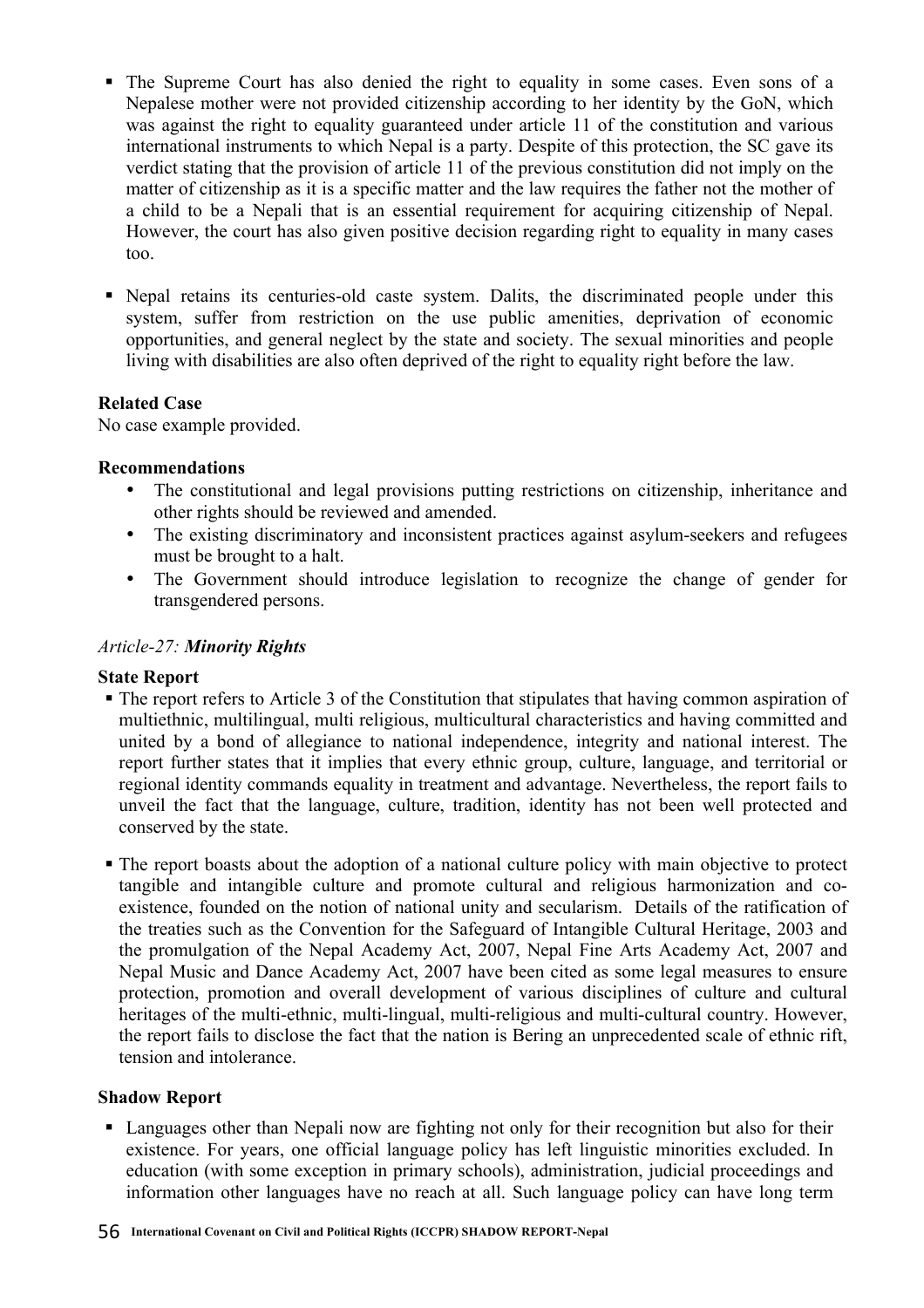- The Supreme Court has also denied the right to equality in some cases. Even sons of a Nepalese mother were not provided citizenship according to her identity by the GoN, which was against the right to equality guaranteed under article 11 of the constitution and various international instruments to which Nepal is a party. Despite of this protection, the SC gave its verdict stating that the provision of article 11 of the previous constitution did not imply on the matter of citizenship as it is a specific matter and the law requires the father not the mother of a child to be a Nepali that is an essential requirement for acquiring citizenship of Nepal. However, the court has also given positive decision regarding right to equality in many cases too.

- Nepal retains its centuries-old caste system. Dalits, the discriminated people under this system, suffer from restriction on the use public amenities, deprivation of economic opportunities, and general neglect by the state and society. The sexual minorities and people living with disabilities are also often deprived of the right to equality right before the law.

**Related Case**

No case example provided.

**Recommendations**

- The constitutional and legal provisions putting restrictions on citizenship, inheritance and other rights should be reviewed and amended.
- The existing discriminatory and inconsistent practices against asylum-seekers and refugees must be brought to a halt.
- The Government should introduce legislation to recognize the change of gender for transgendered persons.

*Article-27:* ***Minority Rights***

**State Report**

- The report refers to Article 3 of the Constitution that stipulates that having common aspiration of multiethnic, multilingual, multi religious, multicultural characteristics and having committed and united by a bond of allegiance to national independence, integrity and national interest. The report further states that it implies that every ethnic group, culture, language, and territorial or regional identity commands equality in treatment and advantage. Nevertheless, the report fails to unveil the fact that the language, culture, tradition, identity has not been well protected and conserved by the state.

- The report boasts about the adoption of a national culture policy with main objective to protect tangible and intangible culture and promote cultural and religious harmonization and co-existence, founded on the notion of national unity and secularism. Details of the ratification of the treaties such as the Convention for the Safeguard of Intangible Cultural Heritage, 2003 and the promulgation of the Nepal Academy Act, 2007, Nepal Fine Arts Academy Act, 2007 and Nepal Music and Dance Academy Act, 2007 have been cited as some legal measures to ensure protection, promotion and overall development of various disciplines of culture and cultural heritages of the multi-ethnic, multi-lingual, multi-religious and multi-cultural country. However, the report fails to disclose the fact that the nation is Bering an unprecedented scale of ethnic rift, tension and intolerance.

**Shadow Report**

- Languages other than Nepali now are fighting not only for their recognition but also for their existence. For years, one official language policy has left linguistic minorities excluded. In education (with some exception in primary schools), administration, judicial proceedings and information other languages have no reach at all. Such language policy can have long term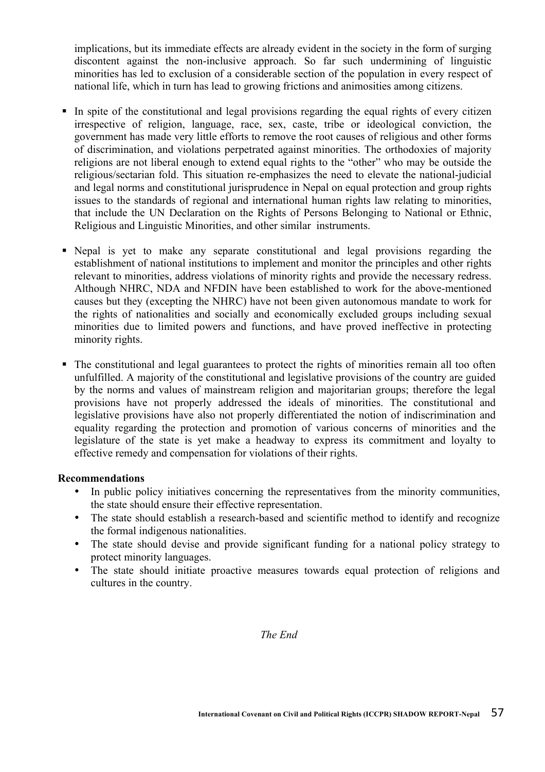implications, but its immediate effects are already evident in the society in the form of surging discontent against the non-inclusive approach. So far such undermining of linguistic minorities has led to exclusion of a considerable section of the population in every respect of national life, which in turn has lead to growing frictions and animosities among citizens.

- In spite of the constitutional and legal provisions regarding the equal rights of every citizen irrespective of religion, language, race, sex, caste, tribe or ideological conviction, the government has made very little efforts to remove the root causes of religious and other forms of discrimination, and violations perpetrated against minorities. The orthodoxies of majority religions are not liberal enough to extend equal rights to the "other" who may be outside the religious/sectarian fold. This situation re-emphasizes the need to elevate the national-judicial and legal norms and constitutional jurisprudence in Nepal on equal protection and group rights issues to the standards of regional and international human rights law relating to minorities, that include the UN Declaration on the Rights of Persons Belonging to National or Ethnic, Religious and Linguistic Minorities, and other similar instruments.

- Nepal is yet to make any separate constitutional and legal provisions regarding the establishment of national institutions to implement and monitor the principles and other rights relevant to minorities, address violations of minority rights and provide the necessary redress. Although NHRC, NDA and NFDIN have been established to work for the above-mentioned causes but they (excepting the NHRC) have not been given autonomous mandate to work for the rights of nationalities and socially and economically excluded groups including sexual minorities due to limited powers and functions, and have proved ineffective in protecting minority rights.

- The constitutional and legal guarantees to protect the rights of minorities remain all too often unfulfilled. A majority of the constitutional and legislative provisions of the country are guided by the norms and values of mainstream religion and majoritarian groups; therefore the legal provisions have not properly addressed the ideals of minorities. The constitutional and legislative provisions have also not properly differentiated the notion of indiscrimination and equality regarding the protection and promotion of various concerns of minorities and the legislature of the state is yet make a headway to express its commitment and loyalty to effective remedy and compensation for violations of their rights.

**Recommendations**

- In public policy initiatives concerning the representatives from the minority communities, the state should ensure their effective representation.
- The state should establish a research-based and scientific method to identify and recognize the formal indigenous nationalities.
- The state should devise and provide significant funding for a national policy strategy to protect minority languages.
- The state should initiate proactive measures towards equal protection of religions and cultures in the country.

*The End*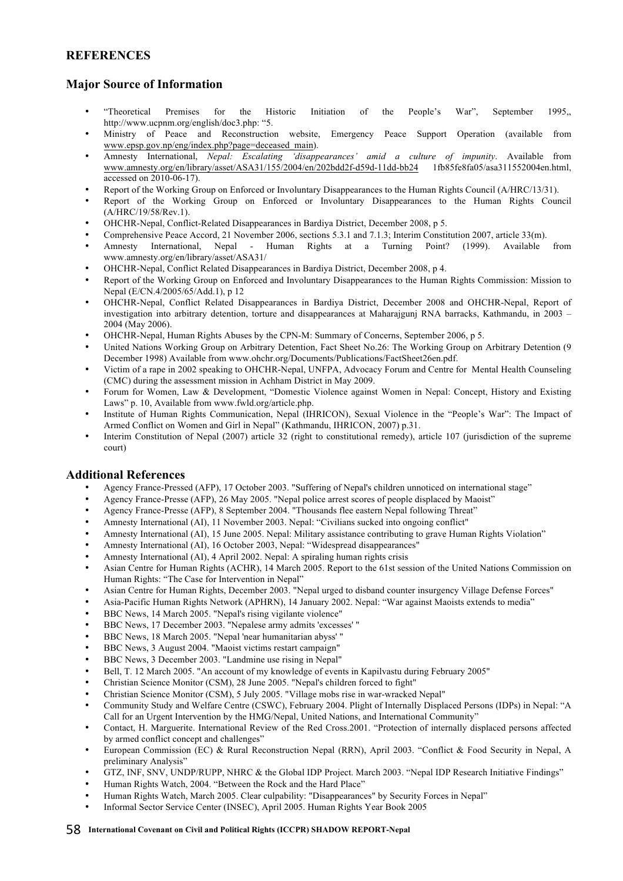## REFERENCES

### Major Source of Information

- "Theoretical Premises for the Historic Initiation of the People's War", September 1995,, http://www.ucpnm.org/english/doc3.php: "5.
- Ministry of Peace and Reconstruction website, Emergency Peace Support Operation (available from www.epsp.gov.np/eng/index.php?page=deceased_main).
- Amnesty International, *Nepal: Escalating 'disappearances' amid a culture of impunity*. Available from www.amnesty.org/en/library/asset/ASA31/155/2004/en/202bdd2f-d59d-11dd-bb24 1fb85fe8fa05/asa311552004en.html, accessed on 2010-06-17).
- Report of the Working Group on Enforced or Involuntary Disappearances to the Human Rights Council (A/HRC/13/31).
- Report of the Working Group on Enforced or Involuntary Disappearances to the Human Rights Council (A/HRC/19/58/Rev.1).
- OHCHR-Nepal, Conflict-Related Disappearances in Bardiya District, December 2008, p 5.
- Comprehensive Peace Accord, 21 November 2006, sections 5.3.1 and 7.1.3; Interim Constitution 2007, article 33(m).
- Amnesty International, Nepal - Human Rights at a Turning Point? (1999). Available from www.amnesty.org/en/library/asset/ASA31/
- OHCHR-Nepal, Conflict Related Disappearances in Bardiya District, December 2008, p 4.
- Report of the Working Group on Enforced and Involuntary Disappearances to the Human Rights Commission: Mission to Nepal (E/CN.4/2005/65/Add.1), p 12
- OHCHR-Nepal, Conflict Related Disappearances in Bardiya District, December 2008 and OHCHR-Nepal, Report of investigation into arbitrary detention, torture and disappearances at Maharajgunj RNA barracks, Kathmandu, in 2003 – 2004 (May 2006).
- OHCHR-Nepal, Human Rights Abuses by the CPN-M: Summary of Concerns, September 2006, p 5.
- United Nations Working Group on Arbitrary Detention, Fact Sheet No.26: The Working Group on Arbitrary Detention (9 December 1998) Available from www.ohchr.org/Documents/Publications/FactSheet26en.pdf.
- Victim of a rape in 2002 speaking to OHCHR-Nepal, UNFPA, Advocacy Forum and Centre for Mental Health Counseling (CMC) during the assessment mission in Achham District in May 2009.
- Forum for Women, Law & Development, "Domestic Violence against Women in Nepal: Concept, History and Existing Laws" p. 10, Available from www.fwld.org/article.php.
- Institute of Human Rights Communication, Nepal (IHRICON), Sexual Violence in the "People's War": The Impact of Armed Conflict on Women and Girl in Nepal" (Kathmandu, IHRICON, 2007) p.31.
- Interim Constitution of Nepal (2007) article 32 (right to constitutional remedy), article 107 (jurisdiction of the supreme court)

### Additional References

- Agency France-Pressed (AFP), 17 October 2003. "Suffering of Nepal's children unnoticed on international stage"
- Agency France-Presse (AFP), 26 May 2005. "Nepal police arrest scores of people displaced by Maoist"
- Agency France-Presse (AFP), 8 September 2004. "Thousands flee eastern Nepal following Threat"
- Amnesty International (AI), 11 November 2003. Nepal: "Civilians sucked into ongoing conflict"
- Amnesty International (AI), 15 June 2005. Nepal: Military assistance contributing to grave Human Rights Violation"
- Amnesty International (AI), 16 October 2003, Nepal: "Widespread disappearances"
- Amnesty International (AI), 4 April 2002. Nepal: A spiraling human rights crisis
- Asian Centre for Human Rights (ACHR), 14 March 2005. Report to the 61st session of the United Nations Commission on Human Rights: "The Case for Intervention in Nepal"
- Asian Centre for Human Rights, December 2003. "Nepal urged to disband counter insurgency Village Defense Forces"
- Asia-Pacific Human Rights Network (APHRN), 14 January 2002. Nepal: "War against Maoists extends to media"
- BBC News, 14 March 2005. "Nepal's rising vigilante violence"
- BBC News, 17 December 2003. "Nepalese army admits 'excesses' "
- BBC News, 18 March 2005. "Nepal 'near humanitarian abyss' "
- BBC News, 3 August 2004. "Maoist victims restart campaign"
- BBC News, 3 December 2003. "Landmine use rising in Nepal"
- Bell, T. 12 March 2005. "An account of my knowledge of events in Kapilvastu during February 2005"
- Christian Science Monitor (CSM), 28 June 2005. "Nepal's children forced to fight"
- Christian Science Monitor (CSM), 5 July 2005. "Village mobs rise in war-wracked Nepal"
- Community Study and Welfare Centre (CSWC), February 2004. Plight of Internally Displaced Persons (IDPs) in Nepal: "A Call for an Urgent Intervention by the HMG/Nepal, United Nations, and International Community"
- Contact, H. Marguerite. International Review of the Red Cross.2001. "Protection of internally displaced persons affected by armed conflict concept and challenges"
- European Commission (EC) & Rural Reconstruction Nepal (RRN), April 2003. "Conflict & Food Security in Nepal, A preliminary Analysis"
- GTZ, INF, SNV, UNDP/RUPP, NHRC & the Global IDP Project. March 2003. "Nepal IDP Research Initiative Findings"
- Human Rights Watch, 2004. "Between the Rock and the Hard Place"
- Human Rights Watch, March 2005. Clear culpability: "Disappearances" by Security Forces in Nepal"
- Informal Sector Service Center (INSEC), April 2005. Human Rights Year Book 2005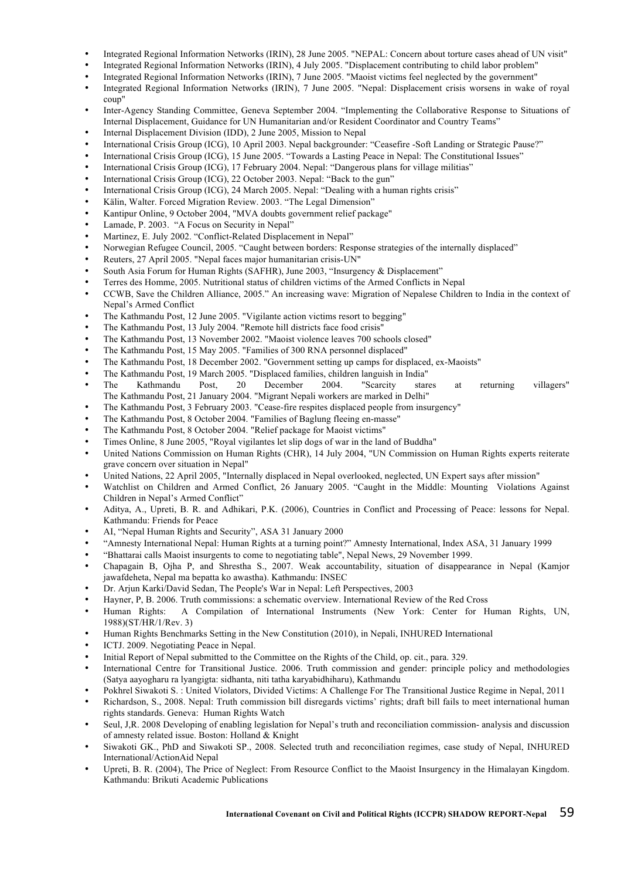- Integrated Regional Information Networks (IRIN), 28 June 2005. "NEPAL: Concern about torture cases ahead of UN visit"
- Integrated Regional Information Networks (IRIN), 4 July 2005. "Displacement contributing to child labor problem"
- Integrated Regional Information Networks (IRIN), 7 June 2005. "Maoist victims feel neglected by the government"
- Integrated Regional Information Networks (IRIN), 7 June 2005. "Nepal: Displacement crisis worsens in wake of royal coup"
- Inter-Agency Standing Committee, Geneva September 2004. "Implementing the Collaborative Response to Situations of Internal Displacement, Guidance for UN Humanitarian and/or Resident Coordinator and Country Teams"
- Internal Displacement Division (IDD), 2 June 2005, Mission to Nepal
- International Crisis Group (ICG), 10 April 2003. Nepal backgrounder: "Ceasefire -Soft Landing or Strategic Pause?"
- International Crisis Group (ICG), 15 June 2005. "Towards a Lasting Peace in Nepal: The Constitutional Issues"
- International Crisis Group (ICG), 17 February 2004. Nepal: "Dangerous plans for village militias"
- International Crisis Group (ICG), 22 October 2003. Nepal: "Back to the gun"
- International Crisis Group (ICG), 24 March 2005. Nepal: "Dealing with a human rights crisis"
- Kälin, Walter. Forced Migration Review. 2003. "The Legal Dimension"
- Kantipur Online, 9 October 2004, "MVA doubts government relief package"
- Lamade, P. 2003. "A Focus on Security in Nepal"
- Martinez, E. July 2002. "Conflict-Related Displacement in Nepal"
- Norwegian Refugee Council, 2005. "Caught between borders: Response strategies of the internally displaced"
- Reuters, 27 April 2005. "Nepal faces major humanitarian crisis-UN"
- South Asia Forum for Human Rights (SAFHR), June 2003, "Insurgency & Displacement"
- Terres des Homme, 2005. Nutritional status of children victims of the Armed Conflicts in Nepal
- CCWB, Save the Children Alliance, 2005." An increasing wave: Migration of Nepalese Children to India in the context of Nepal's Armed Conflict
- The Kathmandu Post, 12 June 2005. "Vigilante action victims resort to begging"
- The Kathmandu Post, 13 July 2004. "Remote hill districts face food crisis"
- The Kathmandu Post, 13 November 2002. "Maoist violence leaves 700 schools closed"
- The Kathmandu Post, 15 May 2005. "Families of 300 RNA personnel displaced"
- The Kathmandu Post, 18 December 2002. "Government setting up camps for displaced, ex-Maoists"
- The Kathmandu Post, 19 March 2005. "Displaced families, children languish in India"
- The Kathmandu Post, 20 December 2004. "Scarcity stares at returning villagers" The Kathmandu Post, 21 January 2004. "Migrant Nepali workers are marked in Delhi"
- The Kathmandu Post, 3 February 2003. "Cease-fire respites displaced people from insurgency"
- The Kathmandu Post, 8 October 2004. "Families of Baglung fleeing en-masse"
- The Kathmandu Post, 8 October 2004. "Relief package for Maoist victims"
- Times Online, 8 June 2005, "Royal vigilantes let slip dogs of war in the land of Buddha"
- United Nations Commission on Human Rights (CHR), 14 July 2004, "UN Commission on Human Rights experts reiterate grave concern over situation in Nepal"
- United Nations, 22 April 2005, "Internally displaced in Nepal overlooked, neglected, UN Expert says after mission"
- Watchlist on Children and Armed Conflict, 26 January 2005. "Caught in the Middle: Mounting Violations Against Children in Nepal's Armed Conflict"
- Aditya, A., Upreti, B. R. and Adhikari, P.K. (2006), Countries in Conflict and Processing of Peace: lessons for Nepal. Kathmandu: Friends for Peace
- AI, "Nepal Human Rights and Security", ASA 31 January 2000
- "Amnesty International Nepal: Human Rights at a turning point?" Amnesty International, Index ASA, 31 January 1999
- "Bhattarai calls Maoist insurgents to come to negotiating table", Nepal News, 29 November 1999.
- Chapagain B, Ojha P, and Shrestha S., 2007. Weak accountability, situation of disappearance in Nepal (Kamjor jawafdeheta, Nepal ma bepatta ko awastha). Kathmandu: INSEC
- Dr. Arjun Karki/David Sedan, The People's War in Nepal: Left Perspectives, 2003
- Hayner, P, B. 2006. Truth commissions: a schematic overview. International Review of the Red Cross
- Human Rights: A Compilation of International Instruments (New York: Center for Human Rights, UN, 1988)(ST/HR/1/Rev. 3)
- Human Rights Benchmarks Setting in the New Constitution (2010), in Nepali, INHURED International
- ICTJ. 2009. Negotiating Peace in Nepal.
- Initial Report of Nepal submitted to the Committee on the Rights of the Child, op. cit., para. 329.
- International Centre for Transitional Justice. 2006. Truth commission and gender: principle policy and methodologies (Satya aayogharu ra lyangigta: sidhanta, niti tatha karyabidhiharu), Kathmandu
- Pokhrel Siwakoti S. : United Violators, Divided Victims: A Challenge For The Transitional Justice Regime in Nepal, 2011
- Richardson, S., 2008. Nepal: Truth commission bill disregards victims' rights; draft bill fails to meet international human rights standards. Geneva: Human Rights Watch
- Seul, J,R. 2008 Developing of enabling legislation for Nepal's truth and reconciliation commission- analysis and discussion of amnesty related issue. Boston: Holland & Knight
- Siwakoti GK., PhD and Siwakoti SP., 2008. Selected truth and reconciliation regimes, case study of Nepal, INHURED International/ActionAid Nepal
- Upreti, B. R. (2004), The Price of Neglect: From Resource Conflict to the Maoist Insurgency in the Himalayan Kingdom. Kathmandu: Brikuti Academic Publications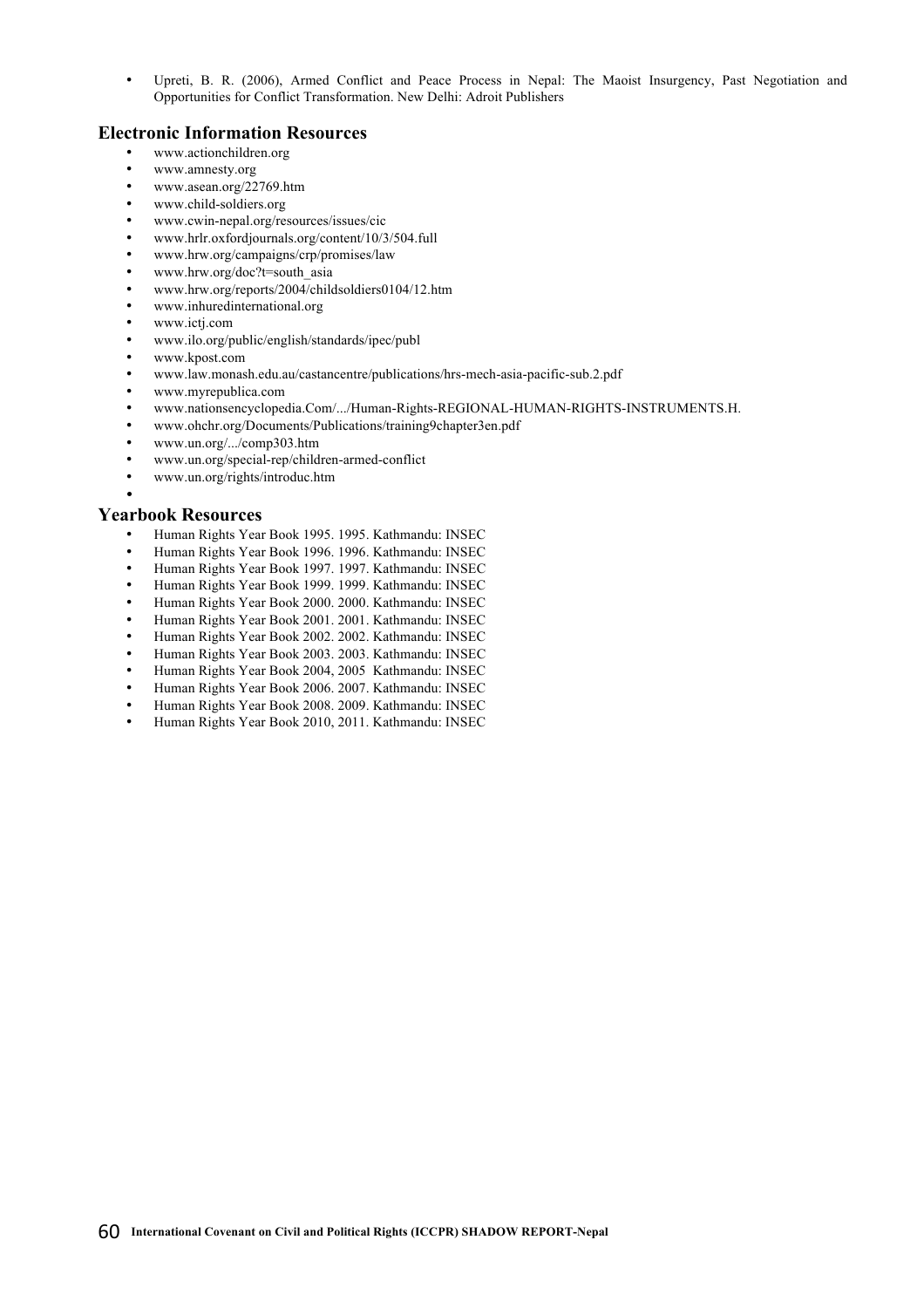- Upreti, B. R. (2006), Armed Conflict and Peace Process in Nepal: The Maoist Insurgency, Past Negotiation and Opportunities for Conflict Transformation. New Delhi: Adroit Publishers

## Electronic Information Resources

- www.actionchildren.org
- www.amnesty.org
- www.asean.org/22769.htm
- www.child-soldiers.org
- www.cwin-nepal.org/resources/issues/cic
- www.hrlr.oxfordjournals.org/content/10/3/504.full
- www.hrw.org/campaigns/crp/promises/law
- www.hrw.org/doc?t=south_asia
- www.hrw.org/reports/2004/childsoldiers0104/12.htm
- www.inhuredinternational.org
- www.ictj.com
- www.ilo.org/public/english/standards/ipec/publ
- www.kpost.com
- www.law.monash.edu.au/castancentre/publications/hrs-mech-asia-pacific-sub.2.pdf
- www.myrepublica.com
- www.nationsencyclopedia.Com/.../Human-Rights-REGIONAL-HUMAN-RIGHTS-INSTRUMENTS.H.
- www.ohchr.org/Documents/Publications/training9chapter3en.pdf
- www.un.org/.../comp303.htm
- www.un.org/special-rep/children-armed-conflict
- www.un.org/rights/introduc.htm

## Yearbook Resources

- Human Rights Year Book 1995. 1995. Kathmandu: INSEC
- Human Rights Year Book 1996. 1996. Kathmandu: INSEC
- Human Rights Year Book 1997. 1997. Kathmandu: INSEC
- Human Rights Year Book 1999. 1999. Kathmandu: INSEC
- Human Rights Year Book 2000. 2000. Kathmandu: INSEC
- Human Rights Year Book 2001. 2001. Kathmandu: INSEC
- Human Rights Year Book 2002. 2002. Kathmandu: INSEC
- Human Rights Year Book 2003. 2003. Kathmandu: INSEC
- Human Rights Year Book 2004, 2005 Kathmandu: INSEC
- Human Rights Year Book 2006. 2007. Kathmandu: INSEC
- Human Rights Year Book 2008. 2009. Kathmandu: INSEC
- Human Rights Year Book 2010, 2011. Kathmandu: INSEC